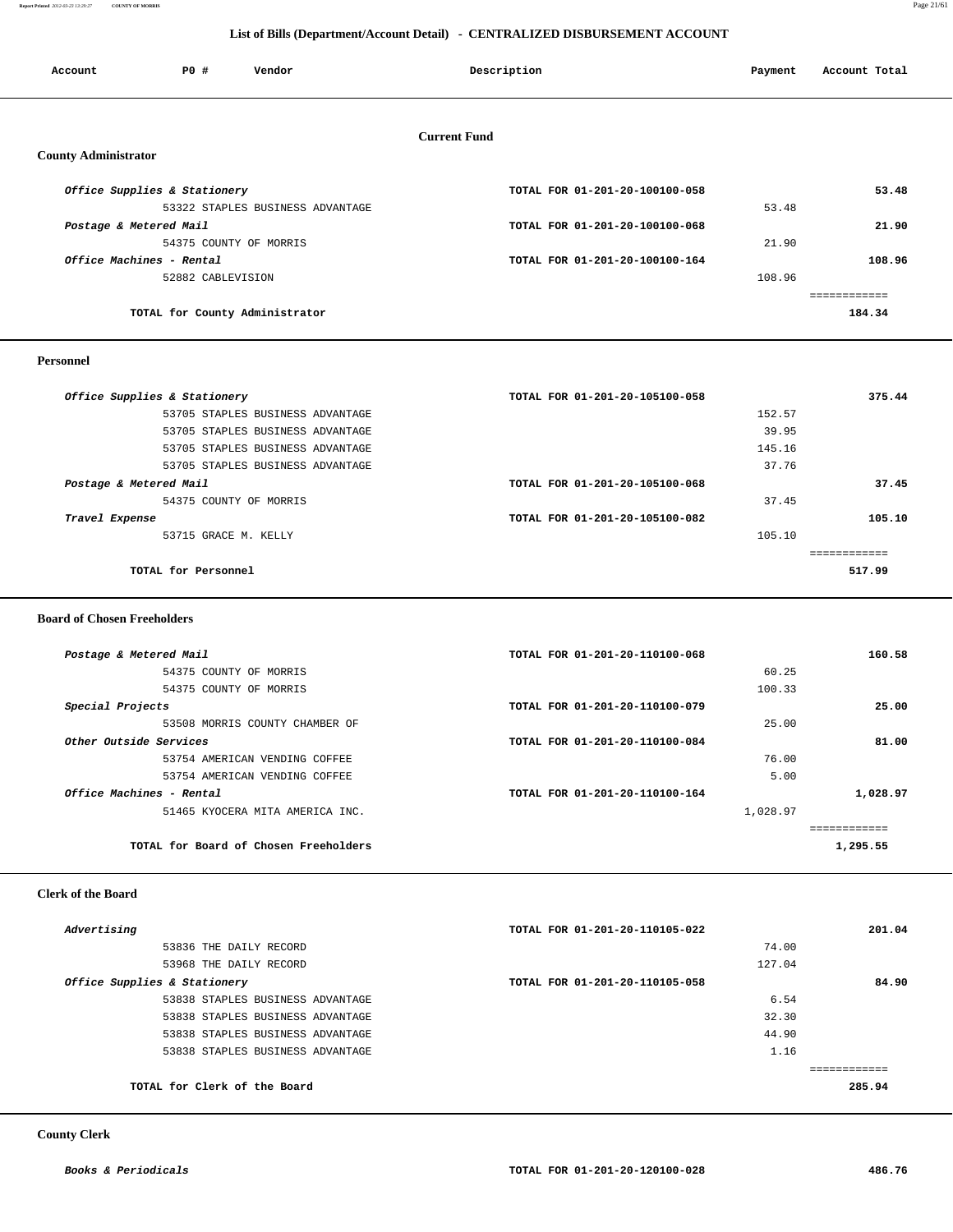# List of Bills (Department/Account Detail) - CENTRALIZED DISBURSEMENT ACCOUNT

| Account | PO # | Vendor | Description | Payment | Account Total |
|---|---|---|---|---|---|

## Current Fund

### County Administrator

| Account | PO # | Vendor | Description | Payment | Account Total |
|---|---|---|---|---|---|
| *Office Supplies & Stationery* | | | TOTAL FOR 01-201-20-100100-058 | | 53.48 |
| | 53322 | STAPLES BUSINESS ADVANTAGE | | 53.48 | |
| *Postage & Metered Mail* | | | TOTAL FOR 01-201-20-100100-068 | | 21.90 |
| | 54375 | COUNTY OF MORRIS | | 21.90 | |
| *Office Machines - Rental* | | | TOTAL FOR 01-201-20-100100-164 | | 108.96 |
| | 52882 | CABLEVISION | | 108.96 | |
| | | | | | ============ |
| **TOTAL for County Administrator** | | | | | **184.34** |

### Personnel

| Account | PO # | Vendor | Description | Payment | Account Total |
|---|---|---|---|---|---|
| *Office Supplies & Stationery* | | | TOTAL FOR 01-201-20-105100-058 | | 375.44 |
| | 53705 | STAPLES BUSINESS ADVANTAGE | | 152.57 | |
| | 53705 | STAPLES BUSINESS ADVANTAGE | | 39.95 | |
| | 53705 | STAPLES BUSINESS ADVANTAGE | | 145.16 | |
| | 53705 | STAPLES BUSINESS ADVANTAGE | | 37.76 | |
| *Postage & Metered Mail* | | | TOTAL FOR 01-201-20-105100-068 | | 37.45 |
| | 54375 | COUNTY OF MORRIS | | 37.45 | |
| *Travel Expense* | | | TOTAL FOR 01-201-20-105100-082 | | 105.10 |
| | 53715 | GRACE M. KELLY | | 105.10 | |
| | | | | | ============ |
| **TOTAL for Personnel** | | | | | **517.99** |

### Board of Chosen Freeholders

| Account | PO # | Vendor | Description | Payment | Account Total |
|---|---|---|---|---|---|
| *Postage & Metered Mail* | | | TOTAL FOR 01-201-20-110100-068 | | 160.58 |
| | 54375 | COUNTY OF MORRIS | | 60.25 | |
| | 54375 | COUNTY OF MORRIS | | 100.33 | |
| *Special Projects* | | | TOTAL FOR 01-201-20-110100-079 | | 25.00 |
| | 53508 | MORRIS COUNTY CHAMBER OF | | 25.00 | |
| *Other Outside Services* | | | TOTAL FOR 01-201-20-110100-084 | | 81.00 |
| | 53754 | AMERICAN VENDING COFFEE | | 76.00 | |
| | 53754 | AMERICAN VENDING COFFEE | | 5.00 | |
| *Office Machines - Rental* | | | TOTAL FOR 01-201-20-110100-164 | | 1,028.97 |
| | 51465 | KYOCERA MITA AMERICA INC. | | 1,028.97 | |
| | | | | | ============ |
| **TOTAL for Board of Chosen Freeholders** | | | | | **1,295.55** |

### Clerk of the Board

| Account | PO # | Vendor | Description | Payment | Account Total |
|---|---|---|---|---|---|
| *Advertising* | | | TOTAL FOR 01-201-20-110105-022 | | 201.04 |
| | 53836 | THE DAILY RECORD | | 74.00 | |
| | 53968 | THE DAILY RECORD | | 127.04 | |
| *Office Supplies & Stationery* | | | TOTAL FOR 01-201-20-110105-058 | | 84.90 |
| | 53838 | STAPLES BUSINESS ADVANTAGE | | 6.54 | |
| | 53838 | STAPLES BUSINESS ADVANTAGE | | 32.30 | |
| | 53838 | STAPLES BUSINESS ADVANTAGE | | 44.90 | |
| | 53838 | STAPLES BUSINESS ADVANTAGE | | 1.16 | |
| | | | | | ============ |
| **TOTAL for Clerk of the Board** | | | | | **285.94** |

### County Clerk

| Account | PO # | Vendor | Description | Payment | Account Total |
|---|---|---|---|---|---|
| *Books & Periodicals* | | | TOTAL FOR 01-201-20-120100-028 | | 486.76 |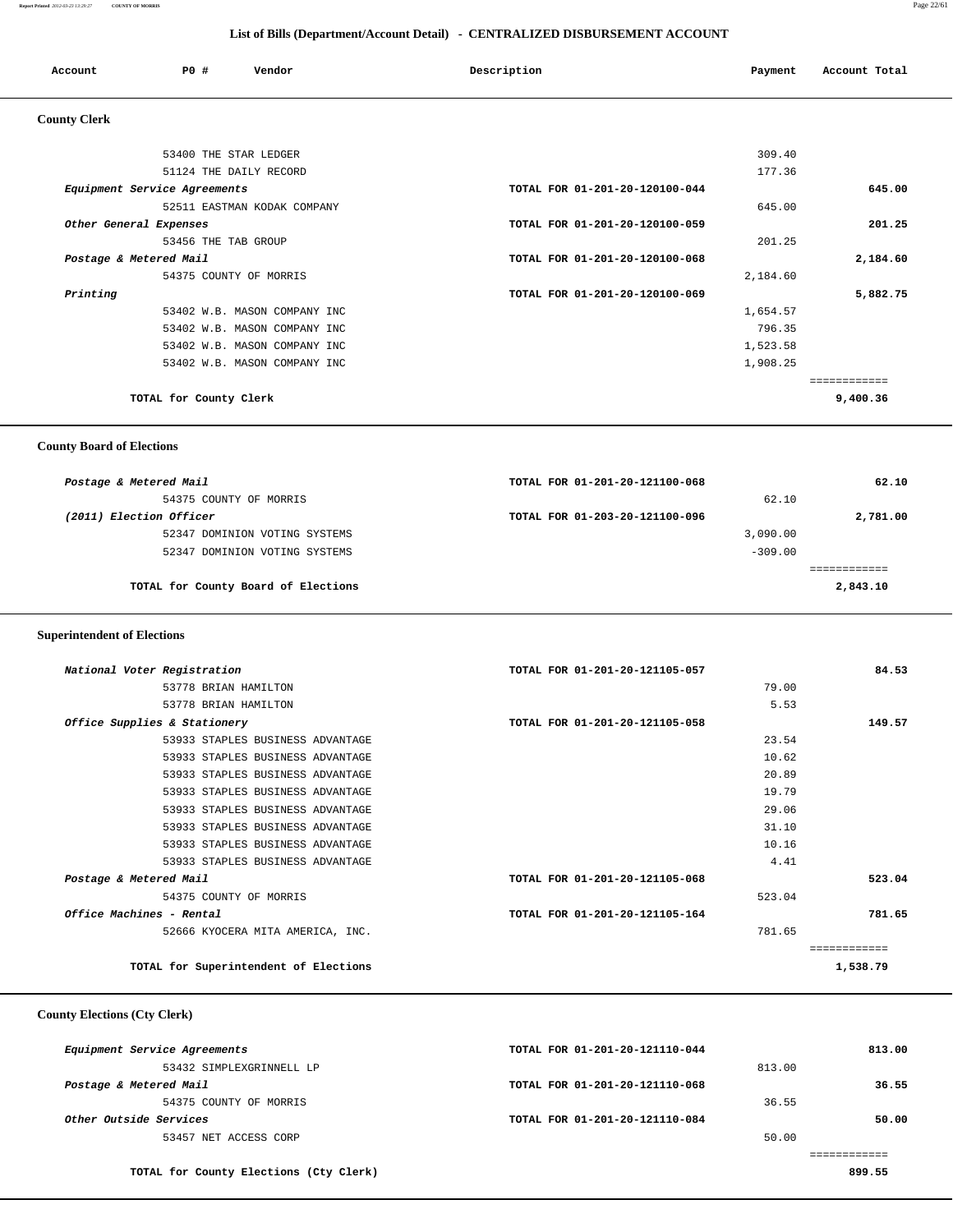## List of Bills (Department/Account Detail) - CENTRALIZED DISBURSEMENT ACCOUNT

| Account | PO # | Vendor | Description | Payment | Account Total |
|---|---|---|---|---|---|

### County Clerk

| Account | PO # | Vendor | Description | Payment | Account Total |
|---|---|---|---|---|---|
| | 53400 | THE STAR LEDGER | | 309.40 | |
| | 51124 | THE DAILY RECORD | | 177.36 | |
| *Equipment Service Agreements* | | | TOTAL FOR 01-201-20-120100-044 | | 645.00 |
| | 52511 | EASTMAN KODAK COMPANY | | 645.00 | |
| *Other General Expenses* | | | TOTAL FOR 01-201-20-120100-059 | | 201.25 |
| | 53456 | THE TAB GROUP | | 201.25 | |
| *Postage & Metered Mail* | | | TOTAL FOR 01-201-20-120100-068 | | 2,184.60 |
| | 54375 | COUNTY OF MORRIS | | 2,184.60 | |
| *Printing* | | | TOTAL FOR 01-201-20-120100-069 | | 5,882.75 |
| | 53402 | W.B. MASON COMPANY INC | | 1,654.57 | |
| | 53402 | W.B. MASON COMPANY INC | | 796.35 | |
| | 53402 | W.B. MASON COMPANY INC | | 1,523.58 | |
| | 53402 | W.B. MASON COMPANY INC | | 1,908.25 | |
| **TOTAL for County Clerk** | | | | | **9,400.36** |

### County Board of Elections

| Account | PO # | Vendor | Description | Payment | Account Total |
|---|---|---|---|---|---|
| *Postage & Metered Mail* | | | TOTAL FOR 01-201-20-121100-068 | | 62.10 |
| | 54375 | COUNTY OF MORRIS | | 62.10 | |
| *(2011) Election Officer* | | | TOTAL FOR 01-203-20-121100-096 | | 2,781.00 |
| | 52347 | DOMINION VOTING SYSTEMS | | 3,090.00 | |
| | 52347 | DOMINION VOTING SYSTEMS | | -309.00 | |
| **TOTAL for County Board of Elections** | | | | | **2,843.10** |

### Superintendent of Elections

| Account | PO # | Vendor | Description | Payment | Account Total |
|---|---|---|---|---|---|
| *National Voter Registration* | | | TOTAL FOR 01-201-20-121105-057 | | 84.53 |
| | 53778 | BRIAN HAMILTON | | 79.00 | |
| | 53778 | BRIAN HAMILTON | | 5.53 | |
| *Office Supplies & Stationery* | | | TOTAL FOR 01-201-20-121105-058 | | 149.57 |
| | 53933 | STAPLES BUSINESS ADVANTAGE | | 23.54 | |
| | 53933 | STAPLES BUSINESS ADVANTAGE | | 10.62 | |
| | 53933 | STAPLES BUSINESS ADVANTAGE | | 20.89 | |
| | 53933 | STAPLES BUSINESS ADVANTAGE | | 19.79 | |
| | 53933 | STAPLES BUSINESS ADVANTAGE | | 29.06 | |
| | 53933 | STAPLES BUSINESS ADVANTAGE | | 31.10 | |
| | 53933 | STAPLES BUSINESS ADVANTAGE | | 10.16 | |
| | 53933 | STAPLES BUSINESS ADVANTAGE | | 4.41 | |
| *Postage & Metered Mail* | | | TOTAL FOR 01-201-20-121105-068 | | 523.04 |
| | 54375 | COUNTY OF MORRIS | | 523.04 | |
| *Office Machines - Rental* | | | TOTAL FOR 01-201-20-121105-164 | | 781.65 |
| | 52666 | KYOCERA MITA AMERICA, INC. | | 781.65 | |
| **TOTAL for Superintendent of Elections** | | | | | **1,538.79** |

### County Elections (Cty Clerk)

| Account | PO # | Vendor | Description | Payment | Account Total |
|---|---|---|---|---|---|
| *Equipment Service Agreements* | | | TOTAL FOR 01-201-20-121110-044 | | 813.00 |
| | 53432 | SIMPLEXGRINNELL LP | | 813.00 | |
| *Postage & Metered Mail* | | | TOTAL FOR 01-201-20-121110-068 | | 36.55 |
| | 54375 | COUNTY OF MORRIS | | 36.55 | |
| *Other Outside Services* | | | TOTAL FOR 01-201-20-121110-084 | | 50.00 |
| | 53457 | NET ACCESS CORP | | 50.00 | |
| **TOTAL for County Elections (Cty Clerk)** | | | | | **899.55** |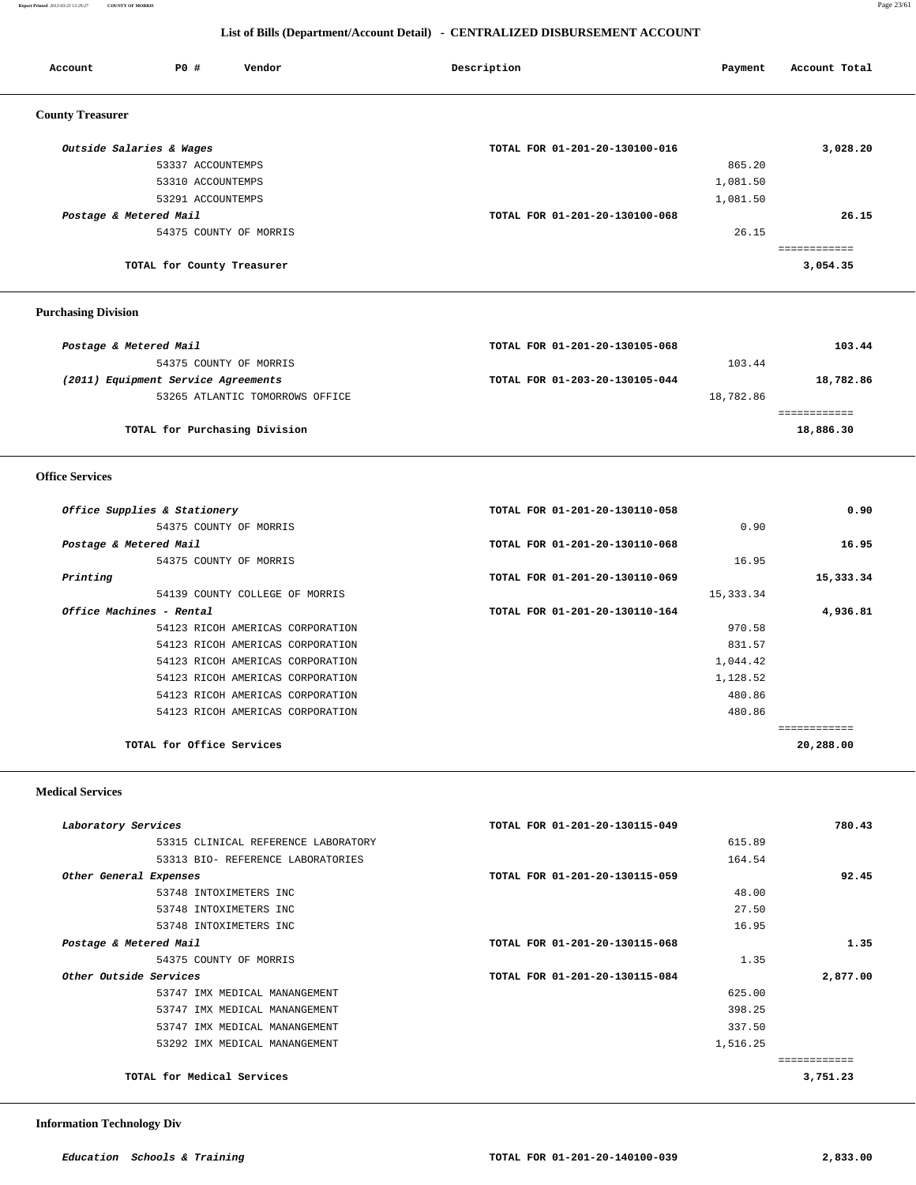## List of Bills (Department/Account Detail) - CENTRALIZED DISBURSEMENT ACCOUNT

| Account | PO # | Vendor | Description | Payment | Account Total |
|---|---|---|---|---|---|

### County Treasurer

| Account | PO # | Vendor | Description | Payment | Account Total |
|---|---|---|---|---|---|
| *Outside Salaries & Wages* | | | TOTAL FOR 01-201-20-130100-016 | | 3,028.20 |
| | 53337 | ACCOUNTEMPS | | 865.20 | |
| | 53310 | ACCOUNTEMPS | | 1,081.50 | |
| | 53291 | ACCOUNTEMPS | | 1,081.50 | |
| *Postage & Metered Mail* | | | TOTAL FOR 01-201-20-130100-068 | | 26.15 |
| | 54375 | COUNTY OF MORRIS | | 26.15 | |
| | | **TOTAL for County Treasurer** | | | **3,054.35** |

### Purchasing Division

| Account | PO # | Vendor | Description | Payment | Account Total |
|---|---|---|---|---|---|
| *Postage & Metered Mail* | | | TOTAL FOR 01-201-20-130105-068 | | 103.44 |
| | 54375 | COUNTY OF MORRIS | | 103.44 | |
| *(2011) Equipment Service Agreements* | | | TOTAL FOR 01-203-20-130105-044 | | 18,782.86 |
| | 53265 | ATLANTIC TOMORROWS OFFICE | | 18,782.86 | |
| | | **TOTAL for Purchasing Division** | | | **18,886.30** |

### Office Services

| Account | PO # | Vendor | Description | Payment | Account Total |
|---|---|---|---|---|---|
| *Office Supplies & Stationery* | | | TOTAL FOR 01-201-20-130110-058 | | 0.90 |
| | 54375 | COUNTY OF MORRIS | | 0.90 | |
| *Postage & Metered Mail* | | | TOTAL FOR 01-201-20-130110-068 | | 16.95 |
| | 54375 | COUNTY OF MORRIS | | 16.95 | |
| *Printing* | | | TOTAL FOR 01-201-20-130110-069 | | 15,333.34 |
| | 54139 | COUNTY COLLEGE OF MORRIS | | 15,333.34 | |
| *Office Machines - Rental* | | | TOTAL FOR 01-201-20-130110-164 | | 4,936.81 |
| | 54123 | RICOH AMERICAS CORPORATION | | 970.58 | |
| | 54123 | RICOH AMERICAS CORPORATION | | 831.57 | |
| | 54123 | RICOH AMERICAS CORPORATION | | 1,044.42 | |
| | 54123 | RICOH AMERICAS CORPORATION | | 1,128.52 | |
| | 54123 | RICOH AMERICAS CORPORATION | | 480.86 | |
| | 54123 | RICOH AMERICAS CORPORATION | | 480.86 | |
| | | **TOTAL for Office Services** | | | **20,288.00** |

### Medical Services

| Account | PO # | Vendor | Description | Payment | Account Total |
|---|---|---|---|---|---|
| *Laboratory Services* | | | TOTAL FOR 01-201-20-130115-049 | | 780.43 |
| | 53315 | CLINICAL REFERENCE LABORATORY | | 615.89 | |
| | 53313 | BIO- REFERENCE LABORATORIES | | 164.54 | |
| *Other General Expenses* | | | TOTAL FOR 01-201-20-130115-059 | | 92.45 |
| | 53748 | INTOXIMETERS INC | | 48.00 | |
| | 53748 | INTOXIMETERS INC | | 27.50 | |
| | 53748 | INTOXIMETERS INC | | 16.95 | |
| *Postage & Metered Mail* | | | TOTAL FOR 01-201-20-130115-068 | | 1.35 |
| | 54375 | COUNTY OF MORRIS | | 1.35 | |
| *Other Outside Services* | | | TOTAL FOR 01-201-20-130115-084 | | 2,877.00 |
| | 53747 | IMX MEDICAL MANANGEMENT | | 625.00 | |
| | 53747 | IMX MEDICAL MANANGEMENT | | 398.25 | |
| | 53747 | IMX MEDICAL MANANGEMENT | | 337.50 | |
| | 53292 | IMX MEDICAL MANANGEMENT | | 1,516.25 | |
| | | **TOTAL for Medical Services** | | | **3,751.23** |

### Information Technology Div

| Account | PO # | Vendor | Description | Payment | Account Total |
|---|---|---|---|---|---|
| *Education Schools & Training* | | | TOTAL FOR 01-201-20-140100-039 | | 2,833.00 |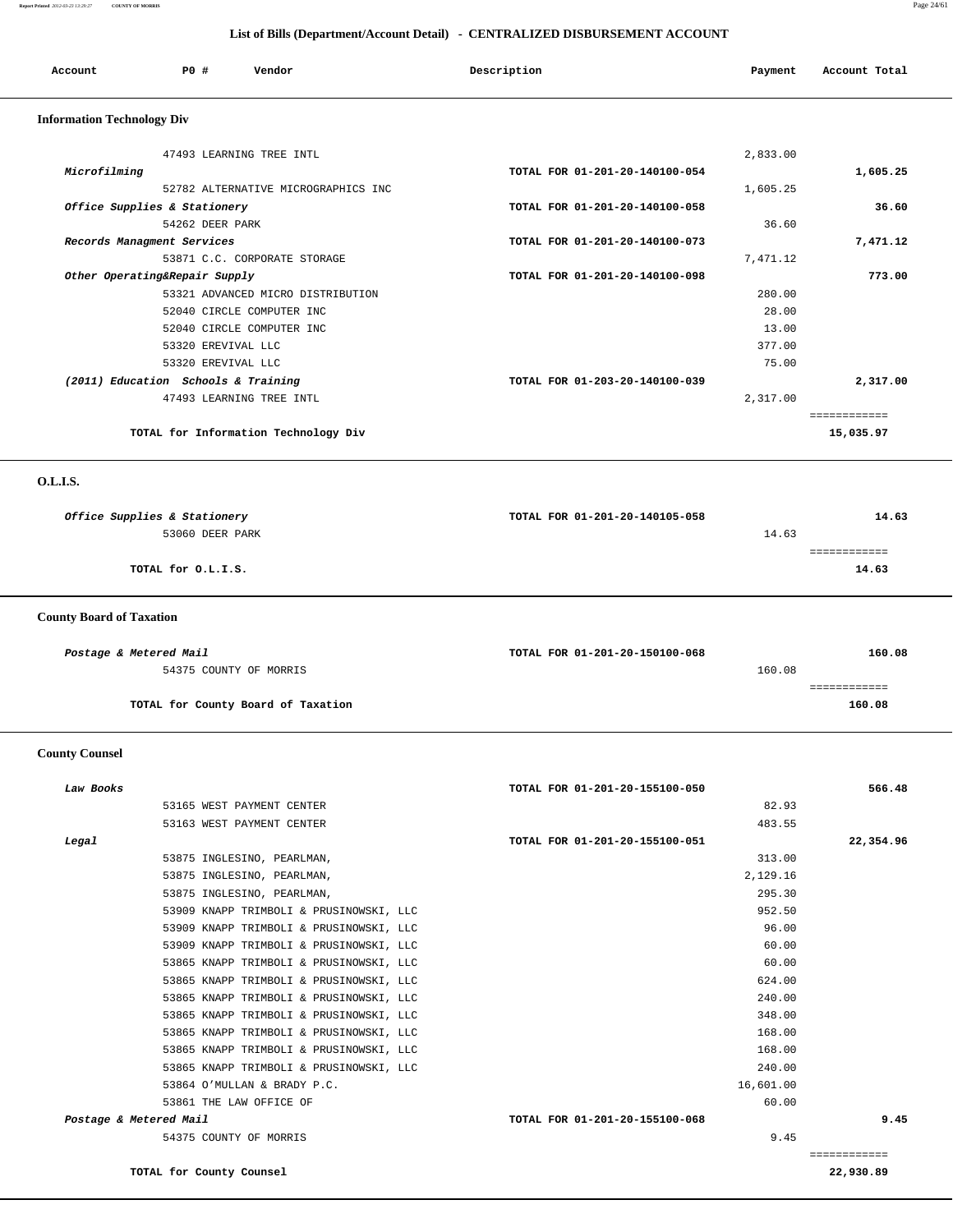## List of Bills (Department/Account Detail) - CENTRALIZED DISBURSEMENT ACCOUNT

| Account | PO # | Vendor | Description | Payment | Account Total |
|---|---|---|---|---|---|

### Information Technology Div

| Account | PO # | Vendor | Description | Payment | Account Total |
|---|---|---|---|---|---|
| | 47493 | LEARNING TREE INTL | | 2,833.00 | |
| *Microfilming* | | | TOTAL FOR 01-201-20-140100-054 | | 1,605.25 |
| | 52782 | ALTERNATIVE MICROGRAPHICS INC | | 1,605.25 | |
| *Office Supplies & Stationery* | | | TOTAL FOR 01-201-20-140100-058 | | 36.60 |
| | 54262 | DEER PARK | | 36.60 | |
| *Records Managment Services* | | | TOTAL FOR 01-201-20-140100-073 | | 7,471.12 |
| | 53871 | C.C. CORPORATE STORAGE | | 7,471.12 | |
| *Other Operating&Repair Supply* | | | TOTAL FOR 01-201-20-140100-098 | | 773.00 |
| | 53321 | ADVANCED MICRO DISTRIBUTION | | 280.00 | |
| | 52040 | CIRCLE COMPUTER INC | | 28.00 | |
| | 52040 | CIRCLE COMPUTER INC | | 13.00 | |
| | 53320 | EREVIVAL LLC | | 377.00 | |
| | 53320 | EREVIVAL LLC | | 75.00 | |
| *(2011) Education Schools & Training* | | | TOTAL FOR 01-203-20-140100-039 | | 2,317.00 |
| | 47493 | LEARNING TREE INTL | | 2,317.00 | |
| | | **TOTAL for Information Technology Div** | | | **15,035.97** |

### O.L.I.S.

| Account | PO # | Vendor | Description | Payment | Account Total |
|---|---|---|---|---|---|
| *Office Supplies & Stationery* | | | TOTAL FOR 01-201-20-140105-058 | | 14.63 |
| | 53060 | DEER PARK | | 14.63 | |
| | | **TOTAL for O.L.I.S.** | | | **14.63** |

### County Board of Taxation

| Account | PO # | Vendor | Description | Payment | Account Total |
|---|---|---|---|---|---|
| *Postage & Metered Mail* | | | TOTAL FOR 01-201-20-150100-068 | | 160.08 |
| | 54375 | COUNTY OF MORRIS | | 160.08 | |
| | | **TOTAL for County Board of Taxation** | | | **160.08** |

### County Counsel

| Account | PO # | Vendor | Description | Payment | Account Total |
|---|---|---|---|---|---|
| *Law Books* | | | TOTAL FOR 01-201-20-155100-050 | | 566.48 |
| | 53165 | WEST PAYMENT CENTER | | 82.93 | |
| | 53163 | WEST PAYMENT CENTER | | 483.55 | |
| *Legal* | | | TOTAL FOR 01-201-20-155100-051 | | 22,354.96 |
| | 53875 | INGLESINO, PEARLMAN, | | 313.00 | |
| | 53875 | INGLESINO, PEARLMAN, | | 2,129.16 | |
| | 53875 | INGLESINO, PEARLMAN, | | 295.30 | |
| | 53909 | KNAPP TRIMBOLI & PRUSINOWSKI, LLC | | 952.50 | |
| | 53909 | KNAPP TRIMBOLI & PRUSINOWSKI, LLC | | 96.00 | |
| | 53909 | KNAPP TRIMBOLI & PRUSINOWSKI, LLC | | 60.00 | |
| | 53865 | KNAPP TRIMBOLI & PRUSINOWSKI, LLC | | 60.00 | |
| | 53865 | KNAPP TRIMBOLI & PRUSINOWSKI, LLC | | 624.00 | |
| | 53865 | KNAPP TRIMBOLI & PRUSINOWSKI, LLC | | 240.00 | |
| | 53865 | KNAPP TRIMBOLI & PRUSINOWSKI, LLC | | 348.00 | |
| | 53865 | KNAPP TRIMBOLI & PRUSINOWSKI, LLC | | 168.00 | |
| | 53865 | KNAPP TRIMBOLI & PRUSINOWSKI, LLC | | 168.00 | |
| | 53865 | KNAPP TRIMBOLI & PRUSINOWSKI, LLC | | 240.00 | |
| | 53864 | O'MULLAN & BRADY P.C. | | 16,601.00 | |
| | 53861 | THE LAW OFFICE OF | | 60.00 | |
| *Postage & Metered Mail* | | | TOTAL FOR 01-201-20-155100-068 | | 9.45 |
| | 54375 | COUNTY OF MORRIS | | 9.45 | |
| | | **TOTAL for County Counsel** | | | **22,930.89** |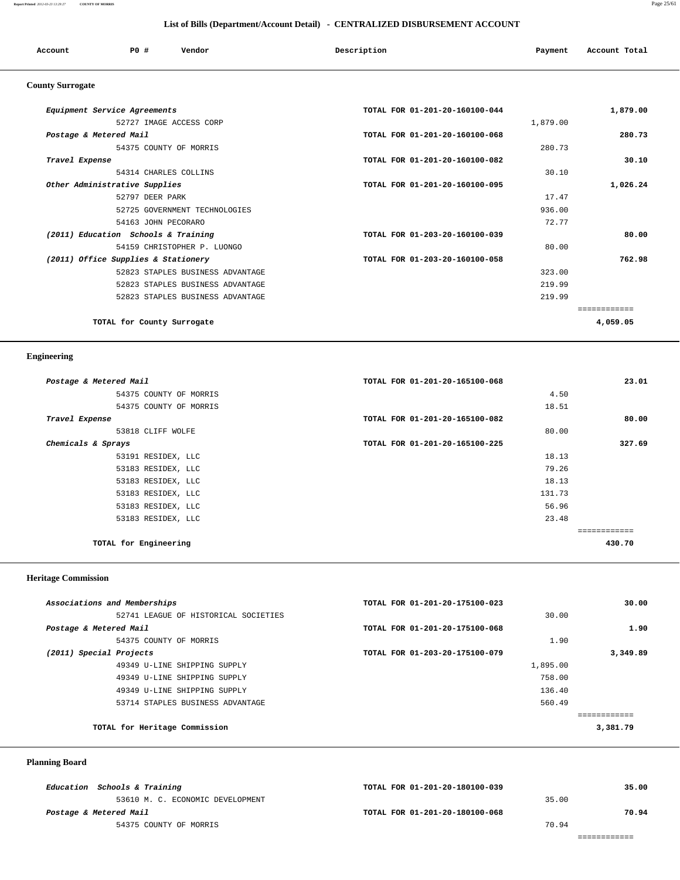## List of Bills (Department/Account Detail) - CENTRALIZED DISBURSEMENT ACCOUNT

| Account | PO # | Vendor | Description | Payment | Account Total |
|---|---|---|---|---|---|

### County Surrogate

| Account | PO # | Vendor | Description | Payment | Account Total |
|---|---|---|---|---|---|
| *Equipment Service Agreements* | | | TOTAL FOR 01-201-20-160100-044 | | 1,879.00 |
| | 52727 | IMAGE ACCESS CORP | | 1,879.00 | |
| *Postage & Metered Mail* | | | TOTAL FOR 01-201-20-160100-068 | | 280.73 |
| | 54375 | COUNTY OF MORRIS | | 280.73 | |
| *Travel Expense* | | | TOTAL FOR 01-201-20-160100-082 | | 30.10 |
| | 54314 | CHARLES COLLINS | | 30.10 | |
| *Other Administrative Supplies* | | | TOTAL FOR 01-201-20-160100-095 | | 1,026.24 |
| | 52797 | DEER PARK | | 17.47 | |
| | 52725 | GOVERNMENT TECHNOLOGIES | | 936.00 | |
| | 54163 | JOHN PECORARO | | 72.77 | |
| *(2011) Education Schools & Training* | | | TOTAL FOR 01-203-20-160100-039 | | 80.00 |
| | 54159 | CHRISTOPHER P. LUONGO | | 80.00 | |
| *(2011) Office Supplies & Stationery* | | | TOTAL FOR 01-203-20-160100-058 | | 762.98 |
| | 52823 | STAPLES BUSINESS ADVANTAGE | | 323.00 | |
| | 52823 | STAPLES BUSINESS ADVANTAGE | | 219.99 | |
| | 52823 | STAPLES BUSINESS ADVANTAGE | | 219.99 | |
| **TOTAL for County Surrogate** | | | | | **4,059.05** |

### Engineering

| Account | PO # | Vendor | Description | Payment | Account Total |
|---|---|---|---|---|---|
| *Postage & Metered Mail* | | | TOTAL FOR 01-201-20-165100-068 | | 23.01 |
| | 54375 | COUNTY OF MORRIS | | 4.50 | |
| | 54375 | COUNTY OF MORRIS | | 18.51 | |
| *Travel Expense* | | | TOTAL FOR 01-201-20-165100-082 | | 80.00 |
| | 53818 | CLIFF WOLFE | | 80.00 | |
| *Chemicals & Sprays* | | | TOTAL FOR 01-201-20-165100-225 | | 327.69 |
| | 53191 | RESIDEX, LLC | | 18.13 | |
| | 53183 | RESIDEX, LLC | | 79.26 | |
| | 53183 | RESIDEX, LLC | | 18.13 | |
| | 53183 | RESIDEX, LLC | | 131.73 | |
| | 53183 | RESIDEX, LLC | | 56.96 | |
| | 53183 | RESIDEX, LLC | | 23.48 | |
| **TOTAL for Engineering** | | | | | **430.70** |

### Heritage Commission

| Account | PO # | Vendor | Description | Payment | Account Total |
|---|---|---|---|---|---|
| *Associations and Memberships* | | | TOTAL FOR 01-201-20-175100-023 | | 30.00 |
| | 52741 | LEAGUE OF HISTORICAL SOCIETIES | | 30.00 | |
| *Postage & Metered Mail* | | | TOTAL FOR 01-201-20-175100-068 | | 1.90 |
| | 54375 | COUNTY OF MORRIS | | 1.90 | |
| *(2011) Special Projects* | | | TOTAL FOR 01-203-20-175100-079 | | 3,349.89 |
| | 49349 | U-LINE SHIPPING SUPPLY | | 1,895.00 | |
| | 49349 | U-LINE SHIPPING SUPPLY | | 758.00 | |
| | 49349 | U-LINE SHIPPING SUPPLY | | 136.40 | |
| | 53714 | STAPLES BUSINESS ADVANTAGE | | 560.49 | |
| **TOTAL for Heritage Commission** | | | | | **3,381.79** |

### Planning Board

| Account | PO # | Vendor | Description | Payment | Account Total |
|---|---|---|---|---|---|
| *Education Schools & Training* | | | TOTAL FOR 01-201-20-180100-039 | | 35.00 |
| | 53610 | M. C. ECONOMIC DEVELOPMENT | | 35.00 | |
| *Postage & Metered Mail* | | | TOTAL FOR 01-201-20-180100-068 | | 70.94 |
| | 54375 | COUNTY OF MORRIS | | 70.94 | |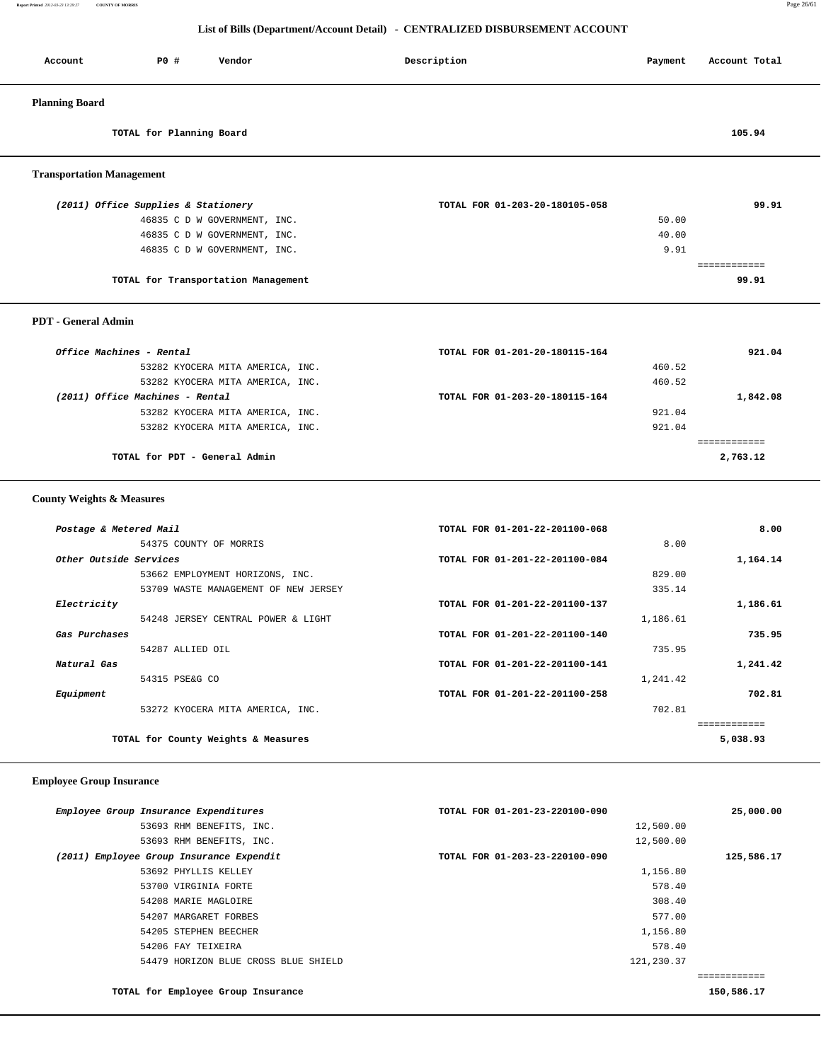## List of Bills (Department/Account Detail) - CENTRALIZED DISBURSEMENT ACCOUNT

| Account | PO # | Vendor | Description | Payment | Account Total |
|---|---|---|---|---|---|

### Planning Board

| | | | |
|---|---|---|---|
| **TOTAL for Planning Board** | | | **105.94** |

### Transportation Management

| Account / PO # Vendor | Description | Payment | Account Total |
|---|---|---|---|
| *(2011) Office Supplies & Stationery* | TOTAL FOR 01-203-20-180105-058 | | **99.91** |
| 46835 C D W GOVERNMENT, INC. | | 50.00 | |
| 46835 C D W GOVERNMENT, INC. | | 40.00 | |
| 46835 C D W GOVERNMENT, INC. | | 9.91 | |
| **TOTAL for Transportation Management** | | | **99.91** |

### PDT - General Admin

| Account / PO # Vendor | Description | Payment | Account Total |
|---|---|---|---|
| *Office Machines - Rental* | TOTAL FOR 01-201-20-180115-164 | | **921.04** |
| 53282 KYOCERA MITA AMERICA, INC. | | 460.52 | |
| 53282 KYOCERA MITA AMERICA, INC. | | 460.52 | |
| *(2011) Office Machines - Rental* | TOTAL FOR 01-203-20-180115-164 | | **1,842.08** |
| 53282 KYOCERA MITA AMERICA, INC. | | 921.04 | |
| 53282 KYOCERA MITA AMERICA, INC. | | 921.04 | |
| **TOTAL for PDT - General Admin** | | | **2,763.12** |

### County Weights & Measures

| Account / PO # Vendor | Description | Payment | Account Total |
|---|---|---|---|
| *Postage & Metered Mail* | TOTAL FOR 01-201-22-201100-068 | | **8.00** |
| 54375 COUNTY OF MORRIS | | 8.00 | |
| *Other Outside Services* | TOTAL FOR 01-201-22-201100-084 | | **1,164.14** |
| 53662 EMPLOYMENT HORIZONS, INC. | | 829.00 | |
| 53709 WASTE MANAGEMENT OF NEW JERSEY | | 335.14 | |
| *Electricity* | TOTAL FOR 01-201-22-201100-137 | | **1,186.61** |
| 54248 JERSEY CENTRAL POWER & LIGHT | | 1,186.61 | |
| *Gas Purchases* | TOTAL FOR 01-201-22-201100-140 | | **735.95** |
| 54287 ALLIED OIL | | 735.95 | |
| *Natural Gas* | TOTAL FOR 01-201-22-201100-141 | | **1,241.42** |
| 54315 PSE&G CO | | 1,241.42 | |
| *Equipment* | TOTAL FOR 01-201-22-201100-258 | | **702.81** |
| 53272 KYOCERA MITA AMERICA, INC. | | 702.81 | |
| **TOTAL for County Weights & Measures** | | | **5,038.93** |

### Employee Group Insurance

| Account / PO # Vendor | Description | Payment | Account Total |
|---|---|---|---|
| *Employee Group Insurance Expenditures* | TOTAL FOR 01-201-23-220100-090 | | **25,000.00** |
| 53693 RHM BENEFITS, INC. | | 12,500.00 | |
| 53693 RHM BENEFITS, INC. | | 12,500.00 | |
| *(2011) Employee Group Insurance Expendit* | TOTAL FOR 01-203-23-220100-090 | | **125,586.17** |
| 53692 PHYLLIS KELLEY | | 1,156.80 | |
| 53700 VIRGINIA FORTE | | 578.40 | |
| 54208 MARIE MAGLOIRE | | 308.40 | |
| 54207 MARGARET FORBES | | 577.00 | |
| 54205 STEPHEN BEECHER | | 1,156.80 | |
| 54206 FAY TEIXEIRA | | 578.40 | |
| 54479 HORIZON BLUE CROSS BLUE SHIELD | | 121,230.37 | |
| **TOTAL for Employee Group Insurance** | | | **150,586.17** |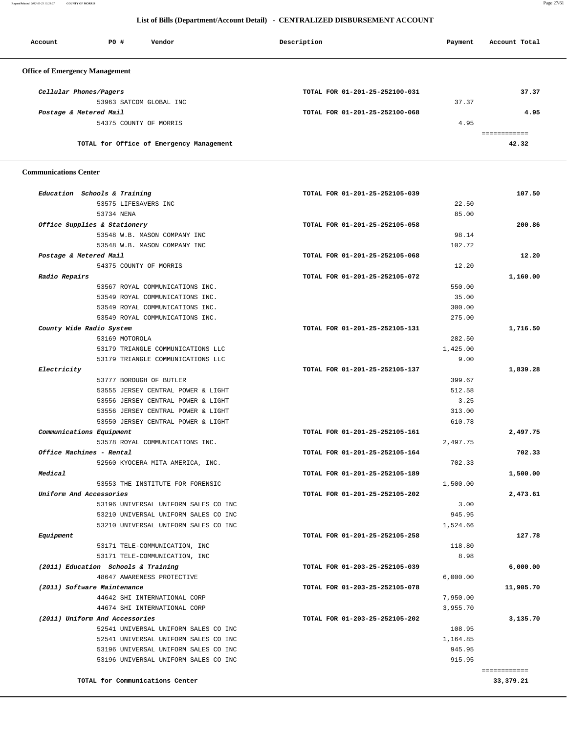## List of Bills (Department/Account Detail) - CENTRALIZED DISBURSEMENT ACCOUNT

| Account | PO # | Vendor | Description | Payment | Account Total |
|---|---|---|---|---|---|

### Office of Emergency Management

| Account | PO # | Vendor | Description | Payment | Account Total |
|---|---|---|---|---|---|
| *Cellular Phones/Pagers* | | | TOTAL FOR 01-201-25-252100-031 | | 37.37 |
| | 53963 | SATCOM GLOBAL INC | | 37.37 | |
| *Postage & Metered Mail* | | | TOTAL FOR 01-201-25-252100-068 | | 4.95 |
| | 54375 | COUNTY OF MORRIS | | 4.95 | |
| | | TOTAL for Office of Emergency Management | | | 42.32 |

### Communications Center

| Account | PO # | Vendor | Description | Payment | Account Total |
|---|---|---|---|---|---|
| *Education Schools & Training* | | | TOTAL FOR 01-201-25-252105-039 | | 107.50 |
| | 53575 | LIFESAVERS INC | | 22.50 | |
| | 53734 | NENA | | 85.00 | |
| *Office Supplies & Stationery* | | | TOTAL FOR 01-201-25-252105-058 | | 200.86 |
| | 53548 | W.B. MASON COMPANY INC | | 98.14 | |
| | 53548 | W.B. MASON COMPANY INC | | 102.72 | |
| *Postage & Metered Mail* | | | TOTAL FOR 01-201-25-252105-068 | | 12.20 |
| | 54375 | COUNTY OF MORRIS | | 12.20 | |
| *Radio Repairs* | | | TOTAL FOR 01-201-25-252105-072 | | 1,160.00 |
| | 53567 | ROYAL COMMUNICATIONS INC. | | 550.00 | |
| | 53549 | ROYAL COMMUNICATIONS INC. | | 35.00 | |
| | 53549 | ROYAL COMMUNICATIONS INC. | | 300.00 | |
| | 53549 | ROYAL COMMUNICATIONS INC. | | 275.00 | |
| *County Wide Radio System* | | | TOTAL FOR 01-201-25-252105-131 | | 1,716.50 |
| | 53169 | MOTOROLA | | 282.50 | |
| | 53179 | TRIANGLE COMMUNICATIONS LLC | | 1,425.00 | |
| | 53179 | TRIANGLE COMMUNICATIONS LLC | | 9.00 | |
| *Electricity* | | | TOTAL FOR 01-201-25-252105-137 | | 1,839.28 |
| | 53777 | BOROUGH OF BUTLER | | 399.67 | |
| | 53555 | JERSEY CENTRAL POWER & LIGHT | | 512.58 | |
| | 53556 | JERSEY CENTRAL POWER & LIGHT | | 3.25 | |
| | 53556 | JERSEY CENTRAL POWER & LIGHT | | 313.00 | |
| | 53550 | JERSEY CENTRAL POWER & LIGHT | | 610.78 | |
| *Communications Equipment* | | | TOTAL FOR 01-201-25-252105-161 | | 2,497.75 |
| | 53578 | ROYAL COMMUNICATIONS INC. | | 2,497.75 | |
| *Office Machines - Rental* | | | TOTAL FOR 01-201-25-252105-164 | | 702.33 |
| | 52560 | KYOCERA MITA AMERICA, INC. | | 702.33 | |
| *Medical* | | | TOTAL FOR 01-201-25-252105-189 | | 1,500.00 |
| | 53553 | THE INSTITUTE FOR FORENSIC | | 1,500.00 | |
| *Uniform And Accessories* | | | TOTAL FOR 01-201-25-252105-202 | | 2,473.61 |
| | 53196 | UNIVERSAL UNIFORM SALES CO INC | | 3.00 | |
| | 53210 | UNIVERSAL UNIFORM SALES CO INC | | 945.95 | |
| | 53210 | UNIVERSAL UNIFORM SALES CO INC | | 1,524.66 | |
| *Equipment* | | | TOTAL FOR 01-201-25-252105-258 | | 127.78 |
| | 53171 | TELE-COMMUNICATION, INC | | 118.80 | |
| | 53171 | TELE-COMMUNICATION, INC | | 8.98 | |
| *(2011) Education Schools & Training* | | | TOTAL FOR 01-203-25-252105-039 | | 6,000.00 |
| | 48647 | AWARENESS PROTECTIVE | | 6,000.00 | |
| *(2011) Software Maintenance* | | | TOTAL FOR 01-203-25-252105-078 | | 11,905.70 |
| | 44642 | SHI INTERNATIONAL CORP | | 7,950.00 | |
| | 44674 | SHI INTERNATIONAL CORP | | 3,955.70 | |
| *(2011) Uniform And Accessories* | | | TOTAL FOR 01-203-25-252105-202 | | 3,135.70 |
| | 52541 | UNIVERSAL UNIFORM SALES CO INC | | 108.95 | |
| | 52541 | UNIVERSAL UNIFORM SALES CO INC | | 1,164.85 | |
| | 53196 | UNIVERSAL UNIFORM SALES CO INC | | 945.95 | |
| | 53196 | UNIVERSAL UNIFORM SALES CO INC | | 915.95 | |
| | | TOTAL for Communications Center | | | 33,379.21 |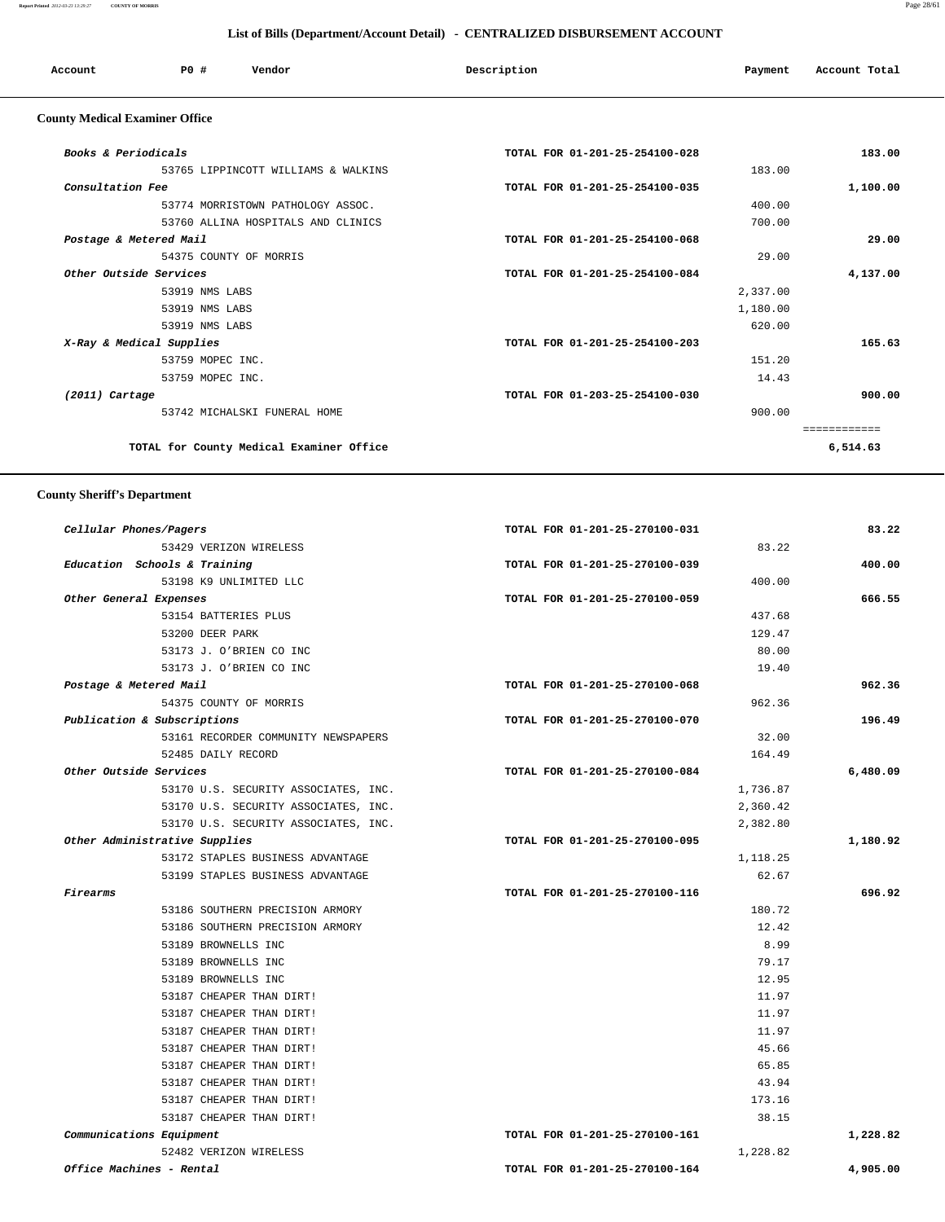## List of Bills (Department/Account Detail) - CENTRALIZED DISBURSEMENT ACCOUNT

| Account | PO # | Vendor | Description | Payment | Account Total |
|---|---|---|---|---|---|

### County Medical Examiner Office

| Account | PO # | Vendor | Description | Payment | Account Total |
|---|---|---|---|---|---|
| *Books & Periodicals* | | | TOTAL FOR 01-201-25-254100-028 | | 183.00 |
| | 53765 | LIPPINCOTT WILLIAMS & WALKINS | | 183.00 | |
| *Consultation Fee* | | | TOTAL FOR 01-201-25-254100-035 | | 1,100.00 |
| | 53774 | MORRISTOWN PATHOLOGY ASSOC. | | 400.00 | |
| | 53760 | ALLINA HOSPITALS AND CLINICS | | 700.00 | |
| *Postage & Metered Mail* | | | TOTAL FOR 01-201-25-254100-068 | | 29.00 |
| | 54375 | COUNTY OF MORRIS | | 29.00 | |
| *Other Outside Services* | | | TOTAL FOR 01-201-25-254100-084 | | 4,137.00 |
| | 53919 | NMS LABS | | 2,337.00 | |
| | 53919 | NMS LABS | | 1,180.00 | |
| | 53919 | NMS LABS | | 620.00 | |
| *X-Ray & Medical Supplies* | | | TOTAL FOR 01-201-25-254100-203 | | 165.63 |
| | 53759 | MOPEC INC. | | 151.20 | |
| | 53759 | MOPEC INC. | | 14.43 | |
| *(2011) Cartage* | | | TOTAL FOR 01-203-25-254100-030 | | 900.00 |
| | 53742 | MICHALSKI FUNERAL HOME | | 900.00 | |
| | | **TOTAL for County Medical Examiner Office** | | | **6,514.63** |

### County Sheriff's Department

| Account | PO # | Vendor | Description | Payment | Account Total |
|---|---|---|---|---|---|
| *Cellular Phones/Pagers* | | | TOTAL FOR 01-201-25-270100-031 | | 83.22 |
| | 53429 | VERIZON WIRELESS | | 83.22 | |
| *Education Schools & Training* | | | TOTAL FOR 01-201-25-270100-039 | | 400.00 |
| | 53198 | K9 UNLIMITED LLC | | 400.00 | |
| *Other General Expenses* | | | TOTAL FOR 01-201-25-270100-059 | | 666.55 |
| | 53154 | BATTERIES PLUS | | 437.68 | |
| | 53200 | DEER PARK | | 129.47 | |
| | 53173 | J. O'BRIEN CO INC | | 80.00 | |
| | 53173 | J. O'BRIEN CO INC | | 19.40 | |
| *Postage & Metered Mail* | | | TOTAL FOR 01-201-25-270100-068 | | 962.36 |
| | 54375 | COUNTY OF MORRIS | | 962.36 | |
| *Publication & Subscriptions* | | | TOTAL FOR 01-201-25-270100-070 | | 196.49 |
| | 53161 | RECORDER COMMUNITY NEWSPAPERS | | 32.00 | |
| | 52485 | DAILY RECORD | | 164.49 | |
| *Other Outside Services* | | | TOTAL FOR 01-201-25-270100-084 | | 6,480.09 |
| | 53170 | U.S. SECURITY ASSOCIATES, INC. | | 1,736.87 | |
| | 53170 | U.S. SECURITY ASSOCIATES, INC. | | 2,360.42 | |
| | 53170 | U.S. SECURITY ASSOCIATES, INC. | | 2,382.80 | |
| *Other Administrative Supplies* | | | TOTAL FOR 01-201-25-270100-095 | | 1,180.92 |
| | 53172 | STAPLES BUSINESS ADVANTAGE | | 1,118.25 | |
| | 53199 | STAPLES BUSINESS ADVANTAGE | | 62.67 | |
| *Firearms* | | | TOTAL FOR 01-201-25-270100-116 | | 696.92 |
| | 53186 | SOUTHERN PRECISION ARMORY | | 180.72 | |
| | 53186 | SOUTHERN PRECISION ARMORY | | 12.42 | |
| | 53189 | BROWNELLS INC | | 8.99 | |
| | 53189 | BROWNELLS INC | | 79.17 | |
| | 53189 | BROWNELLS INC | | 12.95 | |
| | 53187 | CHEAPER THAN DIRT! | | 11.97 | |
| | 53187 | CHEAPER THAN DIRT! | | 11.97 | |
| | 53187 | CHEAPER THAN DIRT! | | 11.97 | |
| | 53187 | CHEAPER THAN DIRT! | | 45.66 | |
| | 53187 | CHEAPER THAN DIRT! | | 65.85 | |
| | 53187 | CHEAPER THAN DIRT! | | 43.94 | |
| | 53187 | CHEAPER THAN DIRT! | | 173.16 | |
| | 53187 | CHEAPER THAN DIRT! | | 38.15 | |
| *Communications Equipment* | | | TOTAL FOR 01-201-25-270100-161 | | 1,228.82 |
| | 52482 | VERIZON WIRELESS | | 1,228.82 | |
| *Office Machines - Rental* | | | TOTAL FOR 01-201-25-270100-164 | | 4,905.00 |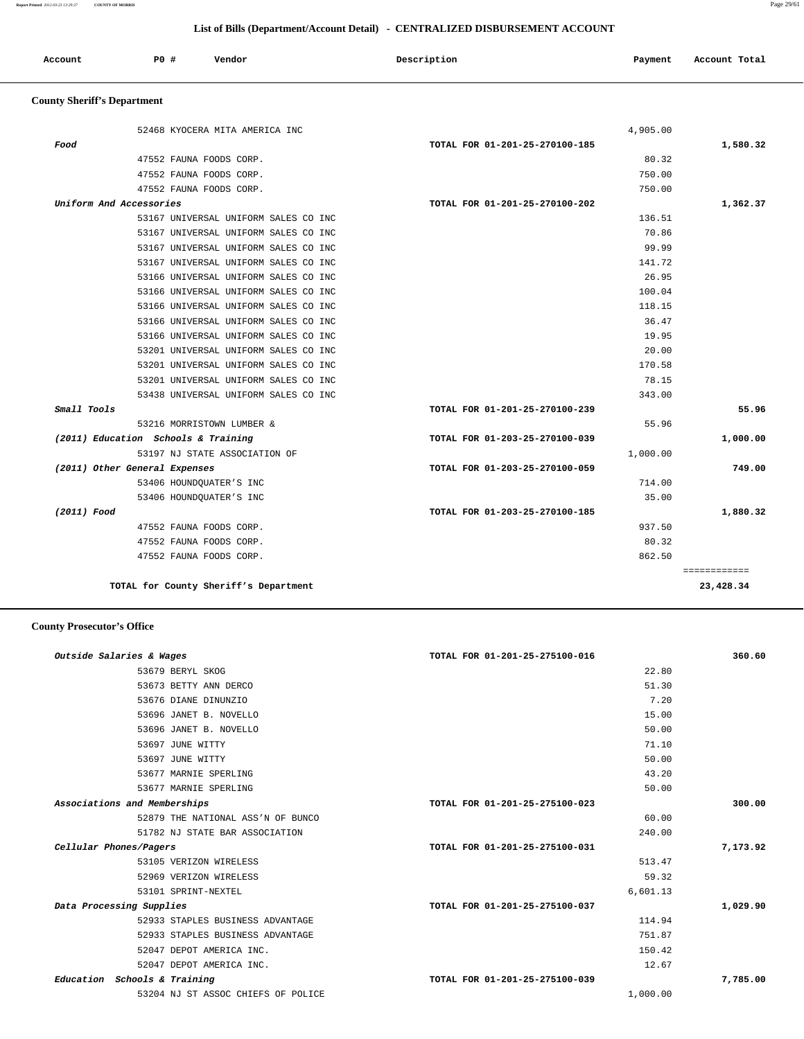## List of Bills (Department/Account Detail) - CENTRALIZED DISBURSEMENT ACCOUNT

| Account | PO # | Vendor | Description | Payment | Account Total |
|---|---|---|---|---|---|

### County Sheriff's Department

| Account | PO # | Vendor | Description | Payment | Account Total |
|---|---|---|---|---|---|
| | 52468 | KYOCERA MITA AMERICA INC | | 4,905.00 | |
| ***Food*** | | | **TOTAL FOR 01-201-25-270100-185** | | **1,580.32** |
| | 47552 | FAUNA FOODS CORP. | | 80.32 | |
| | 47552 | FAUNA FOODS CORP. | | 750.00 | |
| | 47552 | FAUNA FOODS CORP. | | 750.00 | |
| ***Uniform And Accessories*** | | | **TOTAL FOR 01-201-25-270100-202** | | **1,362.37** |
| | 53167 | UNIVERSAL UNIFORM SALES CO INC | | 136.51 | |
| | 53167 | UNIVERSAL UNIFORM SALES CO INC | | 70.86 | |
| | 53167 | UNIVERSAL UNIFORM SALES CO INC | | 99.99 | |
| | 53167 | UNIVERSAL UNIFORM SALES CO INC | | 141.72 | |
| | 53166 | UNIVERSAL UNIFORM SALES CO INC | | 26.95 | |
| | 53166 | UNIVERSAL UNIFORM SALES CO INC | | 100.04 | |
| | 53166 | UNIVERSAL UNIFORM SALES CO INC | | 118.15 | |
| | 53166 | UNIVERSAL UNIFORM SALES CO INC | | 36.47 | |
| | 53166 | UNIVERSAL UNIFORM SALES CO INC | | 19.95 | |
| | 53201 | UNIVERSAL UNIFORM SALES CO INC | | 20.00 | |
| | 53201 | UNIVERSAL UNIFORM SALES CO INC | | 170.58 | |
| | 53201 | UNIVERSAL UNIFORM SALES CO INC | | 78.15 | |
| | 53438 | UNIVERSAL UNIFORM SALES CO INC | | 343.00 | |
| ***Small Tools*** | | | **TOTAL FOR 01-201-25-270100-239** | | **55.96** |
| | 53216 | MORRISTOWN LUMBER & | | 55.96 | |
| ***(2011) Education Schools & Training*** | | | **TOTAL FOR 01-203-25-270100-039** | | **1,000.00** |
| | 53197 | NJ STATE ASSOCIATION OF | | 1,000.00 | |
| ***(2011) Other General Expenses*** | | | **TOTAL FOR 01-203-25-270100-059** | | **749.00** |
| | 53406 | HOUNDQUATER'S INC | | 714.00 | |
| | 53406 | HOUNDQUATER'S INC | | 35.00 | |
| ***(2011) Food*** | | | **TOTAL FOR 01-203-25-270100-185** | | **1,880.32** |
| | 47552 | FAUNA FOODS CORP. | | 937.50 | |
| | 47552 | FAUNA FOODS CORP. | | 80.32 | |
| | 47552 | FAUNA FOODS CORP. | | 862.50 | |
| | | **TOTAL for County Sheriff's Department** | | | **23,428.34** |

### County Prosecutor's Office

| Account | PO # | Vendor | Description | Payment | Account Total |
|---|---|---|---|---|---|
| ***Outside Salaries & Wages*** | | | **TOTAL FOR 01-201-25-275100-016** | | **360.60** |
| | 53679 | BERYL SKOG | | 22.80 | |
| | 53673 | BETTY ANN DERCO | | 51.30 | |
| | 53676 | DIANE DINUNZIO | | 7.20 | |
| | 53696 | JANET B. NOVELLO | | 15.00 | |
| | 53696 | JANET B. NOVELLO | | 50.00 | |
| | 53697 | JUNE WITTY | | 71.10 | |
| | 53697 | JUNE WITTY | | 50.00 | |
| | 53677 | MARNIE SPERLING | | 43.20 | |
| | 53677 | MARNIE SPERLING | | 50.00 | |
| ***Associations and Memberships*** | | | **TOTAL FOR 01-201-25-275100-023** | | **300.00** |
| | 52879 | THE NATIONAL ASS'N OF BUNCO | | 60.00 | |
| | 51782 | NJ STATE BAR ASSOCIATION | | 240.00 | |
| ***Cellular Phones/Pagers*** | | | **TOTAL FOR 01-201-25-275100-031** | | **7,173.92** |
| | 53105 | VERIZON WIRELESS | | 513.47 | |
| | 52969 | VERIZON WIRELESS | | 59.32 | |
| | 53101 | SPRINT-NEXTEL | | 6,601.13 | |
| ***Data Processing Supplies*** | | | **TOTAL FOR 01-201-25-275100-037** | | **1,029.90** |
| | 52933 | STAPLES BUSINESS ADVANTAGE | | 114.94 | |
| | 52933 | STAPLES BUSINESS ADVANTAGE | | 751.87 | |
| | 52047 | DEPOT AMERICA INC. | | 150.42 | |
| | 52047 | DEPOT AMERICA INC. | | 12.67 | |
| ***Education Schools & Training*** | | | **TOTAL FOR 01-201-25-275100-039** | | **7,785.00** |
| | 53204 | NJ ST ASSOC CHIEFS OF POLICE | | 1,000.00 | |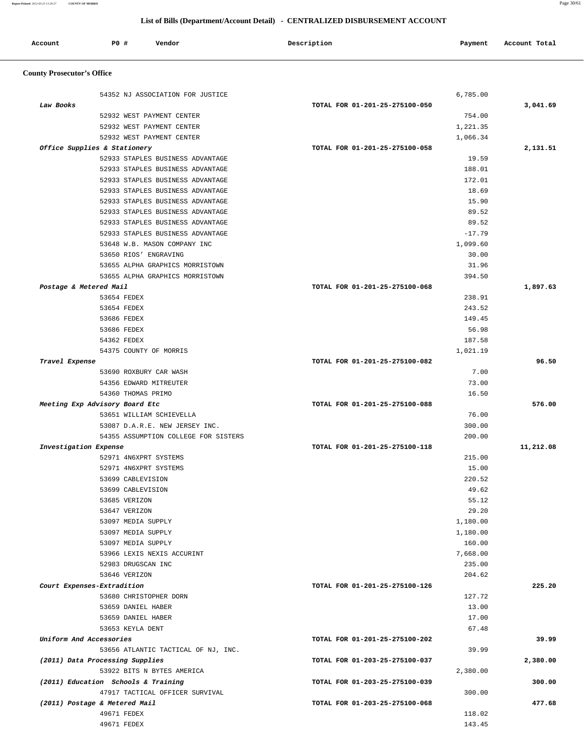## List of Bills (Department/Account Detail) - CENTRALIZED DISBURSEMENT ACCOUNT

| Account | PO # | Vendor | Description | Payment | Account Total |
|---|---|---|---|---|---|

### County Prosecutor's Office

| Account | PO # | Vendor | Description | Payment | Account Total |
|---|---|---|---|---|---|
| | 54352 | NJ ASSOCIATION FOR JUSTICE | | 6,785.00 | |
| *Law Books* | | | TOTAL FOR 01-201-25-275100-050 | | 3,041.69 |
| | 52932 | WEST PAYMENT CENTER | | 754.00 | |
| | 52932 | WEST PAYMENT CENTER | | 1,221.35 | |
| | 52932 | WEST PAYMENT CENTER | | 1,066.34 | |
| *Office Supplies & Stationery* | | | TOTAL FOR 01-201-25-275100-058 | | 2,131.51 |
| | 52933 | STAPLES BUSINESS ADVANTAGE | | 19.59 | |
| | 52933 | STAPLES BUSINESS ADVANTAGE | | 188.01 | |
| | 52933 | STAPLES BUSINESS ADVANTAGE | | 172.01 | |
| | 52933 | STAPLES BUSINESS ADVANTAGE | | 18.69 | |
| | 52933 | STAPLES BUSINESS ADVANTAGE | | 15.90 | |
| | 52933 | STAPLES BUSINESS ADVANTAGE | | 89.52 | |
| | 52933 | STAPLES BUSINESS ADVANTAGE | | 89.52 | |
| | 52933 | STAPLES BUSINESS ADVANTAGE | | -17.79 | |
| | 53648 | W.B. MASON COMPANY INC | | 1,099.60 | |
| | 53650 | RIOS' ENGRAVING | | 30.00 | |
| | 53655 | ALPHA GRAPHICS MORRISTOWN | | 31.96 | |
| | 53655 | ALPHA GRAPHICS MORRISTOWN | | 394.50 | |
| *Postage & Metered Mail* | | | TOTAL FOR 01-201-25-275100-068 | | 1,897.63 |
| | 53654 | FEDEX | | 238.91 | |
| | 53654 | FEDEX | | 243.52 | |
| | 53686 | FEDEX | | 149.45 | |
| | 53686 | FEDEX | | 56.98 | |
| | 54362 | FEDEX | | 187.58 | |
| | 54375 | COUNTY OF MORRIS | | 1,021.19 | |
| *Travel Expense* | | | TOTAL FOR 01-201-25-275100-082 | | 96.50 |
| | 53690 | ROXBURY CAR WASH | | 7.00 | |
| | 54356 | EDWARD MITREUTER | | 73.00 | |
| | 54360 | THOMAS PRIMO | | 16.50 | |
| *Meeting Exp Advisory Board Etc* | | | TOTAL FOR 01-201-25-275100-088 | | 576.00 |
| | 53651 | WILLIAM SCHIEVELLA | | 76.00 | |
| | 53087 | D.A.R.E. NEW JERSEY INC. | | 300.00 | |
| | 54355 | ASSUMPTION COLLEGE FOR SISTERS | | 200.00 | |
| *Investigation Expense* | | | TOTAL FOR 01-201-25-275100-118 | | 11,212.08 |
| | 52971 | 4N6XPRT SYSTEMS | | 215.00 | |
| | 52971 | 4N6XPRT SYSTEMS | | 15.00 | |
| | 53699 | CABLEVISION | | 220.52 | |
| | 53699 | CABLEVISION | | 49.62 | |
| | 53685 | VERIZON | | 55.12 | |
| | 53647 | VERIZON | | 29.20 | |
| | 53097 | MEDIA SUPPLY | | 1,180.00 | |
| | 53097 | MEDIA SUPPLY | | 1,180.00 | |
| | 53097 | MEDIA SUPPLY | | 160.00 | |
| | 53966 | LEXIS NEXIS ACCURINT | | 7,668.00 | |
| | 52983 | DRUGSCAN INC | | 235.00 | |
| | 53646 | VERIZON | | 204.62 | |
| *Court Expenses-Extradition* | | | TOTAL FOR 01-201-25-275100-126 | | 225.20 |
| | 53680 | CHRISTOPHER DORN | | 127.72 | |
| | 53659 | DANIEL HABER | | 13.00 | |
| | 53659 | DANIEL HABER | | 17.00 | |
| | 53653 | KEYLA DENT | | 67.48 | |
| *Uniform And Accessories* | | | TOTAL FOR 01-201-25-275100-202 | | 39.99 |
| | 53656 | ATLANTIC TACTICAL OF NJ, INC. | | 39.99 | |
| *(2011) Data Processing Supplies* | | | TOTAL FOR 01-203-25-275100-037 | | 2,380.00 |
| | 53922 | BITS N BYTES AMERICA | | 2,380.00 | |
| *(2011) Education Schools & Training* | | | TOTAL FOR 01-203-25-275100-039 | | 300.00 |
| | 47917 | TACTICAL OFFICER SURVIVAL | | 300.00 | |
| *(2011) Postage & Metered Mail* | | | TOTAL FOR 01-203-25-275100-068 | | 477.68 |
| | 49671 | FEDEX | | 118.02 | |
| | 49671 | FEDEX | | 143.45 | |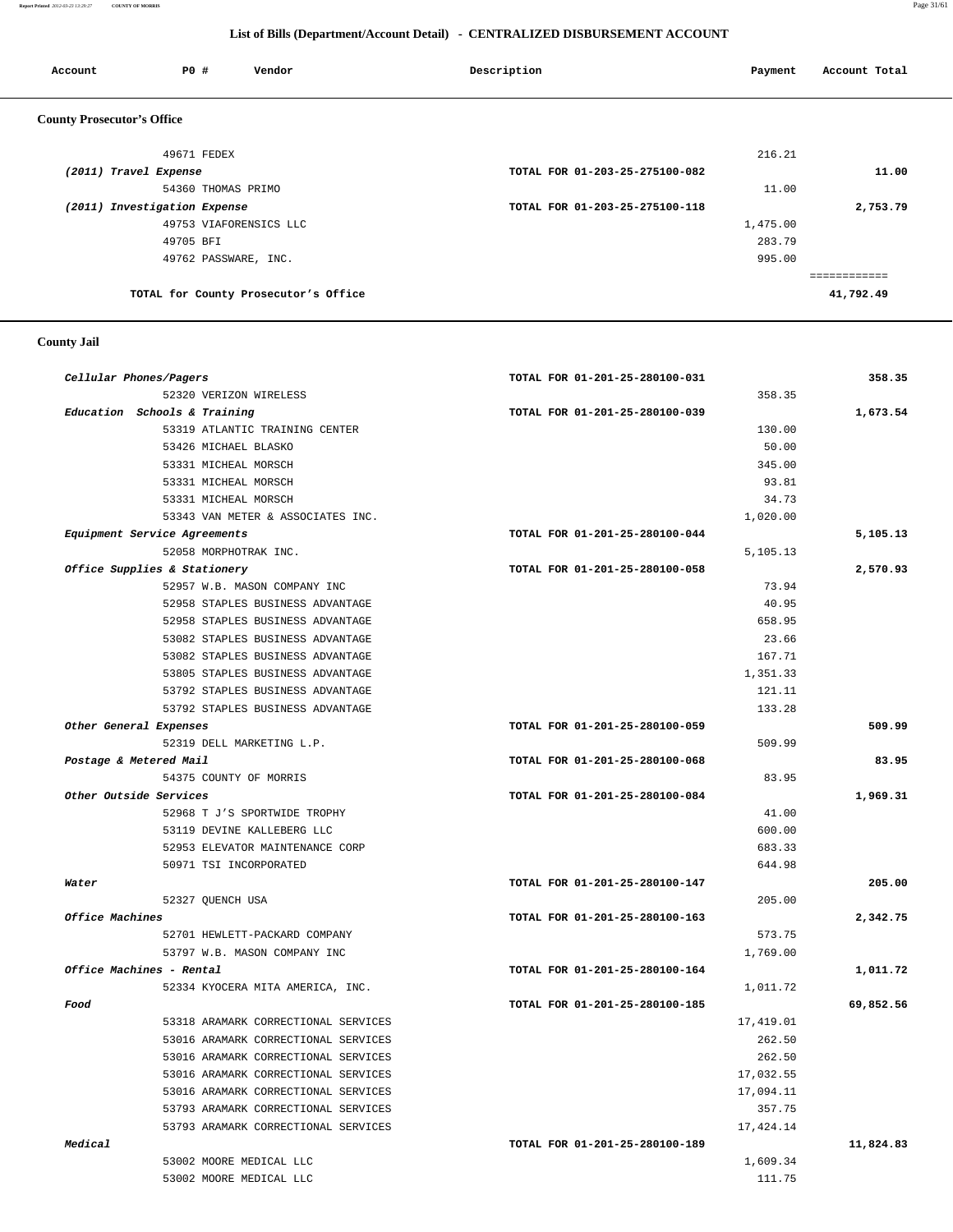## List of Bills (Department/Account Detail) - CENTRALIZED DISBURSEMENT ACCOUNT

| Account | PO # | Vendor | Description | Payment | Account Total |
|---|---|---|---|---|---|

### County Prosecutor's Office

| Account | PO # | Vendor | Description | Payment | Account Total |
|---|---|---|---|---|---|
| | 49671 | FEDEX | | 216.21 | |
| *(2011) Travel Expense* | | | TOTAL FOR 01-203-25-275100-082 | | 11.00 |
| | 54360 | THOMAS PRIMO | | 11.00 | |
| *(2011) Investigation Expense* | | | TOTAL FOR 01-203-25-275100-118 | | 2,753.79 |
| | 49753 | VIAFORENSICS LLC | | 1,475.00 | |
| | 49705 | BFI | | 283.79 | |
| | 49762 | PASSWARE, INC. | | 995.00 | |
| | | | | | ============ |
| | | TOTAL for County Prosecutor's Office | | | 41,792.49 |

### County Jail

| Account | PO # | Vendor | Description | Payment | Account Total |
|---|---|---|---|---|---|
| *Cellular Phones/Pagers* | | | TOTAL FOR 01-201-25-280100-031 | | 358.35 |
| | 52320 | VERIZON WIRELESS | | 358.35 | |
| *Education Schools & Training* | | | TOTAL FOR 01-201-25-280100-039 | | 1,673.54 |
| | 53319 | ATLANTIC TRAINING CENTER | | 130.00 | |
| | 53426 | MICHAEL BLASKO | | 50.00 | |
| | 53331 | MICHEAL MORSCH | | 345.00 | |
| | 53331 | MICHEAL MORSCH | | 93.81 | |
| | 53331 | MICHEAL MORSCH | | 34.73 | |
| | 53343 | VAN METER & ASSOCIATES INC. | | 1,020.00 | |
| *Equipment Service Agreements* | | | TOTAL FOR 01-201-25-280100-044 | | 5,105.13 |
| | 52058 | MORPHOTRAK INC. | | 5,105.13 | |
| *Office Supplies & Stationery* | | | TOTAL FOR 01-201-25-280100-058 | | 2,570.93 |
| | 52957 | W.B. MASON COMPANY INC | | 73.94 | |
| | 52958 | STAPLES BUSINESS ADVANTAGE | | 40.95 | |
| | 52958 | STAPLES BUSINESS ADVANTAGE | | 658.95 | |
| | 53082 | STAPLES BUSINESS ADVANTAGE | | 23.66 | |
| | 53082 | STAPLES BUSINESS ADVANTAGE | | 167.71 | |
| | 53805 | STAPLES BUSINESS ADVANTAGE | | 1,351.33 | |
| | 53792 | STAPLES BUSINESS ADVANTAGE | | 121.11 | |
| | 53792 | STAPLES BUSINESS ADVANTAGE | | 133.28 | |
| *Other General Expenses* | | | TOTAL FOR 01-201-25-280100-059 | | 509.99 |
| | 52319 | DELL MARKETING L.P. | | 509.99 | |
| *Postage & Metered Mail* | | | TOTAL FOR 01-201-25-280100-068 | | 83.95 |
| | 54375 | COUNTY OF MORRIS | | 83.95 | |
| *Other Outside Services* | | | TOTAL FOR 01-201-25-280100-084 | | 1,969.31 |
| | 52968 | T J'S SPORTWIDE TROPHY | | 41.00 | |
| | 53119 | DEVINE KALLEBERG LLC | | 600.00 | |
| | 52953 | ELEVATOR MAINTENANCE CORP | | 683.33 | |
| | 50971 | TSI INCORPORATED | | 644.98 | |
| *Water* | | | TOTAL FOR 01-201-25-280100-147 | | 205.00 |
| | 52327 | QUENCH USA | | 205.00 | |
| *Office Machines* | | | TOTAL FOR 01-201-25-280100-163 | | 2,342.75 |
| | 52701 | HEWLETT-PACKARD COMPANY | | 573.75 | |
| | 53797 | W.B. MASON COMPANY INC | | 1,769.00 | |
| *Office Machines - Rental* | | | TOTAL FOR 01-201-25-280100-164 | | 1,011.72 |
| | 52334 | KYOCERA MITA AMERICA, INC. | | 1,011.72 | |
| *Food* | | | TOTAL FOR 01-201-25-280100-185 | | 69,852.56 |
| | 53318 | ARAMARK CORRECTIONAL SERVICES | | 17,419.01 | |
| | 53016 | ARAMARK CORRECTIONAL SERVICES | | 262.50 | |
| | 53016 | ARAMARK CORRECTIONAL SERVICES | | 262.50 | |
| | 53016 | ARAMARK CORRECTIONAL SERVICES | | 17,032.55 | |
| | 53016 | ARAMARK CORRECTIONAL SERVICES | | 17,094.11 | |
| | 53793 | ARAMARK CORRECTIONAL SERVICES | | 357.75 | |
| | 53793 | ARAMARK CORRECTIONAL SERVICES | | 17,424.14 | |
| *Medical* | | | TOTAL FOR 01-201-25-280100-189 | | 11,824.83 |
| | 53002 | MOORE MEDICAL LLC | | 1,609.34 | |
| | 53002 | MOORE MEDICAL LLC | | 111.75 | |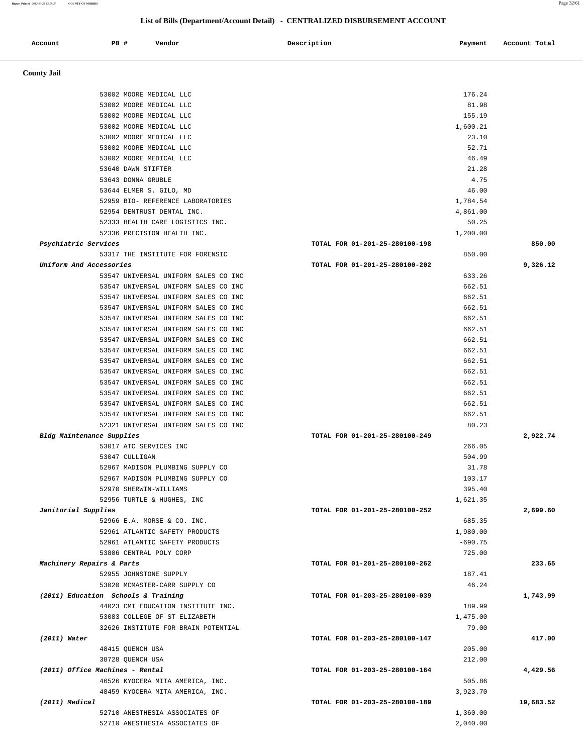## List of Bills (Department/Account Detail) - CENTRALIZED DISBURSEMENT ACCOUNT

| Account | PO # | Vendor | Description | Payment | Account Total |
|---|---|---|---|---|---|
| **County Jail** | | | | | |
| | 53002 | MOORE MEDICAL LLC | | 176.24 | |
| | 53002 | MOORE MEDICAL LLC | | 81.98 | |
| | 53002 | MOORE MEDICAL LLC | | 155.19 | |
| | 53002 | MOORE MEDICAL LLC | | 1,600.21 | |
| | 53002 | MOORE MEDICAL LLC | | 23.10 | |
| | 53002 | MOORE MEDICAL LLC | | 52.71 | |
| | 53002 | MOORE MEDICAL LLC | | 46.49 | |
| | 53640 | DAWN STIFTER | | 21.28 | |
| | 53643 | DONNA GRUBLE | | 4.75 | |
| | 53644 | ELMER S. GILO, MD | | 46.00 | |
| | 52959 | BIO- REFERENCE LABORATORIES | | 1,784.54 | |
| | 52954 | DENTRUST DENTAL INC. | | 4,861.00 | |
| | 52333 | HEALTH CARE LOGISTICS INC. | | 50.25 | |
| | 52336 | PRECISION HEALTH INC. | | 1,200.00 | |
| *Psychiatric Services* | | | TOTAL FOR 01-201-25-280100-198 | | 850.00 |
| | 53317 | THE INSTITUTE FOR FORENSIC | | 850.00 | |
| *Uniform And Accessories* | | | TOTAL FOR 01-201-25-280100-202 | | 9,326.12 |
| | 53547 | UNIVERSAL UNIFORM SALES CO INC | | 633.26 | |
| | 53547 | UNIVERSAL UNIFORM SALES CO INC | | 662.51 | |
| | 53547 | UNIVERSAL UNIFORM SALES CO INC | | 662.51 | |
| | 53547 | UNIVERSAL UNIFORM SALES CO INC | | 662.51 | |
| | 53547 | UNIVERSAL UNIFORM SALES CO INC | | 662.51 | |
| | 53547 | UNIVERSAL UNIFORM SALES CO INC | | 662.51 | |
| | 53547 | UNIVERSAL UNIFORM SALES CO INC | | 662.51 | |
| | 53547 | UNIVERSAL UNIFORM SALES CO INC | | 662.51 | |
| | 53547 | UNIVERSAL UNIFORM SALES CO INC | | 662.51 | |
| | 53547 | UNIVERSAL UNIFORM SALES CO INC | | 662.51 | |
| | 53547 | UNIVERSAL UNIFORM SALES CO INC | | 662.51 | |
| | 53547 | UNIVERSAL UNIFORM SALES CO INC | | 662.51 | |
| | 53547 | UNIVERSAL UNIFORM SALES CO INC | | 662.51 | |
| | 53547 | UNIVERSAL UNIFORM SALES CO INC | | 662.51 | |
| | 52321 | UNIVERSAL UNIFORM SALES CO INC | | 80.23 | |
| *Bldg Maintenance Supplies* | | | TOTAL FOR 01-201-25-280100-249 | | 2,922.74 |
| | 53017 | ATC SERVICES INC | | 266.05 | |
| | 53047 | CULLIGAN | | 504.99 | |
| | 52967 | MADISON PLUMBING SUPPLY CO | | 31.78 | |
| | 52967 | MADISON PLUMBING SUPPLY CO | | 103.17 | |
| | 52970 | SHERWIN-WILLIAMS | | 395.40 | |
| | 52956 | TURTLE & HUGHES, INC | | 1,621.35 | |
| *Janitorial Supplies* | | | TOTAL FOR 01-201-25-280100-252 | | 2,699.60 |
| | 52966 | E.A. MORSE & CO. INC. | | 685.35 | |
| | 52961 | ATLANTIC SAFETY PRODUCTS | | 1,980.00 | |
| | 52961 | ATLANTIC SAFETY PRODUCTS | | -690.75 | |
| | 53806 | CENTRAL POLY CORP | | 725.00 | |
| *Machinery Repairs & Parts* | | | TOTAL FOR 01-201-25-280100-262 | | 233.65 |
| | 52955 | JOHNSTONE SUPPLY | | 187.41 | |
| | 53020 | MCMASTER-CARR SUPPLY CO | | 46.24 | |
| *(2011) Education Schools & Training* | | | TOTAL FOR 01-203-25-280100-039 | | 1,743.99 |
| | 44023 | CMI EDUCATION INSTITUTE INC. | | 189.99 | |
| | 53083 | COLLEGE OF ST ELIZABETH | | 1,475.00 | |
| | 32626 | INSTITUTE FOR BRAIN POTENTIAL | | 79.00 | |
| *(2011) Water* | | | TOTAL FOR 01-203-25-280100-147 | | 417.00 |
| | 48415 | QUENCH USA | | 205.00 | |
| | 38728 | QUENCH USA | | 212.00 | |
| *(2011) Office Machines - Rental* | | | TOTAL FOR 01-203-25-280100-164 | | 4,429.56 |
| | 46526 | KYOCERA MITA AMERICA, INC. | | 505.86 | |
| | 48459 | KYOCERA MITA AMERICA, INC. | | 3,923.70 | |
| *(2011) Medical* | | | TOTAL FOR 01-203-25-280100-189 | | 19,683.52 |
| | 52710 | ANESTHESIA ASSOCIATES OF | | 1,360.00 | |
| | 52710 | ANESTHESIA ASSOCIATES OF | | 2,040.00 | |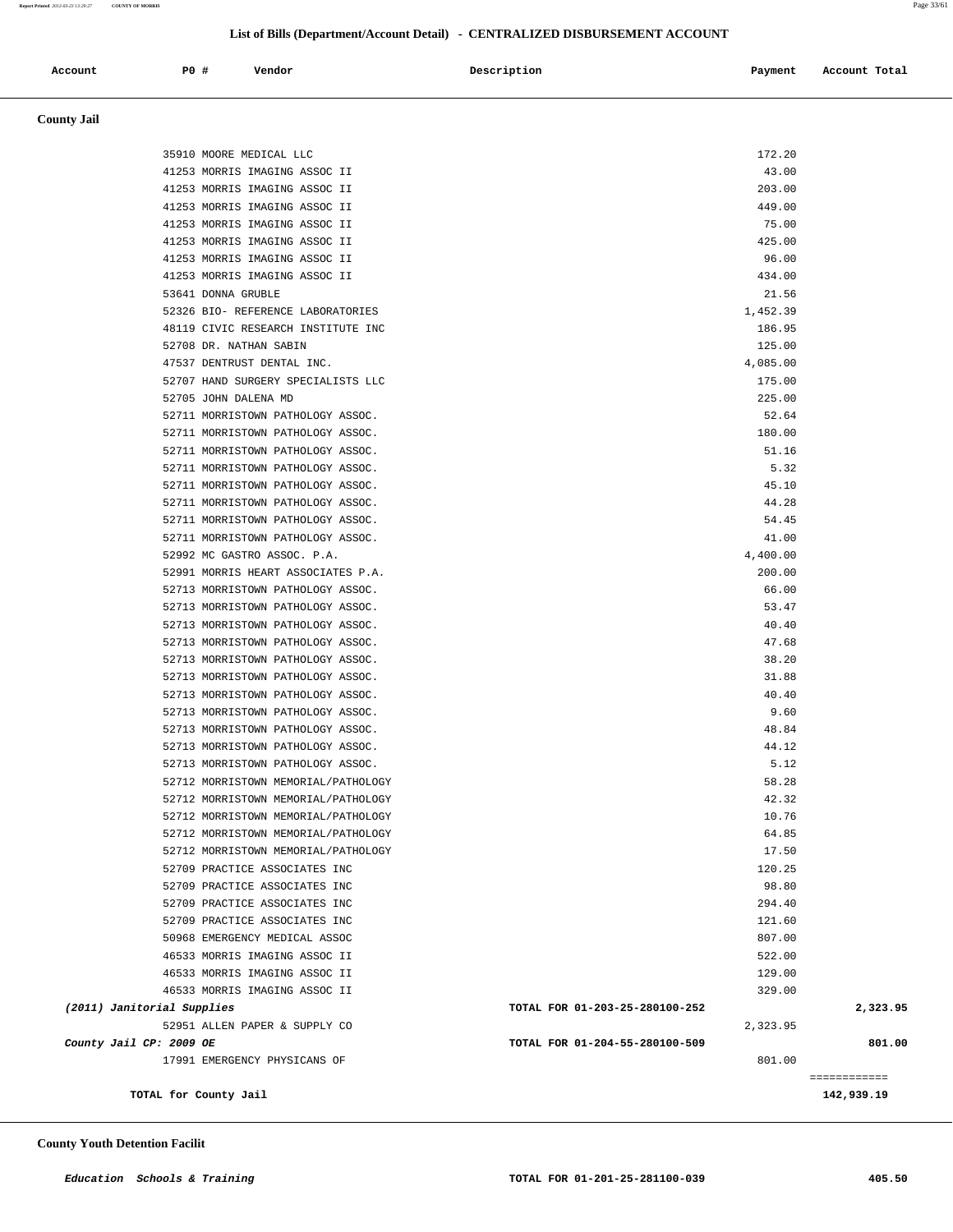## List of Bills (Department/Account Detail) - CENTRALIZED DISBURSEMENT ACCOUNT

| Account | PO # | Vendor | Description | Payment | Account Total |
|---|---|---|---|---|---|

**County Jail**

| Account | PO # | Vendor | Description | Payment | Account Total |
|---|---|---|---|---|---|
| | 35910 | MOORE MEDICAL LLC | | 172.20 | |
| | 41253 | MORRIS IMAGING ASSOC II | | 43.00 | |
| | 41253 | MORRIS IMAGING ASSOC II | | 203.00 | |
| | 41253 | MORRIS IMAGING ASSOC II | | 449.00 | |
| | 41253 | MORRIS IMAGING ASSOC II | | 75.00 | |
| | 41253 | MORRIS IMAGING ASSOC II | | 425.00 | |
| | 41253 | MORRIS IMAGING ASSOC II | | 96.00 | |
| | 41253 | MORRIS IMAGING ASSOC II | | 434.00 | |
| | 53641 | DONNA GRUBLE | | 21.56 | |
| | 52326 | BIO- REFERENCE LABORATORIES | | 1,452.39 | |
| | 48119 | CIVIC RESEARCH INSTITUTE INC | | 186.95 | |
| | 52708 | DR. NATHAN SABIN | | 125.00 | |
| | 47537 | DENTRUST DENTAL INC. | | 4,085.00 | |
| | 52707 | HAND SURGERY SPECIALISTS LLC | | 175.00 | |
| | 52705 | JOHN DALENA MD | | 225.00 | |
| | 52711 | MORRISTOWN PATHOLOGY ASSOC. | | 52.64 | |
| | 52711 | MORRISTOWN PATHOLOGY ASSOC. | | 180.00 | |
| | 52711 | MORRISTOWN PATHOLOGY ASSOC. | | 51.16 | |
| | 52711 | MORRISTOWN PATHOLOGY ASSOC. | | 5.32 | |
| | 52711 | MORRISTOWN PATHOLOGY ASSOC. | | 45.10 | |
| | 52711 | MORRISTOWN PATHOLOGY ASSOC. | | 44.28 | |
| | 52711 | MORRISTOWN PATHOLOGY ASSOC. | | 54.45 | |
| | 52711 | MORRISTOWN PATHOLOGY ASSOC. | | 41.00 | |
| | 52992 | MC GASTRO ASSOC. P.A. | | 4,400.00 | |
| | 52991 | MORRIS HEART ASSOCIATES P.A. | | 200.00 | |
| | 52713 | MORRISTOWN PATHOLOGY ASSOC. | | 66.00 | |
| | 52713 | MORRISTOWN PATHOLOGY ASSOC. | | 53.47 | |
| | 52713 | MORRISTOWN PATHOLOGY ASSOC. | | 40.40 | |
| | 52713 | MORRISTOWN PATHOLOGY ASSOC. | | 47.68 | |
| | 52713 | MORRISTOWN PATHOLOGY ASSOC. | | 38.20 | |
| | 52713 | MORRISTOWN PATHOLOGY ASSOC. | | 31.88 | |
| | 52713 | MORRISTOWN PATHOLOGY ASSOC. | | 40.40 | |
| | 52713 | MORRISTOWN PATHOLOGY ASSOC. | | 9.60 | |
| | 52713 | MORRISTOWN PATHOLOGY ASSOC. | | 48.84 | |
| | 52713 | MORRISTOWN PATHOLOGY ASSOC. | | 44.12 | |
| | 52713 | MORRISTOWN PATHOLOGY ASSOC. | | 5.12 | |
| | 52712 | MORRISTOWN MEMORIAL/PATHOLOGY | | 58.28 | |
| | 52712 | MORRISTOWN MEMORIAL/PATHOLOGY | | 42.32 | |
| | 52712 | MORRISTOWN MEMORIAL/PATHOLOGY | | 10.76 | |
| | 52712 | MORRISTOWN MEMORIAL/PATHOLOGY | | 64.85 | |
| | 52712 | MORRISTOWN MEMORIAL/PATHOLOGY | | 17.50 | |
| | 52709 | PRACTICE ASSOCIATES INC | | 120.25 | |
| | 52709 | PRACTICE ASSOCIATES INC | | 98.80 | |
| | 52709 | PRACTICE ASSOCIATES INC | | 294.40 | |
| | 52709 | PRACTICE ASSOCIATES INC | | 121.60 | |
| | 50968 | EMERGENCY MEDICAL ASSOC | | 807.00 | |
| | 46533 | MORRIS IMAGING ASSOC II | | 522.00 | |
| | 46533 | MORRIS IMAGING ASSOC II | | 129.00 | |
| | 46533 | MORRIS IMAGING ASSOC II | | 329.00 | |
| *(2011) Janitorial Supplies* | | | TOTAL FOR 01-203-25-280100-252 | | 2,323.95 |
| | 52951 | ALLEN PAPER & SUPPLY CO | | 2,323.95 | |
| *County Jail CP: 2009 OE* | | | TOTAL FOR 01-204-55-280100-509 | | 801.00 |
| | 17991 | EMERGENCY PHYSICANS OF | | 801.00 | |
| | | | | | ============ |
| **TOTAL for County Jail** | | | | | **142,939.19** |

**County Youth Detention Facilit**

| Account | PO # | Vendor | Description | Payment | Account Total |
|---|---|---|---|---|---|
| *Education Schools & Training* | | | TOTAL FOR 01-201-25-281100-039 | | 405.50 |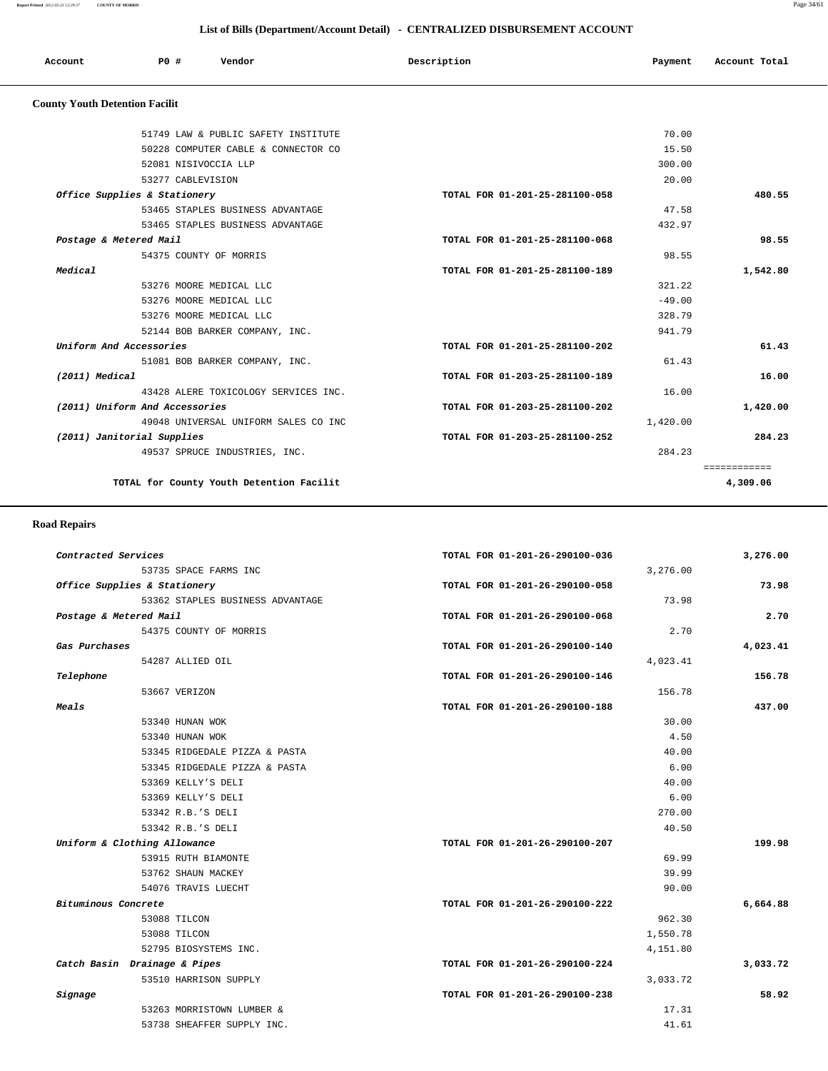## List of Bills (Department/Account Detail) - CENTRALIZED DISBURSEMENT ACCOUNT

| Account | PO # | Vendor | Description | Payment | Account Total |
|---|---|---|---|---|---|

### County Youth Detention Facilit

| Account | PO # | Vendor | Description | Payment | Account Total |
|---|---|---|---|---|---|
| | 51749 | LAW & PUBLIC SAFETY INSTITUTE | | 70.00 | |
| | 50228 | COMPUTER CABLE & CONNECTOR CO | | 15.50 | |
| | 52081 | NISIVOCCIA LLP | | 300.00 | |
| | 53277 | CABLEVISION | | 20.00 | |
| *Office Supplies & Stationery* | | | TOTAL FOR 01-201-25-281100-058 | | 480.55 |
| | 53465 | STAPLES BUSINESS ADVANTAGE | | 47.58 | |
| | 53465 | STAPLES BUSINESS ADVANTAGE | | 432.97 | |
| *Postage & Metered Mail* | | | TOTAL FOR 01-201-25-281100-068 | | 98.55 |
| | 54375 | COUNTY OF MORRIS | | 98.55 | |
| *Medical* | | | TOTAL FOR 01-201-25-281100-189 | | 1,542.80 |
| | 53276 | MOORE MEDICAL LLC | | 321.22 | |
| | 53276 | MOORE MEDICAL LLC | | -49.00 | |
| | 53276 | MOORE MEDICAL LLC | | 328.79 | |
| | 52144 | BOB BARKER COMPANY, INC. | | 941.79 | |
| *Uniform And Accessories* | | | TOTAL FOR 01-201-25-281100-202 | | 61.43 |
| | 51081 | BOB BARKER COMPANY, INC. | | 61.43 | |
| *(2011) Medical* | | | TOTAL FOR 01-203-25-281100-189 | | 16.00 |
| | 43428 | ALERE TOXICOLOGY SERVICES INC. | | 16.00 | |
| *(2011) Uniform And Accessories* | | | TOTAL FOR 01-203-25-281100-202 | | 1,420.00 |
| | 49048 | UNIVERSAL UNIFORM SALES CO INC | | 1,420.00 | |
| *(2011) Janitorial Supplies* | | | TOTAL FOR 01-203-25-281100-252 | | 284.23 |
| | 49537 | SPRUCE INDUSTRIES, INC. | | 284.23 | |
| | | **TOTAL for County Youth Detention Facilit** | | | **4,309.06** |

### Road Repairs

| Account | PO # | Vendor | Description | Payment | Account Total |
|---|---|---|---|---|---|
| *Contracted Services* | | | TOTAL FOR 01-201-26-290100-036 | | 3,276.00 |
| | 53735 | SPACE FARMS INC | | 3,276.00 | |
| *Office Supplies & Stationery* | | | TOTAL FOR 01-201-26-290100-058 | | 73.98 |
| | 53362 | STAPLES BUSINESS ADVANTAGE | | 73.98 | |
| *Postage & Metered Mail* | | | TOTAL FOR 01-201-26-290100-068 | | 2.70 |
| | 54375 | COUNTY OF MORRIS | | 2.70 | |
| *Gas Purchases* | | | TOTAL FOR 01-201-26-290100-140 | | 4,023.41 |
| | 54287 | ALLIED OIL | | 4,023.41 | |
| *Telephone* | | | TOTAL FOR 01-201-26-290100-146 | | 156.78 |
| | 53667 | VERIZON | | 156.78 | |
| *Meals* | | | TOTAL FOR 01-201-26-290100-188 | | 437.00 |
| | 53340 | HUNAN WOK | | 30.00 | |
| | 53340 | HUNAN WOK | | 4.50 | |
| | 53345 | RIDGEDALE PIZZA & PASTA | | 40.00 | |
| | 53345 | RIDGEDALE PIZZA & PASTA | | 6.00 | |
| | 53369 | KELLY'S DELI | | 40.00 | |
| | 53369 | KELLY'S DELI | | 6.00 | |
| | 53342 | R.B.'S DELI | | 270.00 | |
| | 53342 | R.B.'S DELI | | 40.50 | |
| *Uniform & Clothing Allowance* | | | TOTAL FOR 01-201-26-290100-207 | | 199.98 |
| | 53915 | RUTH BIAMONTE | | 69.99 | |
| | 53762 | SHAUN MACKEY | | 39.99 | |
| | 54076 | TRAVIS LUECHT | | 90.00 | |
| *Bituminous Concrete* | | | TOTAL FOR 01-201-26-290100-222 | | 6,664.88 |
| | 53088 | TILCON | | 962.30 | |
| | 53088 | TILCON | | 1,550.78 | |
| | 52795 | BIOSYSTEMS INC. | | 4,151.80 | |
| *Catch Basin Drainage & Pipes* | | | TOTAL FOR 01-201-26-290100-224 | | 3,033.72 |
| | 53510 | HARRISON SUPPLY | | 3,033.72 | |
| *Signage* | | | TOTAL FOR 01-201-26-290100-238 | | 58.92 |
| | 53263 | MORRISTOWN LUMBER & | | 17.31 | |
| | 53738 | SHEAFFER SUPPLY INC. | | 41.61 | |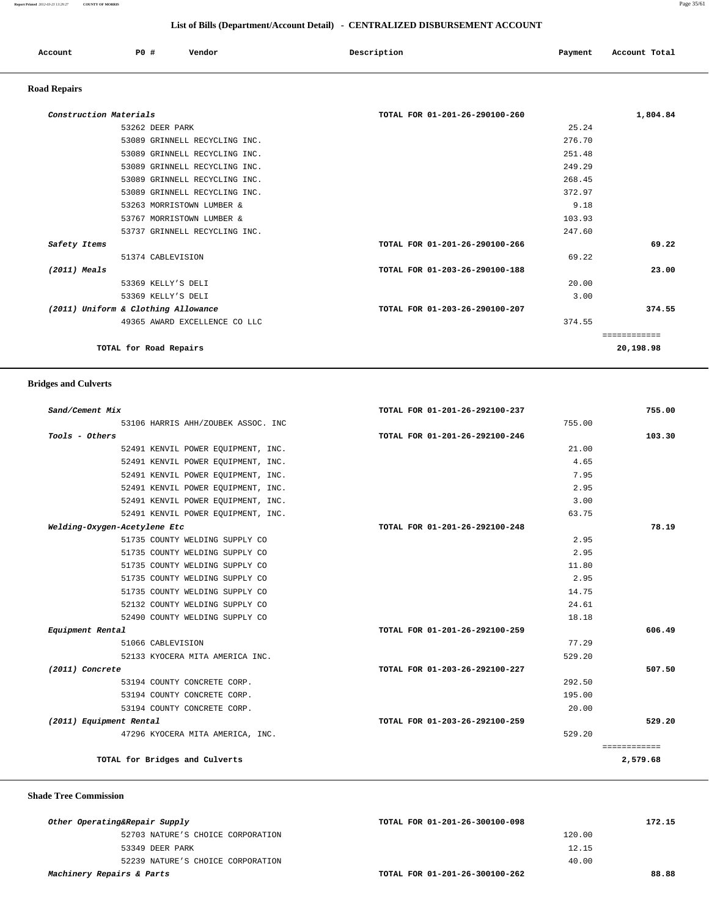## List of Bills (Department/Account Detail) - CENTRALIZED DISBURSEMENT ACCOUNT

| Account | PO # | Vendor | Description | Payment | Account Total |
|---|---|---|---|---|---|

### Road Repairs

| Account | PO # | Vendor | Description | Payment | Account Total |
|---|---|---|---|---|---|
| *Construction Materials* | | | TOTAL FOR 01-201-26-290100-260 | | 1,804.84 |
| | 53262 | DEER PARK | | 25.24 | |
| | 53089 | GRINNELL RECYCLING INC. | | 276.70 | |
| | 53089 | GRINNELL RECYCLING INC. | | 251.48 | |
| | 53089 | GRINNELL RECYCLING INC. | | 249.29 | |
| | 53089 | GRINNELL RECYCLING INC. | | 268.45 | |
| | 53089 | GRINNELL RECYCLING INC. | | 372.97 | |
| | 53263 | MORRISTOWN LUMBER & | | 9.18 | |
| | 53767 | MORRISTOWN LUMBER & | | 103.93 | |
| | 53737 | GRINNELL RECYCLING INC. | | 247.60 | |
| *Safety Items* | | | TOTAL FOR 01-201-26-290100-266 | | 69.22 |
| | 51374 | CABLEVISION | | 69.22 | |
| *(2011) Meals* | | | TOTAL FOR 01-203-26-290100-188 | | 23.00 |
| | 53369 | KELLY'S DELI | | 20.00 | |
| | 53369 | KELLY'S DELI | | 3.00 | |
| *(2011) Uniform & Clothing Allowance* | | | TOTAL FOR 01-203-26-290100-207 | | 374.55 |
| | 49365 | AWARD EXCELLENCE CO LLC | | 374.55 | |
| | | | | | ============ |
| **TOTAL for Road Repairs** | | | | | **20,198.98** |

### Bridges and Culverts

| Account | PO # | Vendor | Description | Payment | Account Total |
|---|---|---|---|---|---|
| *Sand/Cement Mix* | | | TOTAL FOR 01-201-26-292100-237 | | 755.00 |
| | 53106 | HARRIS AHH/ZOUBEK ASSOC. INC | | 755.00 | |
| *Tools - Others* | | | TOTAL FOR 01-201-26-292100-246 | | 103.30 |
| | 52491 | KENVIL POWER EQUIPMENT, INC. | | 21.00 | |
| | 52491 | KENVIL POWER EQUIPMENT, INC. | | 4.65 | |
| | 52491 | KENVIL POWER EQUIPMENT, INC. | | 7.95 | |
| | 52491 | KENVIL POWER EQUIPMENT, INC. | | 2.95 | |
| | 52491 | KENVIL POWER EQUIPMENT, INC. | | 3.00 | |
| | 52491 | KENVIL POWER EQUIPMENT, INC. | | 63.75 | |
| *Welding-Oxygen-Acetylene Etc* | | | TOTAL FOR 01-201-26-292100-248 | | 78.19 |
| | 51735 | COUNTY WELDING SUPPLY CO | | 2.95 | |
| | 51735 | COUNTY WELDING SUPPLY CO | | 2.95 | |
| | 51735 | COUNTY WELDING SUPPLY CO | | 11.80 | |
| | 51735 | COUNTY WELDING SUPPLY CO | | 2.95 | |
| | 51735 | COUNTY WELDING SUPPLY CO | | 14.75 | |
| | 52132 | COUNTY WELDING SUPPLY CO | | 24.61 | |
| | 52490 | COUNTY WELDING SUPPLY CO | | 18.18 | |
| *Equipment Rental* | | | TOTAL FOR 01-201-26-292100-259 | | 606.49 |
| | 51066 | CABLEVISION | | 77.29 | |
| | 52133 | KYOCERA MITA AMERICA INC. | | 529.20 | |
| *(2011) Concrete* | | | TOTAL FOR 01-203-26-292100-227 | | 507.50 |
| | 53194 | COUNTY CONCRETE CORP. | | 292.50 | |
| | 53194 | COUNTY CONCRETE CORP. | | 195.00 | |
| | 53194 | COUNTY CONCRETE CORP. | | 20.00 | |
| *(2011) Equipment Rental* | | | TOTAL FOR 01-203-26-292100-259 | | 529.20 |
| | 47296 | KYOCERA MITA AMERICA, INC. | | 529.20 | |
| | | | | | ============ |
| **TOTAL for Bridges and Culverts** | | | | | **2,579.68** |

### Shade Tree Commission

| Account | PO # | Vendor | Description | Payment | Account Total |
|---|---|---|---|---|---|
| *Other Operating&Repair Supply* | | | TOTAL FOR 01-201-26-300100-098 | | 172.15 |
| | 52703 | NATURE'S CHOICE CORPORATION | | 120.00 | |
| | 53349 | DEER PARK | | 12.15 | |
| | 52239 | NATURE'S CHOICE CORPORATION | | 40.00 | |
| *Machinery Repairs & Parts* | | | TOTAL FOR 01-201-26-300100-262 | | 88.88 |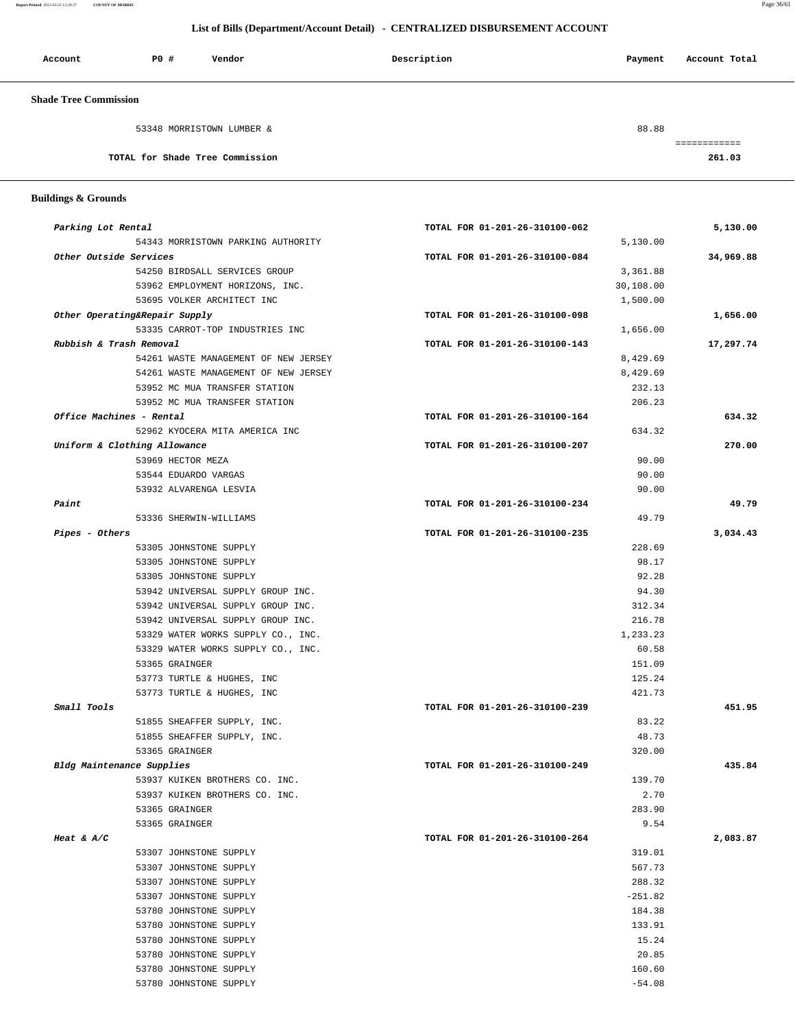## List of Bills (Department/Account Detail) - CENTRALIZED DISBURSEMENT ACCOUNT

| Account | PO # | Vendor | Description | Payment | Account Total |
|---|---|---|---|---|---|

### Shade Tree Commission

| Account | PO # | Vendor | Description | Payment | Account Total |
|---|---|---|---|---|---|
| | 53348 | MORRISTOWN LUMBER & | | 88.88 | |
| TOTAL for Shade Tree Commission | | | | | 261.03 |

### Buildings & Grounds

| Account | PO # | Vendor | Description | Payment | Account Total |
|---|---|---|---|---|---|
| *Parking Lot Rental* | | | TOTAL FOR 01-201-26-310100-062 | | 5,130.00 |
| | 54343 | MORRISTOWN PARKING AUTHORITY | | 5,130.00 | |
| *Other Outside Services* | | | TOTAL FOR 01-201-26-310100-084 | | 34,969.88 |
| | 54250 | BIRDSALL SERVICES GROUP | | 3,361.88 | |
| | 53962 | EMPLOYMENT HORIZONS, INC. | | 30,108.00 | |
| | 53695 | VOLKER ARCHITECT INC | | 1,500.00 | |
| *Other Operating&Repair Supply* | | | TOTAL FOR 01-201-26-310100-098 | | 1,656.00 |
| | 53335 | CARROT-TOP INDUSTRIES INC | | 1,656.00 | |
| *Rubbish & Trash Removal* | | | TOTAL FOR 01-201-26-310100-143 | | 17,297.74 |
| | 54261 | WASTE MANAGEMENT OF NEW JERSEY | | 8,429.69 | |
| | 54261 | WASTE MANAGEMENT OF NEW JERSEY | | 8,429.69 | |
| | 53952 | MC MUA TRANSFER STATION | | 232.13 | |
| | 53952 | MC MUA TRANSFER STATION | | 206.23 | |
| *Office Machines - Rental* | | | TOTAL FOR 01-201-26-310100-164 | | 634.32 |
| | 52962 | KYOCERA MITA AMERICA INC | | 634.32 | |
| *Uniform & Clothing Allowance* | | | TOTAL FOR 01-201-26-310100-207 | | 270.00 |
| | 53969 | HECTOR MEZA | | 90.00 | |
| | 53544 | EDUARDO VARGAS | | 90.00 | |
| | 53932 | ALVARENGA LESVIA | | 90.00 | |
| *Paint* | | | TOTAL FOR 01-201-26-310100-234 | | 49.79 |
| | 53336 | SHERWIN-WILLIAMS | | 49.79 | |
| *Pipes - Others* | | | TOTAL FOR 01-201-26-310100-235 | | 3,034.43 |
| | 53305 | JOHNSTONE SUPPLY | | 228.69 | |
| | 53305 | JOHNSTONE SUPPLY | | 98.17 | |
| | 53305 | JOHNSTONE SUPPLY | | 92.28 | |
| | 53942 | UNIVERSAL SUPPLY GROUP INC. | | 94.30 | |
| | 53942 | UNIVERSAL SUPPLY GROUP INC. | | 312.34 | |
| | 53942 | UNIVERSAL SUPPLY GROUP INC. | | 216.78 | |
| | 53329 | WATER WORKS SUPPLY CO., INC. | | 1,233.23 | |
| | 53329 | WATER WORKS SUPPLY CO., INC. | | 60.58 | |
| | 53365 | GRAINGER | | 151.09 | |
| | 53773 | TURTLE & HUGHES, INC | | 125.24 | |
| | 53773 | TURTLE & HUGHES, INC | | 421.73 | |
| *Small Tools* | | | TOTAL FOR 01-201-26-310100-239 | | 451.95 |
| | 51855 | SHEAFFER SUPPLY, INC. | | 83.22 | |
| | 51855 | SHEAFFER SUPPLY, INC. | | 48.73 | |
| | 53365 | GRAINGER | | 320.00 | |
| *Bldg Maintenance Supplies* | | | TOTAL FOR 01-201-26-310100-249 | | 435.84 |
| | 53937 | KUIKEN BROTHERS CO. INC. | | 139.70 | |
| | 53937 | KUIKEN BROTHERS CO. INC. | | 2.70 | |
| | 53365 | GRAINGER | | 283.90 | |
| | 53365 | GRAINGER | | 9.54 | |
| *Heat & A/C* | | | TOTAL FOR 01-201-26-310100-264 | | 2,083.87 |
| | 53307 | JOHNSTONE SUPPLY | | 319.01 | |
| | 53307 | JOHNSTONE SUPPLY | | 567.73 | |
| | 53307 | JOHNSTONE SUPPLY | | 288.32 | |
| | 53307 | JOHNSTONE SUPPLY | | -251.82 | |
| | 53780 | JOHNSTONE SUPPLY | | 184.38 | |
| | 53780 | JOHNSTONE SUPPLY | | 133.91 | |
| | 53780 | JOHNSTONE SUPPLY | | 15.24 | |
| | 53780 | JOHNSTONE SUPPLY | | 20.85 | |
| | 53780 | JOHNSTONE SUPPLY | | 160.60 | |
| | 53780 | JOHNSTONE SUPPLY | | -54.08 | |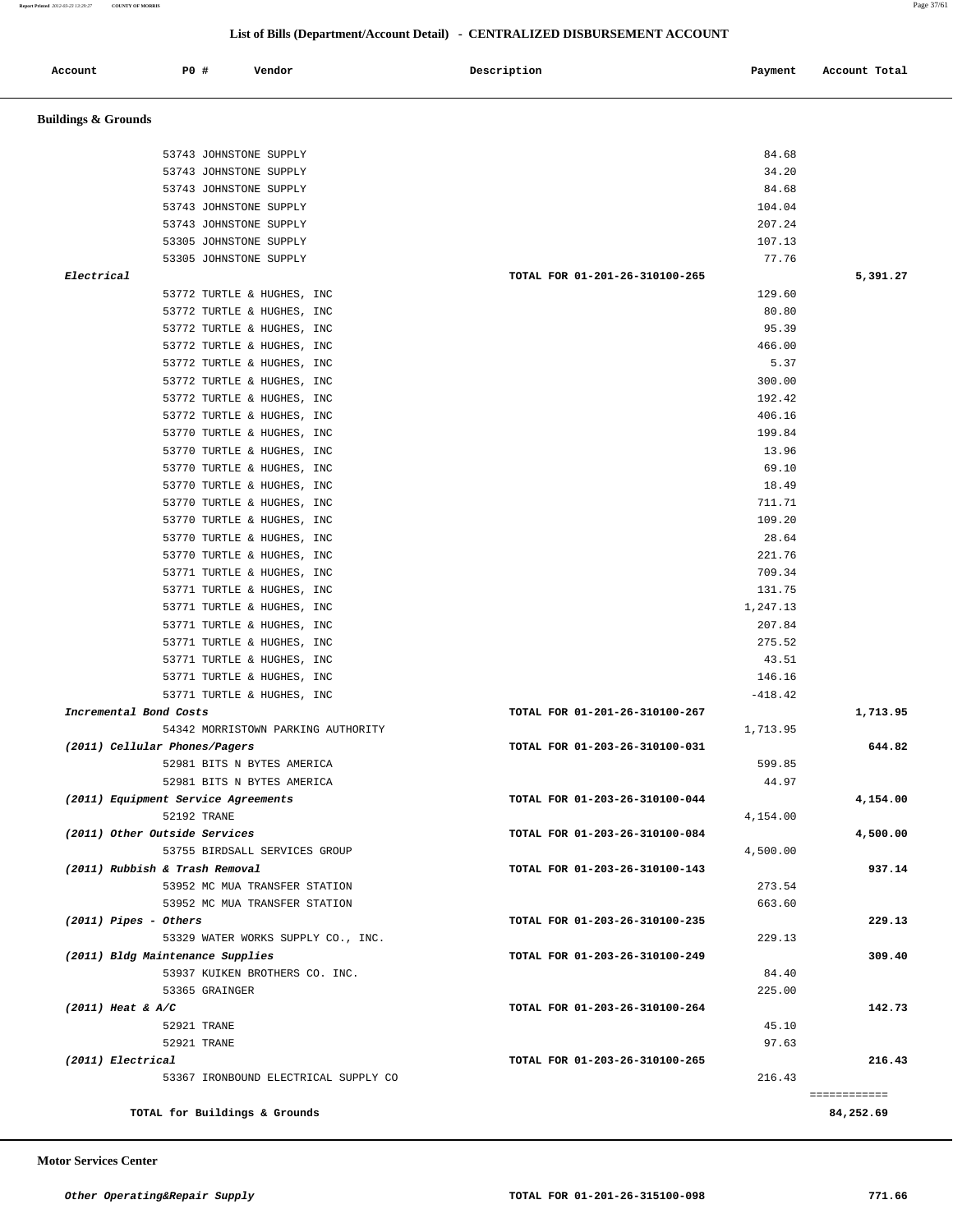## List of Bills (Department/Account Detail) - CENTRALIZED DISBURSEMENT ACCOUNT

| Account | PO # | Vendor | Description | Payment | Account Total |
|---|---|---|---|---|---|
| **Buildings & Grounds** | | | | | |
| | 53743 | JOHNSTONE SUPPLY | | 84.68 | |
| | 53743 | JOHNSTONE SUPPLY | | 34.20 | |
| | 53743 | JOHNSTONE SUPPLY | | 84.68 | |
| | 53743 | JOHNSTONE SUPPLY | | 104.04 | |
| | 53743 | JOHNSTONE SUPPLY | | 207.24 | |
| | 53305 | JOHNSTONE SUPPLY | | 107.13 | |
| | 53305 | JOHNSTONE SUPPLY | | 77.76 | |
| *Electrical* | | | TOTAL FOR 01-201-26-310100-265 | | 5,391.27 |
| | 53772 | TURTLE & HUGHES, INC | | 129.60 | |
| | 53772 | TURTLE & HUGHES, INC | | 80.80 | |
| | 53772 | TURTLE & HUGHES, INC | | 95.39 | |
| | 53772 | TURTLE & HUGHES, INC | | 466.00 | |
| | 53772 | TURTLE & HUGHES, INC | | 5.37 | |
| | 53772 | TURTLE & HUGHES, INC | | 300.00 | |
| | 53772 | TURTLE & HUGHES, INC | | 192.42 | |
| | 53772 | TURTLE & HUGHES, INC | | 406.16 | |
| | 53770 | TURTLE & HUGHES, INC | | 199.84 | |
| | 53770 | TURTLE & HUGHES, INC | | 13.96 | |
| | 53770 | TURTLE & HUGHES, INC | | 69.10 | |
| | 53770 | TURTLE & HUGHES, INC | | 18.49 | |
| | 53770 | TURTLE & HUGHES, INC | | 711.71 | |
| | 53770 | TURTLE & HUGHES, INC | | 109.20 | |
| | 53770 | TURTLE & HUGHES, INC | | 28.64 | |
| | 53770 | TURTLE & HUGHES, INC | | 221.76 | |
| | 53771 | TURTLE & HUGHES, INC | | 709.34 | |
| | 53771 | TURTLE & HUGHES, INC | | 131.75 | |
| | 53771 | TURTLE & HUGHES, INC | | 1,247.13 | |
| | 53771 | TURTLE & HUGHES, INC | | 207.84 | |
| | 53771 | TURTLE & HUGHES, INC | | 275.52 | |
| | 53771 | TURTLE & HUGHES, INC | | 43.51 | |
| | 53771 | TURTLE & HUGHES, INC | | 146.16 | |
| | 53771 | TURTLE & HUGHES, INC | | -418.42 | |
| *Incremental Bond Costs* | | | TOTAL FOR 01-201-26-310100-267 | | 1,713.95 |
| | 54342 | MORRISTOWN PARKING AUTHORITY | | 1,713.95 | |
| *(2011) Cellular Phones/Pagers* | | | TOTAL FOR 01-203-26-310100-031 | | 644.82 |
| | 52981 | BITS N BYTES AMERICA | | 599.85 | |
| | 52981 | BITS N BYTES AMERICA | | 44.97 | |
| *(2011) Equipment Service Agreements* | | | TOTAL FOR 01-203-26-310100-044 | | 4,154.00 |
| | 52192 | TRANE | | 4,154.00 | |
| *(2011) Other Outside Services* | | | TOTAL FOR 01-203-26-310100-084 | | 4,500.00 |
| | 53755 | BIRDSALL SERVICES GROUP | | 4,500.00 | |
| *(2011) Rubbish & Trash Removal* | | | TOTAL FOR 01-203-26-310100-143 | | 937.14 |
| | 53952 | MC MUA TRANSFER STATION | | 273.54 | |
| | 53952 | MC MUA TRANSFER STATION | | 663.60 | |
| *(2011) Pipes - Others* | | | TOTAL FOR 01-203-26-310100-235 | | 229.13 |
| | 53329 | WATER WORKS SUPPLY CO., INC. | | 229.13 | |
| *(2011) Bldg Maintenance Supplies* | | | TOTAL FOR 01-203-26-310100-249 | | 309.40 |
| | 53937 | KUIKEN BROTHERS CO. INC. | | 84.40 | |
| | 53365 | GRAINGER | | 225.00 | |
| *(2011) Heat & A/C* | | | TOTAL FOR 01-203-26-310100-264 | | 142.73 |
| | 52921 | TRANE | | 45.10 | |
| | 52921 | TRANE | | 97.63 | |
| *(2011) Electrical* | | | TOTAL FOR 01-203-26-310100-265 | | 216.43 |
| | 53367 | IRONBOUND ELECTRICAL SUPPLY CO | | 216.43 | |
| **TOTAL for Buildings & Grounds** | | | | | 84,252.69 |

| Account | PO # | Vendor | Description | Payment | Account Total |
|---|---|---|---|---|---|
| **Motor Services Center** | | | | | |
| *Other Operating&Repair Supply* | | | TOTAL FOR 01-201-26-315100-098 | | 771.66 |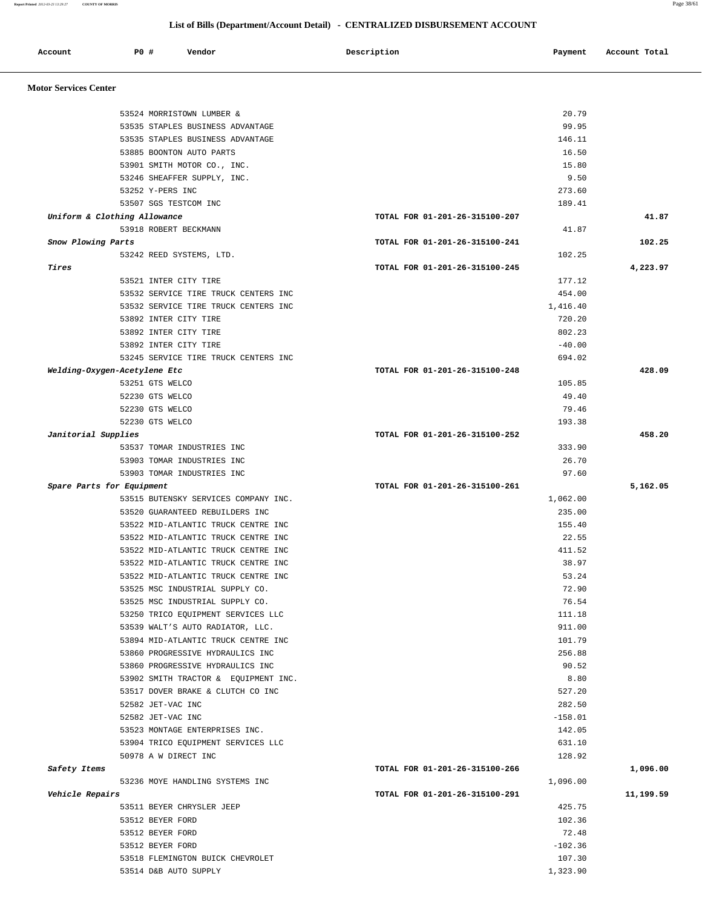## List of Bills (Department/Account Detail) - CENTRALIZED DISBURSEMENT ACCOUNT

| Account | PO # | Vendor | Description | Payment | Account Total |
|---|---|---|---|---|---|
| **Motor Services Center** | | | | | |
| | 53524 | MORRISTOWN LUMBER & | | 20.79 | |
| | 53535 | STAPLES BUSINESS ADVANTAGE | | 99.95 | |
| | 53535 | STAPLES BUSINESS ADVANTAGE | | 146.11 | |
| | 53885 | BOONTON AUTO PARTS | | 16.50 | |
| | 53901 | SMITH MOTOR CO., INC. | | 15.80 | |
| | 53246 | SHEAFFER SUPPLY, INC. | | 9.50 | |
| | 53252 | Y-PERS INC | | 273.60 | |
| | 53507 | SGS TESTCOM INC | | 189.41 | |
| *Uniform & Clothing Allowance* | | | TOTAL FOR 01-201-26-315100-207 | | 41.87 |
| | 53918 | ROBERT BECKMANN | | 41.87 | |
| *Snow Plowing Parts* | | | TOTAL FOR 01-201-26-315100-241 | | 102.25 |
| | 53242 | REED SYSTEMS, LTD. | | 102.25 | |
| *Tires* | | | TOTAL FOR 01-201-26-315100-245 | | 4,223.97 |
| | 53521 | INTER CITY TIRE | | 177.12 | |
| | 53532 | SERVICE TIRE TRUCK CENTERS INC | | 454.00 | |
| | 53532 | SERVICE TIRE TRUCK CENTERS INC | | 1,416.40 | |
| | 53892 | INTER CITY TIRE | | 720.20 | |
| | 53892 | INTER CITY TIRE | | 802.23 | |
| | 53892 | INTER CITY TIRE | | -40.00 | |
| | 53245 | SERVICE TIRE TRUCK CENTERS INC | | 694.02 | |
| *Welding-Oxygen-Acetylene Etc* | | | TOTAL FOR 01-201-26-315100-248 | | 428.09 |
| | 53251 | GTS WELCO | | 105.85 | |
| | 52230 | GTS WELCO | | 49.40 | |
| | 52230 | GTS WELCO | | 79.46 | |
| | 52230 | GTS WELCO | | 193.38 | |
| *Janitorial Supplies* | | | TOTAL FOR 01-201-26-315100-252 | | 458.20 |
| | 53537 | TOMAR INDUSTRIES INC | | 333.90 | |
| | 53903 | TOMAR INDUSTRIES INC | | 26.70 | |
| | 53903 | TOMAR INDUSTRIES INC | | 97.60 | |
| *Spare Parts for Equipment* | | | TOTAL FOR 01-201-26-315100-261 | | 5,162.05 |
| | 53515 | BUTENSKY SERVICES COMPANY INC. | | 1,062.00 | |
| | 53520 | GUARANTEED REBUILDERS INC | | 235.00 | |
| | 53522 | MID-ATLANTIC TRUCK CENTRE INC | | 155.40 | |
| | 53522 | MID-ATLANTIC TRUCK CENTRE INC | | 22.55 | |
| | 53522 | MID-ATLANTIC TRUCK CENTRE INC | | 411.52 | |
| | 53522 | MID-ATLANTIC TRUCK CENTRE INC | | 38.97 | |
| | 53522 | MID-ATLANTIC TRUCK CENTRE INC | | 53.24 | |
| | 53525 | MSC INDUSTRIAL SUPPLY CO. | | 72.90 | |
| | 53525 | MSC INDUSTRIAL SUPPLY CO. | | 76.54 | |
| | 53250 | TRICO EQUIPMENT SERVICES LLC | | 111.18 | |
| | 53539 | WALT'S AUTO RADIATOR, LLC. | | 911.00 | |
| | 53894 | MID-ATLANTIC TRUCK CENTRE INC | | 101.79 | |
| | 53860 | PROGRESSIVE HYDRAULICS INC | | 256.88 | |
| | 53860 | PROGRESSIVE HYDRAULICS INC | | 90.52 | |
| | 53902 | SMITH TRACTOR & EQUIPMENT INC. | | 8.80 | |
| | 53517 | DOVER BRAKE & CLUTCH CO INC | | 527.20 | |
| | 52582 | JET-VAC INC | | 282.50 | |
| | 52582 | JET-VAC INC | | -158.01 | |
| | 53523 | MONTAGE ENTERPRISES INC. | | 142.05 | |
| | 53904 | TRICO EQUIPMENT SERVICES LLC | | 631.10 | |
| | 50978 | A W DIRECT INC | | 128.92 | |
| *Safety Items* | | | TOTAL FOR 01-201-26-315100-266 | | 1,096.00 |
| | 53236 | MOYE HANDLING SYSTEMS INC | | 1,096.00 | |
| *Vehicle Repairs* | | | TOTAL FOR 01-201-26-315100-291 | | 11,199.59 |
| | 53511 | BEYER CHRYSLER JEEP | | 425.75 | |
| | 53512 | BEYER FORD | | 102.36 | |
| | 53512 | BEYER FORD | | 72.48 | |
| | 53512 | BEYER FORD | | -102.36 | |
| | 53518 | FLEMINGTON BUICK CHEVROLET | | 107.30 | |
| | 53514 | D&B AUTO SUPPLY | | 1,323.90 | |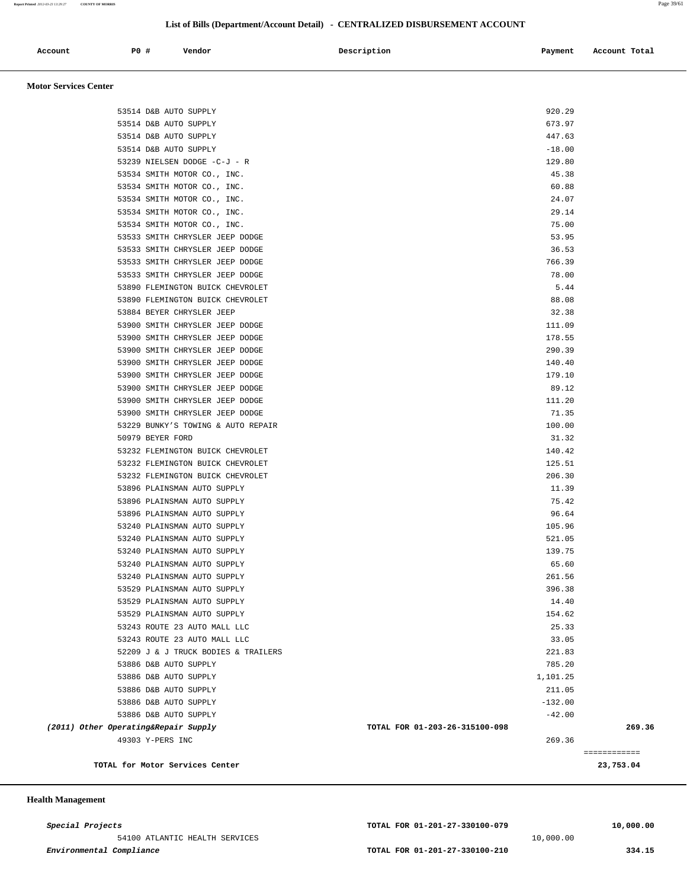## List of Bills (Department/Account Detail) - CENTRALIZED DISBURSEMENT ACCOUNT

| Account | PO # | Vendor | Description | Payment | Account Total |
|---|---|---|---|---|---|

### Motor Services Center

| Account | PO # | Vendor | Description | Payment | Account Total |
|---|---|---|---|---|---|
| | 53514 | D&B AUTO SUPPLY | | 920.29 | |
| | 53514 | D&B AUTO SUPPLY | | 673.97 | |
| | 53514 | D&B AUTO SUPPLY | | 447.63 | |
| | 53514 | D&B AUTO SUPPLY | | -18.00 | |
| | 53239 | NIELSEN DODGE -C-J - R | | 129.80 | |
| | 53534 | SMITH MOTOR CO., INC. | | 45.38 | |
| | 53534 | SMITH MOTOR CO., INC. | | 60.88 | |
| | 53534 | SMITH MOTOR CO., INC. | | 24.07 | |
| | 53534 | SMITH MOTOR CO., INC. | | 29.14 | |
| | 53534 | SMITH MOTOR CO., INC. | | 75.00 | |
| | 53533 | SMITH CHRYSLER JEEP DODGE | | 53.95 | |
| | 53533 | SMITH CHRYSLER JEEP DODGE | | 36.53 | |
| | 53533 | SMITH CHRYSLER JEEP DODGE | | 766.39 | |
| | 53533 | SMITH CHRYSLER JEEP DODGE | | 78.00 | |
| | 53890 | FLEMINGTON BUICK CHEVROLET | | 5.44 | |
| | 53890 | FLEMINGTON BUICK CHEVROLET | | 88.08 | |
| | 53884 | BEYER CHRYSLER JEEP | | 32.38 | |
| | 53900 | SMITH CHRYSLER JEEP DODGE | | 111.09 | |
| | 53900 | SMITH CHRYSLER JEEP DODGE | | 178.55 | |
| | 53900 | SMITH CHRYSLER JEEP DODGE | | 290.39 | |
| | 53900 | SMITH CHRYSLER JEEP DODGE | | 140.40 | |
| | 53900 | SMITH CHRYSLER JEEP DODGE | | 179.10 | |
| | 53900 | SMITH CHRYSLER JEEP DODGE | | 89.12 | |
| | 53900 | SMITH CHRYSLER JEEP DODGE | | 111.20 | |
| | 53900 | SMITH CHRYSLER JEEP DODGE | | 71.35 | |
| | 53229 | BUNKY'S TOWING & AUTO REPAIR | | 100.00 | |
| | 50979 | BEYER FORD | | 31.32 | |
| | 53232 | FLEMINGTON BUICK CHEVROLET | | 140.42 | |
| | 53232 | FLEMINGTON BUICK CHEVROLET | | 125.51 | |
| | 53232 | FLEMINGTON BUICK CHEVROLET | | 206.30 | |
| | 53896 | PLAINSMAN AUTO SUPPLY | | 11.39 | |
| | 53896 | PLAINSMAN AUTO SUPPLY | | 75.42 | |
| | 53896 | PLAINSMAN AUTO SUPPLY | | 96.64 | |
| | 53240 | PLAINSMAN AUTO SUPPLY | | 105.96 | |
| | 53240 | PLAINSMAN AUTO SUPPLY | | 521.05 | |
| | 53240 | PLAINSMAN AUTO SUPPLY | | 139.75 | |
| | 53240 | PLAINSMAN AUTO SUPPLY | | 65.60 | |
| | 53240 | PLAINSMAN AUTO SUPPLY | | 261.56 | |
| | 53529 | PLAINSMAN AUTO SUPPLY | | 396.38 | |
| | 53529 | PLAINSMAN AUTO SUPPLY | | 14.40 | |
| | 53529 | PLAINSMAN AUTO SUPPLY | | 154.62 | |
| | 53243 | ROUTE 23 AUTO MALL LLC | | 25.33 | |
| | 53243 | ROUTE 23 AUTO MALL LLC | | 33.05 | |
| | 52209 | J & J TRUCK BODIES & TRAILERS | | 221.83 | |
| | 53886 | D&B AUTO SUPPLY | | 785.20 | |
| | 53886 | D&B AUTO SUPPLY | | 1,101.25 | |
| | 53886 | D&B AUTO SUPPLY | | 211.05 | |
| | 53886 | D&B AUTO SUPPLY | | -132.00 | |
| | 53886 | D&B AUTO SUPPLY | | -42.00 | |
| *(2011) Other Operating&Repair Supply* | | | TOTAL FOR 01-203-26-315100-098 | | 269.36 |
| | 49303 | Y-PERS INC | | 269.36 | |
| | | | | | ============ |
| **TOTAL for Motor Services Center** | | | | | **23,753.04** |

### Health Management

| Account | PO # | Vendor | Description | Payment | Account Total |
|---|---|---|---|---|---|
| *Special Projects* | | | TOTAL FOR 01-201-27-330100-079 | | 10,000.00 |
| | 54100 | ATLANTIC HEALTH SERVICES | | 10,000.00 | |
| *Environmental Compliance* | | | TOTAL FOR 01-201-27-330100-210 | | 334.15 |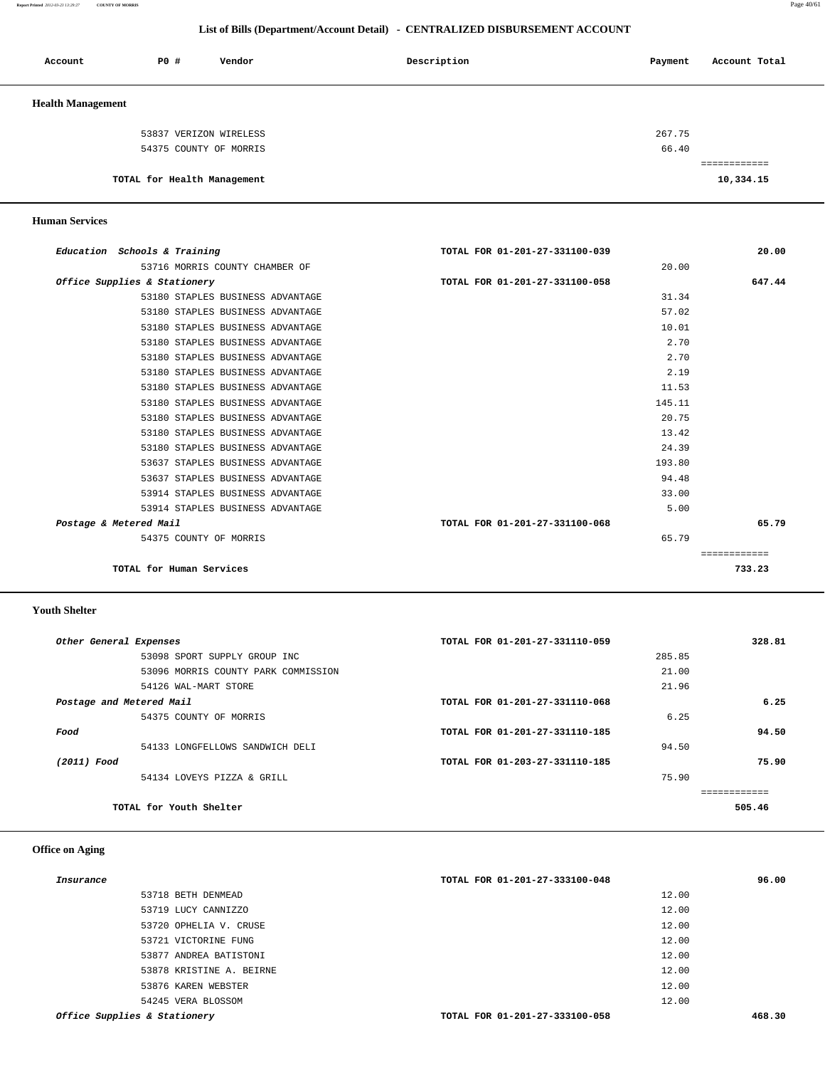## List of Bills (Department/Account Detail) - CENTRALIZED DISBURSEMENT ACCOUNT

| Account | PO # | Vendor | Description | Payment | Account Total |
|---|---|---|---|---|---|

### Health Management

| Account | PO # | Vendor | Description | Payment | Account Total |
|---|---|---|---|---|---|
| | 53837 | VERIZON WIRELESS | | 267.75 | |
| | 54375 | COUNTY OF MORRIS | | 66.40 | |
| | | TOTAL for Health Management | | | 10,334.15 |

### Human Services

| Account | PO # | Vendor | Description | Payment | Account Total |
|---|---|---|---|---|---|
| *Education Schools & Training* | | | TOTAL FOR 01-201-27-331100-039 | | 20.00 |
| | 53716 | MORRIS COUNTY CHAMBER OF | | 20.00 | |
| *Office Supplies & Stationery* | | | TOTAL FOR 01-201-27-331100-058 | | 647.44 |
| | 53180 | STAPLES BUSINESS ADVANTAGE | | 31.34 | |
| | 53180 | STAPLES BUSINESS ADVANTAGE | | 57.02 | |
| | 53180 | STAPLES BUSINESS ADVANTAGE | | 10.01 | |
| | 53180 | STAPLES BUSINESS ADVANTAGE | | 2.70 | |
| | 53180 | STAPLES BUSINESS ADVANTAGE | | 2.70 | |
| | 53180 | STAPLES BUSINESS ADVANTAGE | | 2.19 | |
| | 53180 | STAPLES BUSINESS ADVANTAGE | | 11.53 | |
| | 53180 | STAPLES BUSINESS ADVANTAGE | | 145.11 | |
| | 53180 | STAPLES BUSINESS ADVANTAGE | | 20.75 | |
| | 53180 | STAPLES BUSINESS ADVANTAGE | | 13.42 | |
| | 53180 | STAPLES BUSINESS ADVANTAGE | | 24.39 | |
| | 53637 | STAPLES BUSINESS ADVANTAGE | | 193.80 | |
| | 53637 | STAPLES BUSINESS ADVANTAGE | | 94.48 | |
| | 53914 | STAPLES BUSINESS ADVANTAGE | | 33.00 | |
| | 53914 | STAPLES BUSINESS ADVANTAGE | | 5.00 | |
| *Postage & Metered Mail* | | | TOTAL FOR 01-201-27-331100-068 | | 65.79 |
| | 54375 | COUNTY OF MORRIS | | 65.79 | |
| | | TOTAL for Human Services | | | 733.23 |

### Youth Shelter

| Account | PO # | Vendor | Description | Payment | Account Total |
|---|---|---|---|---|---|
| *Other General Expenses* | | | TOTAL FOR 01-201-27-331110-059 | | 328.81 |
| | 53098 | SPORT SUPPLY GROUP INC | | 285.85 | |
| | 53096 | MORRIS COUNTY PARK COMMISSION | | 21.00 | |
| | 54126 | WAL-MART STORE | | 21.96 | |
| *Postage and Metered Mail* | | | TOTAL FOR 01-201-27-331110-068 | | 6.25 |
| | 54375 | COUNTY OF MORRIS | | 6.25 | |
| *Food* | | | TOTAL FOR 01-201-27-331110-185 | | 94.50 |
| | 54133 | LONGFELLOWS SANDWICH DELI | | 94.50 | |
| *(2011) Food* | | | TOTAL FOR 01-203-27-331110-185 | | 75.90 |
| | 54134 | LOVEYS PIZZA & GRILL | | 75.90 | |
| | | TOTAL for Youth Shelter | | | 505.46 |

### Office on Aging

| Account | PO # | Vendor | Description | Payment | Account Total |
|---|---|---|---|---|---|
| *Insurance* | | | TOTAL FOR 01-201-27-333100-048 | | 96.00 |
| | 53718 | BETH DENMEAD | | 12.00 | |
| | 53719 | LUCY CANNIZZO | | 12.00 | |
| | 53720 | OPHELIA V. CRUSE | | 12.00 | |
| | 53721 | VICTORINE FUNG | | 12.00 | |
| | 53877 | ANDREA BATISTONI | | 12.00 | |
| | 53878 | KRISTINE A. BEIRNE | | 12.00 | |
| | 53876 | KAREN WEBSTER | | 12.00 | |
| | 54245 | VERA BLOSSOM | | 12.00 | |
| *Office Supplies & Stationery* | | | TOTAL FOR 01-201-27-333100-058 | | 468.30 |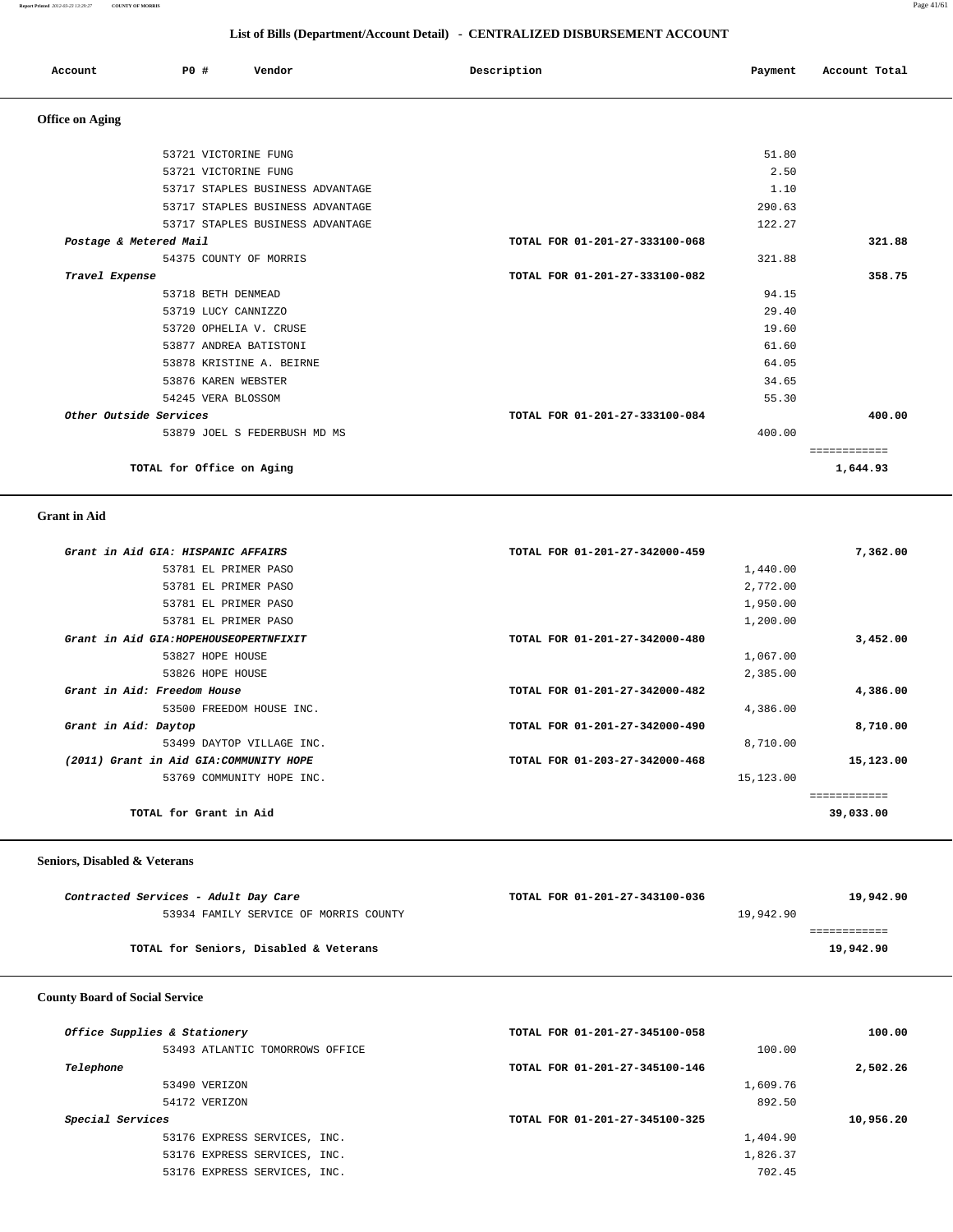## List of Bills (Department/Account Detail) - CENTRALIZED DISBURSEMENT ACCOUNT

| Account | PO # | Vendor | Description | Payment | Account Total |
|---|---|---|---|---|---|

### Office on Aging

| Account | PO # | Vendor | Description | Payment | Account Total |
|---|---|---|---|---|---|
| | 53721 | VICTORINE FUNG | | 51.80 | |
| | 53721 | VICTORINE FUNG | | 2.50 | |
| | 53717 | STAPLES BUSINESS ADVANTAGE | | 1.10 | |
| | 53717 | STAPLES BUSINESS ADVANTAGE | | 290.63 | |
| | 53717 | STAPLES BUSINESS ADVANTAGE | | 122.27 | |
| *Postage & Metered Mail* | | | TOTAL FOR 01-201-27-333100-068 | | 321.88 |
| | 54375 | COUNTY OF MORRIS | | 321.88 | |
| *Travel Expense* | | | TOTAL FOR 01-201-27-333100-082 | | 358.75 |
| | 53718 | BETH DENMEAD | | 94.15 | |
| | 53719 | LUCY CANNIZZO | | 29.40 | |
| | 53720 | OPHELIA V. CRUSE | | 19.60 | |
| | 53877 | ANDREA BATISTONI | | 61.60 | |
| | 53878 | KRISTINE A. BEIRNE | | 64.05 | |
| | 53876 | KAREN WEBSTER | | 34.65 | |
| | 54245 | VERA BLOSSOM | | 55.30 | |
| *Other Outside Services* | | | TOTAL FOR 01-201-27-333100-084 | | 400.00 |
| | 53879 | JOEL S FEDERBUSH MD MS | | 400.00 | |
| | | TOTAL for Office on Aging | | | 1,644.93 |

### Grant in Aid

| Account | PO # | Vendor | Description | Payment | Account Total |
|---|---|---|---|---|---|
| *Grant in Aid GIA: HISPANIC AFFAIRS* | | | TOTAL FOR 01-201-27-342000-459 | | 7,362.00 |
| | 53781 | EL PRIMER PASO | | 1,440.00 | |
| | 53781 | EL PRIMER PASO | | 2,772.00 | |
| | 53781 | EL PRIMER PASO | | 1,950.00 | |
| | 53781 | EL PRIMER PASO | | 1,200.00 | |
| *Grant in Aid GIA:HOPEHOUSEOPERTNFIXIT* | | | TOTAL FOR 01-201-27-342000-480 | | 3,452.00 |
| | 53827 | HOPE HOUSE | | 1,067.00 | |
| | 53826 | HOPE HOUSE | | 2,385.00 | |
| *Grant in Aid: Freedom House* | | | TOTAL FOR 01-201-27-342000-482 | | 4,386.00 |
| | 53500 | FREEDOM HOUSE INC. | | 4,386.00 | |
| *Grant in Aid: Daytop* | | | TOTAL FOR 01-201-27-342000-490 | | 8,710.00 |
| | 53499 | DAYTOP VILLAGE INC. | | 8,710.00 | |
| *(2011) Grant in Aid GIA:COMMUNITY HOPE* | | | TOTAL FOR 01-203-27-342000-468 | | 15,123.00 |
| | 53769 | COMMUNITY HOPE INC. | | 15,123.00 | |
| | | TOTAL for Grant in Aid | | | 39,033.00 |

### Seniors, Disabled & Veterans

| Account | PO # | Vendor | Description | Payment | Account Total |
|---|---|---|---|---|---|
| *Contracted Services - Adult Day Care* | | | TOTAL FOR 01-201-27-343100-036 | | 19,942.90 |
| | 53934 | FAMILY SERVICE OF MORRIS COUNTY | | 19,942.90 | |
| | | TOTAL for Seniors, Disabled & Veterans | | | 19,942.90 |

### County Board of Social Service

| Account | PO # | Vendor | Description | Payment | Account Total |
|---|---|---|---|---|---|
| *Office Supplies & Stationery* | | | TOTAL FOR 01-201-27-345100-058 | | 100.00 |
| | 53493 | ATLANTIC TOMORROWS OFFICE | | 100.00 | |
| *Telephone* | | | TOTAL FOR 01-201-27-345100-146 | | 2,502.26 |
| | 53490 | VERIZON | | 1,609.76 | |
| | 54172 | VERIZON | | 892.50 | |
| *Special Services* | | | TOTAL FOR 01-201-27-345100-325 | | 10,956.20 |
| | 53176 | EXPRESS SERVICES, INC. | | 1,404.90 | |
| | 53176 | EXPRESS SERVICES, INC. | | 1,826.37 | |
| | 53176 | EXPRESS SERVICES, INC. | | 702.45 | |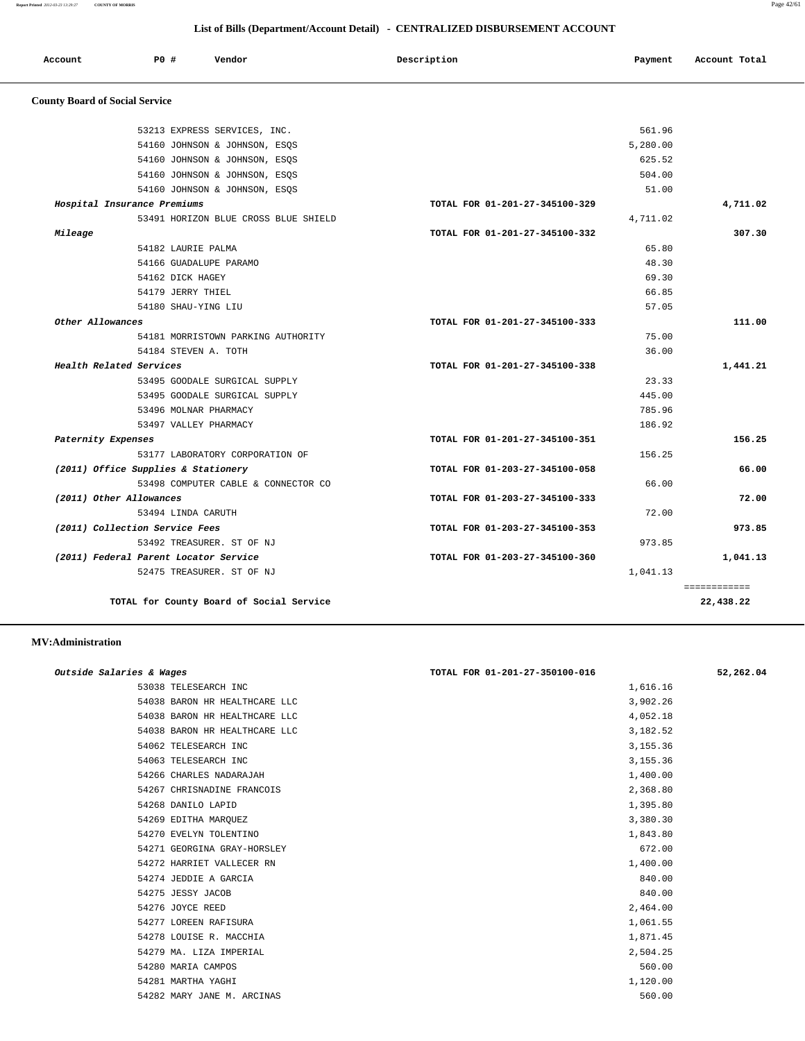## List of Bills (Department/Account Detail) - CENTRALIZED DISBURSEMENT ACCOUNT

| Account | PO # | Vendor | Description | Payment | Account Total |
|---|---|---|---|---|---|

### County Board of Social Service

| Account | PO # | Vendor | Description | Payment | Account Total |
|---|---|---|---|---|---|
| | 53213 | EXPRESS SERVICES, INC. | | 561.96 | |
| | 54160 | JOHNSON & JOHNSON, ESQS | | 5,280.00 | |
| | 54160 | JOHNSON & JOHNSON, ESQS | | 625.52 | |
| | 54160 | JOHNSON & JOHNSON, ESQS | | 504.00 | |
| | 54160 | JOHNSON & JOHNSON, ESQS | | 51.00 | |
| *Hospital Insurance Premiums* | | | TOTAL FOR 01-201-27-345100-329 | | 4,711.02 |
| | 53491 | HORIZON BLUE CROSS BLUE SHIELD | | 4,711.02 | |
| *Mileage* | | | TOTAL FOR 01-201-27-345100-332 | | 307.30 |
| | 54182 | LAURIE PALMA | | 65.80 | |
| | 54166 | GUADALUPE PARAMO | | 48.30 | |
| | 54162 | DICK HAGEY | | 69.30 | |
| | 54179 | JERRY THIEL | | 66.85 | |
| | 54180 | SHAU-YING LIU | | 57.05 | |
| *Other Allowances* | | | TOTAL FOR 01-201-27-345100-333 | | 111.00 |
| | 54181 | MORRISTOWN PARKING AUTHORITY | | 75.00 | |
| | 54184 | STEVEN A. TOTH | | 36.00 | |
| *Health Related Services* | | | TOTAL FOR 01-201-27-345100-338 | | 1,441.21 |
| | 53495 | GOODALE SURGICAL SUPPLY | | 23.33 | |
| | 53495 | GOODALE SURGICAL SUPPLY | | 445.00 | |
| | 53496 | MOLNAR PHARMACY | | 785.96 | |
| | 53497 | VALLEY PHARMACY | | 186.92 | |
| *Paternity Expenses* | | | TOTAL FOR 01-201-27-345100-351 | | 156.25 |
| | 53177 | LABORATORY CORPORATION OF | | 156.25 | |
| *(2011) Office Supplies & Stationery* | | | TOTAL FOR 01-203-27-345100-058 | | 66.00 |
| | 53498 | COMPUTER CABLE & CONNECTOR CO | | 66.00 | |
| *(2011) Other Allowances* | | | TOTAL FOR 01-203-27-345100-333 | | 72.00 |
| | 53494 | LINDA CARUTH | | 72.00 | |
| *(2011) Collection Service Fees* | | | TOTAL FOR 01-203-27-345100-353 | | 973.85 |
| | 53492 | TREASURER. ST OF NJ | | 973.85 | |
| *(2011) Federal Parent Locator Service* | | | TOTAL FOR 01-203-27-345100-360 | | 1,041.13 |
| | 52475 | TREASURER. ST OF NJ | | 1,041.13 | |
| | | | | | ============ |
| | | **TOTAL for County Board of Social Service** | | | **22,438.22** |

### MV:Administration

| Account | PO # | Vendor | Description | Payment | Account Total |
|---|---|---|---|---|---|
| *Outside Salaries & Wages* | | | TOTAL FOR 01-201-27-350100-016 | | 52,262.04 |
| | 53038 | TELESEARCH INC | | 1,616.16 | |
| | 54038 | BARON HR HEALTHCARE LLC | | 3,902.26 | |
| | 54038 | BARON HR HEALTHCARE LLC | | 4,052.18 | |
| | 54038 | BARON HR HEALTHCARE LLC | | 3,182.52 | |
| | 54062 | TELESEARCH INC | | 3,155.36 | |
| | 54063 | TELESEARCH INC | | 3,155.36 | |
| | 54266 | CHARLES NADARAJAH | | 1,400.00 | |
| | 54267 | CHRISNADINE FRANCOIS | | 2,368.80 | |
| | 54268 | DANILO LAPID | | 1,395.80 | |
| | 54269 | EDITHA MARQUEZ | | 3,380.30 | |
| | 54270 | EVELYN TOLENTINO | | 1,843.80 | |
| | 54271 | GEORGINA GRAY-HORSLEY | | 672.00 | |
| | 54272 | HARRIET VALLECER RN | | 1,400.00 | |
| | 54274 | JEDDIE A GARCIA | | 840.00 | |
| | 54275 | JESSY JACOB | | 840.00 | |
| | 54276 | JOYCE REED | | 2,464.00 | |
| | 54277 | LOREEN RAFISURA | | 1,061.55 | |
| | 54278 | LOUISE R. MACCHIA | | 1,871.45 | |
| | 54279 | MA. LIZA IMPERIAL | | 2,504.25 | |
| | 54280 | MARIA CAMPOS | | 560.00 | |
| | 54281 | MARTHA YAGHI | | 1,120.00 | |
| | 54282 | MARY JANE M. ARCINAS | | 560.00 | |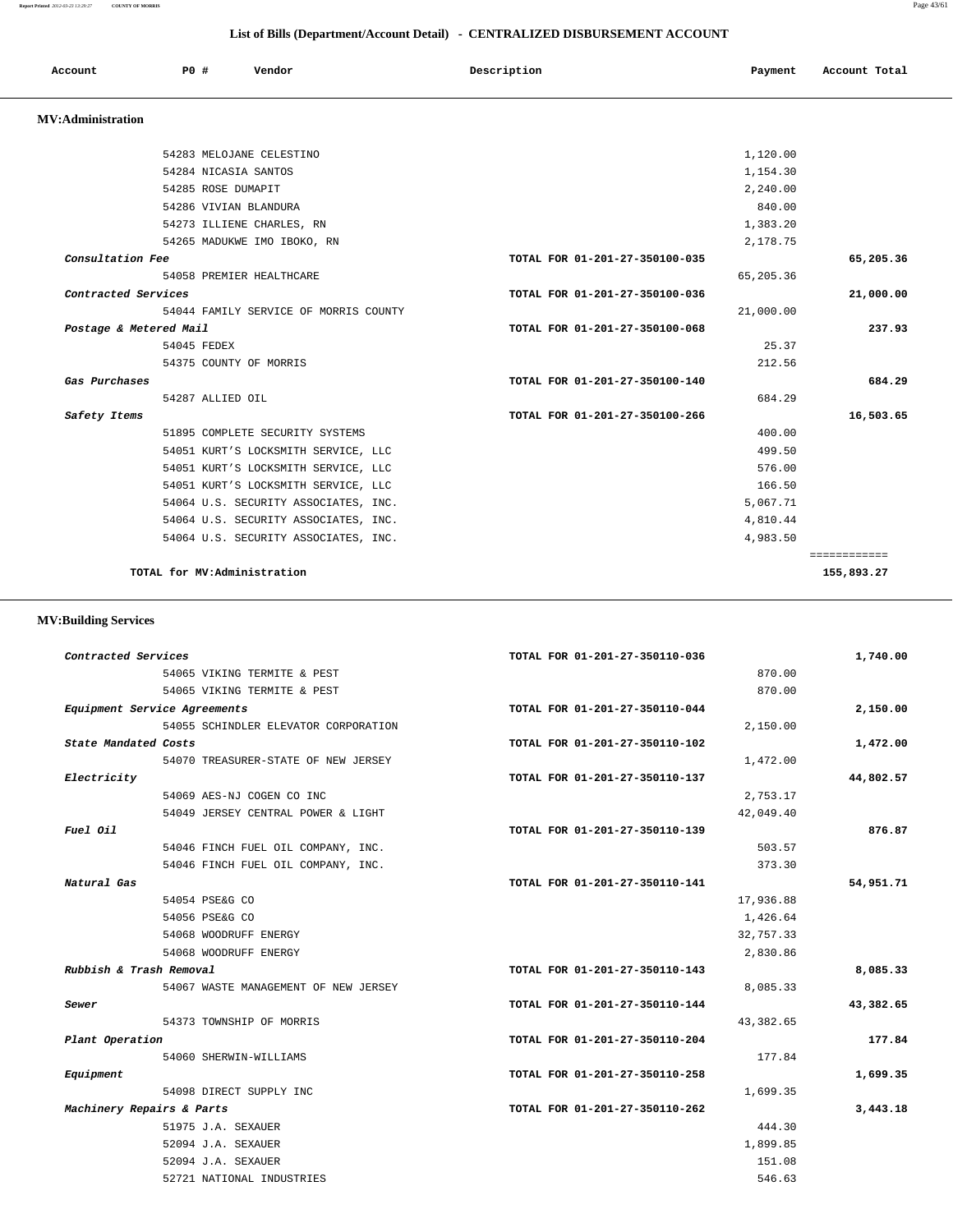## List of Bills (Department/Account Detail) - CENTRALIZED DISBURSEMENT ACCOUNT

| Account | PO # | Vendor | Description | Payment | Account Total |
|---|---|---|---|---|---|

### MV:Administration

| Account | PO # | Vendor | Description | Payment | Account Total |
|---|---|---|---|---|---|
| | 54283 | MELOJANE CELESTINO | | 1,120.00 | |
| | 54284 | NICASIA SANTOS | | 1,154.30 | |
| | 54285 | ROSE DUMAPIT | | 2,240.00 | |
| | 54286 | VIVIAN BLANDURA | | 840.00 | |
| | 54273 | ILLIENE CHARLES, RN | | 1,383.20 | |
| | 54265 | MADUKWE IMO IBOKO, RN | | 2,178.75 | |
| *Consultation Fee* | | | TOTAL FOR 01-201-27-350100-035 | | 65,205.36 |
| | 54058 | PREMIER HEALTHCARE | | 65,205.36 | |
| *Contracted Services* | | | TOTAL FOR 01-201-27-350100-036 | | 21,000.00 |
| | 54044 | FAMILY SERVICE OF MORRIS COUNTY | | 21,000.00 | |
| *Postage & Metered Mail* | | | TOTAL FOR 01-201-27-350100-068 | | 237.93 |
| | 54045 | FEDEX | | 25.37 | |
| | 54375 | COUNTY OF MORRIS | | 212.56 | |
| *Gas Purchases* | | | TOTAL FOR 01-201-27-350100-140 | | 684.29 |
| | 54287 | ALLIED OIL | | 684.29 | |
| *Safety Items* | | | TOTAL FOR 01-201-27-350100-266 | | 16,503.65 |
| | 51895 | COMPLETE SECURITY SYSTEMS | | 400.00 | |
| | 54051 | KURT'S LOCKSMITH SERVICE, LLC | | 499.50 | |
| | 54051 | KURT'S LOCKSMITH SERVICE, LLC | | 576.00 | |
| | 54051 | KURT'S LOCKSMITH SERVICE, LLC | | 166.50 | |
| | 54064 | U.S. SECURITY ASSOCIATES, INC. | | 5,067.71 | |
| | 54064 | U.S. SECURITY ASSOCIATES, INC. | | 4,810.44 | |
| | 54064 | U.S. SECURITY ASSOCIATES, INC. | | 4,983.50 | |
| | | | | | ============ |
| **TOTAL for MV:Administration** | | | | | **155,893.27** |

### MV:Building Services

| Account | PO # | Vendor | Description | Payment | Account Total |
|---|---|---|---|---|---|
| *Contracted Services* | | | TOTAL FOR 01-201-27-350110-036 | | 1,740.00 |
| | 54065 | VIKING TERMITE & PEST | | 870.00 | |
| | 54065 | VIKING TERMITE & PEST | | 870.00 | |
| *Equipment Service Agreements* | | | TOTAL FOR 01-201-27-350110-044 | | 2,150.00 |
| | 54055 | SCHINDLER ELEVATOR CORPORATION | | 2,150.00 | |
| *State Mandated Costs* | | | TOTAL FOR 01-201-27-350110-102 | | 1,472.00 |
| | 54070 | TREASURER-STATE OF NEW JERSEY | | 1,472.00 | |
| *Electricity* | | | TOTAL FOR 01-201-27-350110-137 | | 44,802.57 |
| | 54069 | AES-NJ COGEN CO INC | | 2,753.17 | |
| | 54049 | JERSEY CENTRAL POWER & LIGHT | | 42,049.40 | |
| *Fuel Oil* | | | TOTAL FOR 01-201-27-350110-139 | | 876.87 |
| | 54046 | FINCH FUEL OIL COMPANY, INC. | | 503.57 | |
| | 54046 | FINCH FUEL OIL COMPANY, INC. | | 373.30 | |
| *Natural Gas* | | | TOTAL FOR 01-201-27-350110-141 | | 54,951.71 |
| | 54054 | PSE&G CO | | 17,936.88 | |
| | 54056 | PSE&G CO | | 1,426.64 | |
| | 54068 | WOODRUFF ENERGY | | 32,757.33 | |
| | 54068 | WOODRUFF ENERGY | | 2,830.86 | |
| *Rubbish & Trash Removal* | | | TOTAL FOR 01-201-27-350110-143 | | 8,085.33 |
| | 54067 | WASTE MANAGEMENT OF NEW JERSEY | | 8,085.33 | |
| *Sewer* | | | TOTAL FOR 01-201-27-350110-144 | | 43,382.65 |
| | 54373 | TOWNSHIP OF MORRIS | | 43,382.65 | |
| *Plant Operation* | | | TOTAL FOR 01-201-27-350110-204 | | 177.84 |
| | 54060 | SHERWIN-WILLIAMS | | 177.84 | |
| *Equipment* | | | TOTAL FOR 01-201-27-350110-258 | | 1,699.35 |
| | 54098 | DIRECT SUPPLY INC | | 1,699.35 | |
| *Machinery Repairs & Parts* | | | TOTAL FOR 01-201-27-350110-262 | | 3,443.18 |
| | 51975 | J.A. SEXAUER | | 444.30 | |
| | 52094 | J.A. SEXAUER | | 1,899.85 | |
| | 52094 | J.A. SEXAUER | | 151.08 | |
| | 52721 | NATIONAL INDUSTRIES | | 546.63 | |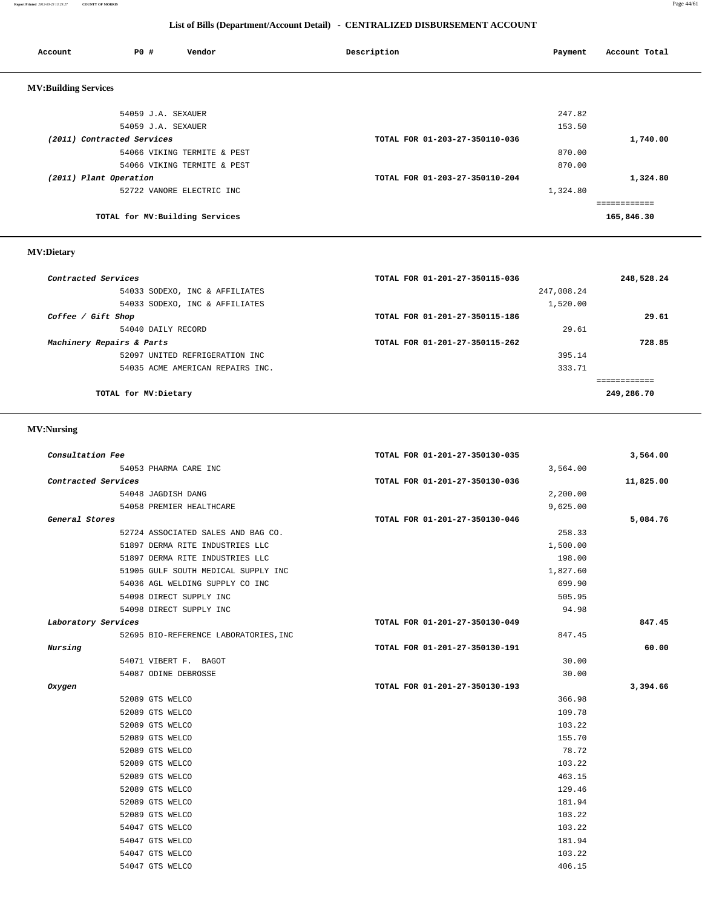## List of Bills (Department/Account Detail) - CENTRALIZED DISBURSEMENT ACCOUNT

| Account | PO # | Vendor | Description | Payment | Account Total |
|---|---|---|---|---|---|

### MV:Building Services

| Account | PO # | Vendor | Description | Payment | Account Total |
|---|---|---|---|---|---|
| | 54059 | J.A. SEXAUER | | 247.82 | |
| | 54059 | J.A. SEXAUER | | 153.50 | |
| *(2011) Contracted Services* | | | TOTAL FOR 01-203-27-350110-036 | | 1,740.00 |
| | 54066 | VIKING TERMITE & PEST | | 870.00 | |
| | 54066 | VIKING TERMITE & PEST | | 870.00 | |
| *(2011) Plant Operation* | | | TOTAL FOR 01-203-27-350110-204 | | 1,324.80 |
| | 52722 | VANORE ELECTRIC INC | | 1,324.80 | |
| | | TOTAL for MV:Building Services | | | 165,846.30 |

### MV:Dietary

| Account | PO # | Vendor | Description | Payment | Account Total |
|---|---|---|---|---|---|
| *Contracted Services* | | | TOTAL FOR 01-201-27-350115-036 | | 248,528.24 |
| | 54033 | SODEXO, INC & AFFILIATES | | 247,008.24 | |
| | 54033 | SODEXO, INC & AFFILIATES | | 1,520.00 | |
| *Coffee / Gift Shop* | | | TOTAL FOR 01-201-27-350115-186 | | 29.61 |
| | 54040 | DAILY RECORD | | 29.61 | |
| *Machinery Repairs & Parts* | | | TOTAL FOR 01-201-27-350115-262 | | 728.85 |
| | 52097 | UNITED REFRIGERATION INC | | 395.14 | |
| | 54035 | ACME AMERICAN REPAIRS INC. | | 333.71 | |
| | | TOTAL for MV:Dietary | | | 249,286.70 |

### MV:Nursing

| Account | PO # | Vendor | Description | Payment | Account Total |
|---|---|---|---|---|---|
| *Consultation Fee* | | | TOTAL FOR 01-201-27-350130-035 | | 3,564.00 |
| | 54053 | PHARMA CARE INC | | 3,564.00 | |
| *Contracted Services* | | | TOTAL FOR 01-201-27-350130-036 | | 11,825.00 |
| | 54048 | JAGDISH DANG | | 2,200.00 | |
| | 54058 | PREMIER HEALTHCARE | | 9,625.00 | |
| *General Stores* | | | TOTAL FOR 01-201-27-350130-046 | | 5,084.76 |
| | 52724 | ASSOCIATED SALES AND BAG CO. | | 258.33 | |
| | 51897 | DERMA RITE INDUSTRIES LLC | | 1,500.00 | |
| | 51897 | DERMA RITE INDUSTRIES LLC | | 198.00 | |
| | 51905 | GULF SOUTH MEDICAL SUPPLY INC | | 1,827.60 | |
| | 54036 | AGL WELDING SUPPLY CO INC | | 699.90 | |
| | 54098 | DIRECT SUPPLY INC | | 505.95 | |
| | 54098 | DIRECT SUPPLY INC | | 94.98 | |
| *Laboratory Services* | | | TOTAL FOR 01-201-27-350130-049 | | 847.45 |
| | 52695 | BIO-REFERENCE LABORATORIES,INC | | 847.45 | |
| *Nursing* | | | TOTAL FOR 01-201-27-350130-191 | | 60.00 |
| | 54071 | VIBERT F. BAGOT | | 30.00 | |
| | 54087 | ODINE DEBROSSE | | 30.00 | |
| *Oxygen* | | | TOTAL FOR 01-201-27-350130-193 | | 3,394.66 |
| | 52089 | GTS WELCO | | 366.98 | |
| | 52089 | GTS WELCO | | 109.78 | |
| | 52089 | GTS WELCO | | 103.22 | |
| | 52089 | GTS WELCO | | 155.70 | |
| | 52089 | GTS WELCO | | 78.72 | |
| | 52089 | GTS WELCO | | 103.22 | |
| | 52089 | GTS WELCO | | 463.15 | |
| | 52089 | GTS WELCO | | 129.46 | |
| | 52089 | GTS WELCO | | 181.94 | |
| | 52089 | GTS WELCO | | 103.22 | |
| | 54047 | GTS WELCO | | 103.22 | |
| | 54047 | GTS WELCO | | 181.94 | |
| | 54047 | GTS WELCO | | 103.22 | |
| | 54047 | GTS WELCO | | 406.15 | |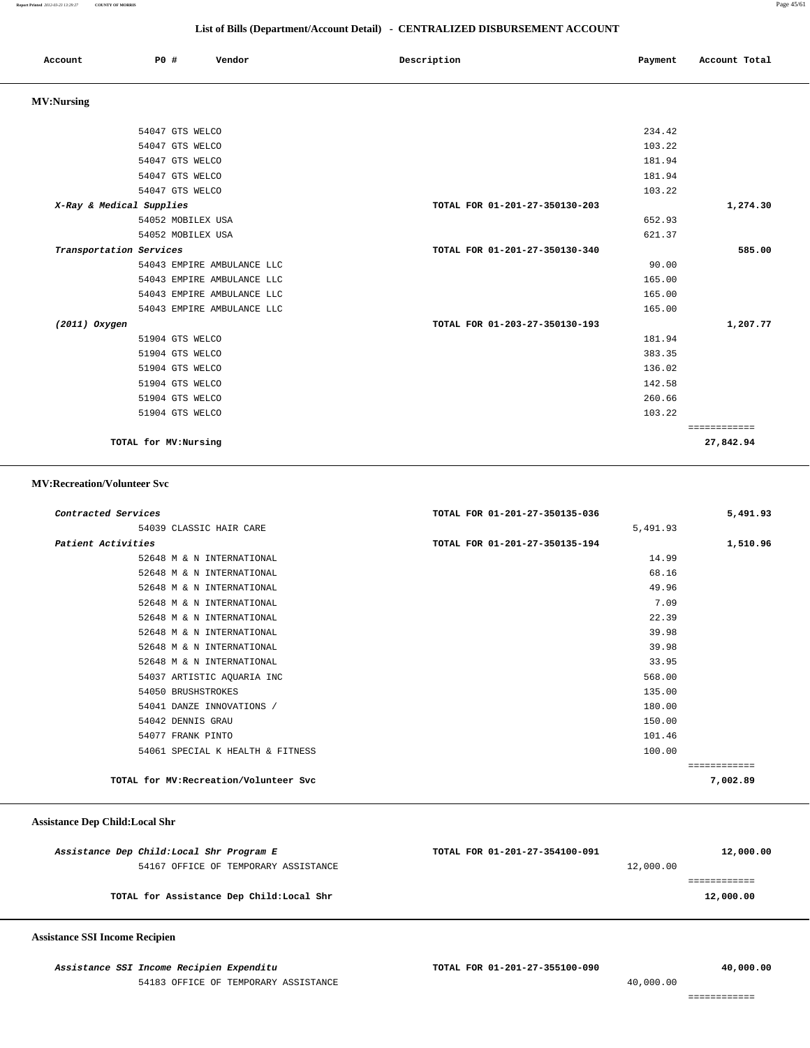## List of Bills (Department/Account Detail) - CENTRALIZED DISBURSEMENT ACCOUNT

| Account | PO # | Vendor | Description | Payment | Account Total |
|---|---|---|---|---|---|
| **MV:Nursing** | | | | | |
| | 54047 | GTS WELCO | | 234.42 | |
| | 54047 | GTS WELCO | | 103.22 | |
| | 54047 | GTS WELCO | | 181.94 | |
| | 54047 | GTS WELCO | | 181.94 | |
| | 54047 | GTS WELCO | | 103.22 | |
| *X-Ray & Medical Supplies* | | | TOTAL FOR 01-201-27-350130-203 | | 1,274.30 |
| | 54052 | MOBILEX USA | | 652.93 | |
| | 54052 | MOBILEX USA | | 621.37 | |
| *Transportation Services* | | | TOTAL FOR 01-201-27-350130-340 | | 585.00 |
| | 54043 | EMPIRE AMBULANCE LLC | | 90.00 | |
| | 54043 | EMPIRE AMBULANCE LLC | | 165.00 | |
| | 54043 | EMPIRE AMBULANCE LLC | | 165.00 | |
| | 54043 | EMPIRE AMBULANCE LLC | | 165.00 | |
| *(2011) Oxygen* | | | TOTAL FOR 01-203-27-350130-193 | | 1,207.77 |
| | 51904 | GTS WELCO | | 181.94 | |
| | 51904 | GTS WELCO | | 383.35 | |
| | 51904 | GTS WELCO | | 136.02 | |
| | 51904 | GTS WELCO | | 142.58 | |
| | 51904 | GTS WELCO | | 260.66 | |
| | 51904 | GTS WELCO | | 103.22 | |
| | | **TOTAL for MV:Nursing** | | | **27,842.94** |

| Account | PO # | Vendor | Description | Payment | Account Total |
|---|---|---|---|---|---|
| **MV:Recreation/Volunteer Svc** | | | | | |
| *Contracted Services* | | | TOTAL FOR 01-201-27-350135-036 | | 5,491.93 |
| | 54039 | CLASSIC HAIR CARE | | 5,491.93 | |
| *Patient Activities* | | | TOTAL FOR 01-201-27-350135-194 | | 1,510.96 |
| | 52648 | M & N INTERNATIONAL | | 14.99 | |
| | 52648 | M & N INTERNATIONAL | | 68.16 | |
| | 52648 | M & N INTERNATIONAL | | 49.96 | |
| | 52648 | M & N INTERNATIONAL | | 7.09 | |
| | 52648 | M & N INTERNATIONAL | | 22.39 | |
| | 52648 | M & N INTERNATIONAL | | 39.98 | |
| | 52648 | M & N INTERNATIONAL | | 39.98 | |
| | 52648 | M & N INTERNATIONAL | | 33.95 | |
| | 54037 | ARTISTIC AQUARIA INC | | 568.00 | |
| | 54050 | BRUSHSTROKES | | 135.00 | |
| | 54041 | DANZE INNOVATIONS / | | 180.00 | |
| | 54042 | DENNIS GRAU | | 150.00 | |
| | 54077 | FRANK PINTO | | 101.46 | |
| | 54061 | SPECIAL K HEALTH & FITNESS | | 100.00 | |
| | | **TOTAL for MV:Recreation/Volunteer Svc** | | | **7,002.89** |

| Account | PO # | Vendor | Description | Payment | Account Total |
|---|---|---|---|---|---|
| **Assistance Dep Child:Local Shr** | | | | | |
| *Assistance Dep Child:Local Shr Program E* | | | TOTAL FOR 01-201-27-354100-091 | | 12,000.00 |
| | 54167 | OFFICE OF TEMPORARY ASSISTANCE | | 12,000.00 | |
| | | **TOTAL for Assistance Dep Child:Local Shr** | | | **12,000.00** |

| Account | PO # | Vendor | Description | Payment | Account Total |
|---|---|---|---|---|---|
| **Assistance SSI Income Recipien** | | | | | |
| *Assistance SSI Income Recipien Expenditu* | | | TOTAL FOR 01-201-27-355100-090 | | 40,000.00 |
| | 54183 | OFFICE OF TEMPORARY ASSISTANCE | | 40,000.00 | |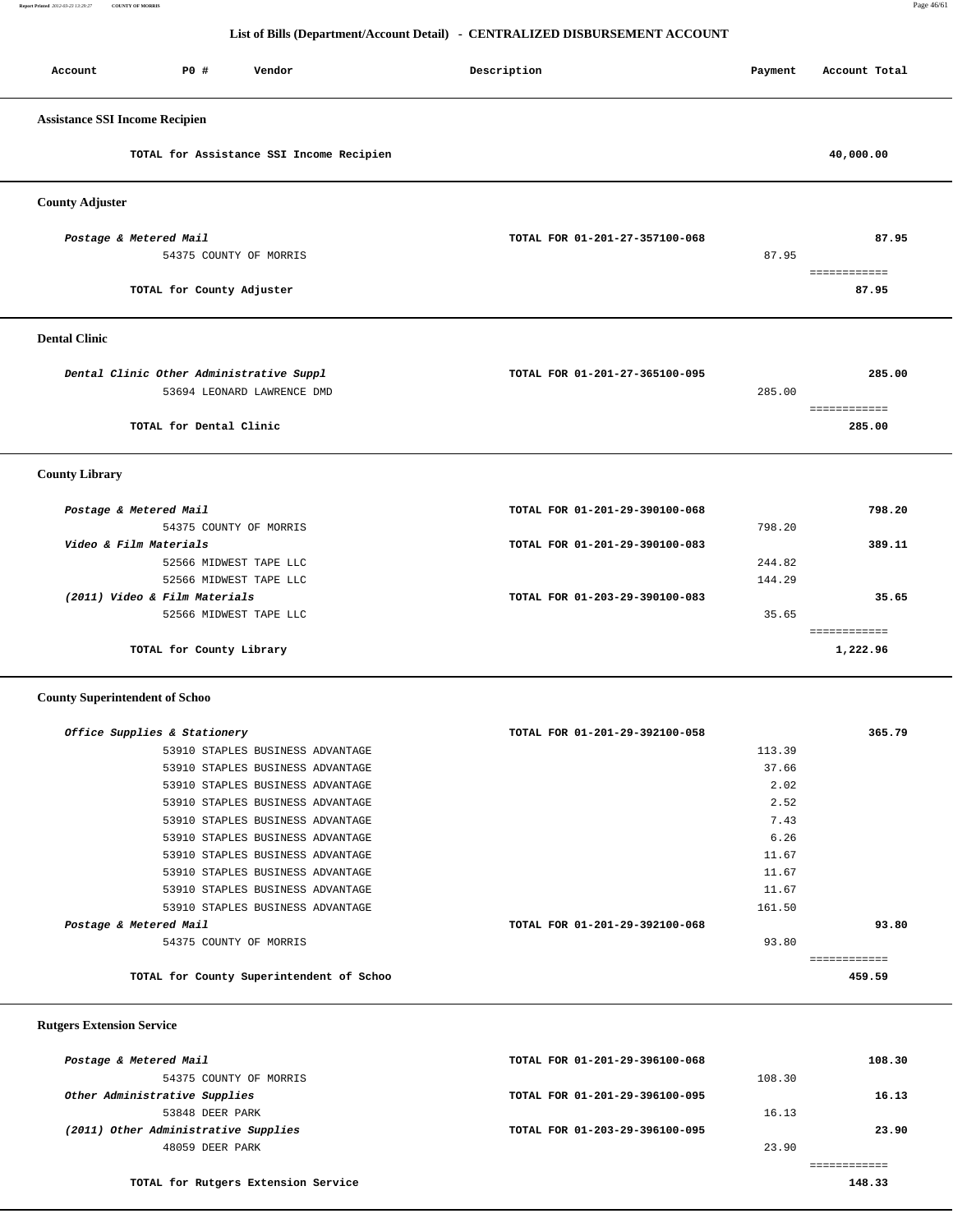## List of Bills (Department/Account Detail) - CENTRALIZED DISBURSEMENT ACCOUNT

| Account | PO # | Vendor | Description | Payment | Account Total |
|---|---|---|---|---|---|

### Assistance SSI Income Recipien

| | | | | | |
|---|---|---|---|---|---|
| | | TOTAL for Assistance SSI Income Recipien | | | 40,000.00 |

### County Adjuster

| Account | PO # | Vendor | Description | Payment | Account Total |
|---|---|---|---|---|---|
| *Postage & Metered Mail* | | | TOTAL FOR 01-201-27-357100-068 | | 87.95 |
| | 54375 | COUNTY OF MORRIS | | 87.95 | |
| | | TOTAL for County Adjuster | | | 87.95 |

### Dental Clinic

| Account | PO # | Vendor | Description | Payment | Account Total |
|---|---|---|---|---|---|
| *Dental Clinic Other Administrative Suppl* | | | TOTAL FOR 01-201-27-365100-095 | | 285.00 |
| | 53694 | LEONARD LAWRENCE DMD | | 285.00 | |
| | | TOTAL for Dental Clinic | | | 285.00 |

### County Library

| Account | PO # | Vendor | Description | Payment | Account Total |
|---|---|---|---|---|---|
| *Postage & Metered Mail* | | | TOTAL FOR 01-201-29-390100-068 | | 798.20 |
| | 54375 | COUNTY OF MORRIS | | 798.20 | |
| *Video & Film Materials* | | | TOTAL FOR 01-201-29-390100-083 | | 389.11 |
| | 52566 | MIDWEST TAPE LLC | | 244.82 | |
| | 52566 | MIDWEST TAPE LLC | | 144.29 | |
| *(2011) Video & Film Materials* | | | TOTAL FOR 01-203-29-390100-083 | | 35.65 |
| | 52566 | MIDWEST TAPE LLC | | 35.65 | |
| | | TOTAL for County Library | | | 1,222.96 |

### County Superintendent of Schoo

| Account | PO # | Vendor | Description | Payment | Account Total |
|---|---|---|---|---|---|
| *Office Supplies & Stationery* | | | TOTAL FOR 01-201-29-392100-058 | | 365.79 |
| | 53910 | STAPLES BUSINESS ADVANTAGE | | 113.39 | |
| | 53910 | STAPLES BUSINESS ADVANTAGE | | 37.66 | |
| | 53910 | STAPLES BUSINESS ADVANTAGE | | 2.02 | |
| | 53910 | STAPLES BUSINESS ADVANTAGE | | 2.52 | |
| | 53910 | STAPLES BUSINESS ADVANTAGE | | 7.43 | |
| | 53910 | STAPLES BUSINESS ADVANTAGE | | 6.26 | |
| | 53910 | STAPLES BUSINESS ADVANTAGE | | 11.67 | |
| | 53910 | STAPLES BUSINESS ADVANTAGE | | 11.67 | |
| | 53910 | STAPLES BUSINESS ADVANTAGE | | 11.67 | |
| | 53910 | STAPLES BUSINESS ADVANTAGE | | 161.50 | |
| *Postage & Metered Mail* | | | TOTAL FOR 01-201-29-392100-068 | | 93.80 |
| | 54375 | COUNTY OF MORRIS | | 93.80 | |
| | | TOTAL for County Superintendent of Schoo | | | 459.59 |

### Rutgers Extension Service

| Account | PO # | Vendor | Description | Payment | Account Total |
|---|---|---|---|---|---|
| *Postage & Metered Mail* | | | TOTAL FOR 01-201-29-396100-068 | | 108.30 |
| | 54375 | COUNTY OF MORRIS | | 108.30 | |
| *Other Administrative Supplies* | | | TOTAL FOR 01-201-29-396100-095 | | 16.13 |
| | 53848 | DEER PARK | | 16.13 | |
| *(2011) Other Administrative Supplies* | | | TOTAL FOR 01-203-29-396100-095 | | 23.90 |
| | 48059 | DEER PARK | | 23.90 | |
| | | TOTAL for Rutgers Extension Service | | | 148.33 |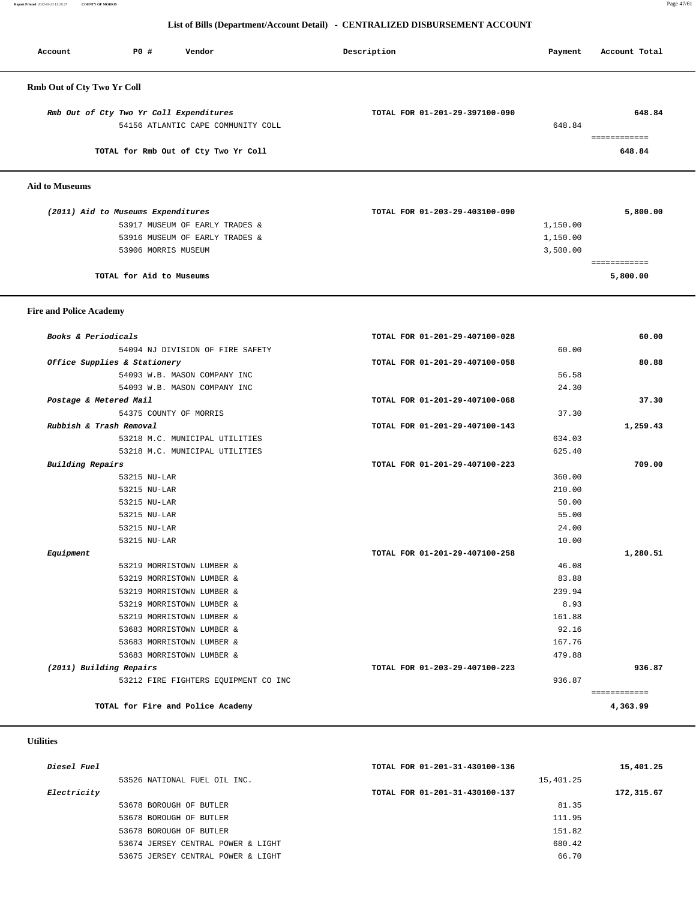## List of Bills (Department/Account Detail) - CENTRALIZED DISBURSEMENT ACCOUNT

| Account | PO # | Vendor | Description | Payment | Account Total |
|---|---|---|---|---|---|

### Rmb Out of Cty Two Yr Coll

| Account | PO # | Vendor | Description | Payment | Account Total |
|---|---|---|---|---|---|
| *Rmb Out of Cty Two Yr Coll Expenditures* | | | TOTAL FOR 01-201-29-397100-090 | | 648.84 |
| | 54156 | ATLANTIC CAPE COMMUNITY COLL | | 648.84 | |
| | | TOTAL for Rmb Out of Cty Two Yr Coll | | | 648.84 |

### Aid to Museums

| Account | PO # | Vendor | Description | Payment | Account Total |
|---|---|---|---|---|---|
| *(2011) Aid to Museums Expenditures* | | | TOTAL FOR 01-203-29-403100-090 | | 5,800.00 |
| | 53917 | MUSEUM OF EARLY TRADES & | | 1,150.00 | |
| | 53916 | MUSEUM OF EARLY TRADES & | | 1,150.00 | |
| | 53906 | MORRIS MUSEUM | | 3,500.00 | |
| | | TOTAL for Aid to Museums | | | 5,800.00 |

### Fire and Police Academy

| Account | PO # | Vendor | Description | Payment | Account Total |
|---|---|---|---|---|---|
| *Books & Periodicals* | | | TOTAL FOR 01-201-29-407100-028 | | 60.00 |
| | 54094 | NJ DIVISION OF FIRE SAFETY | | 60.00 | |
| *Office Supplies & Stationery* | | | TOTAL FOR 01-201-29-407100-058 | | 80.88 |
| | 54093 | W.B. MASON COMPANY INC | | 56.58 | |
| | 54093 | W.B. MASON COMPANY INC | | 24.30 | |
| *Postage & Metered Mail* | | | TOTAL FOR 01-201-29-407100-068 | | 37.30 |
| | 54375 | COUNTY OF MORRIS | | 37.30 | |
| *Rubbish & Trash Removal* | | | TOTAL FOR 01-201-29-407100-143 | | 1,259.43 |
| | 53218 | M.C. MUNICIPAL UTILITIES | | 634.03 | |
| | 53218 | M.C. MUNICIPAL UTILITIES | | 625.40 | |
| *Building Repairs* | | | TOTAL FOR 01-201-29-407100-223 | | 709.00 |
| | 53215 | NU-LAR | | 360.00 | |
| | 53215 | NU-LAR | | 210.00 | |
| | 53215 | NU-LAR | | 50.00 | |
| | 53215 | NU-LAR | | 55.00 | |
| | 53215 | NU-LAR | | 24.00 | |
| | 53215 | NU-LAR | | 10.00 | |
| *Equipment* | | | TOTAL FOR 01-201-29-407100-258 | | 1,280.51 |
| | 53219 | MORRISTOWN LUMBER & | | 46.08 | |
| | 53219 | MORRISTOWN LUMBER & | | 83.88 | |
| | 53219 | MORRISTOWN LUMBER & | | 239.94 | |
| | 53219 | MORRISTOWN LUMBER & | | 8.93 | |
| | 53219 | MORRISTOWN LUMBER & | | 161.88 | |
| | 53683 | MORRISTOWN LUMBER & | | 92.16 | |
| | 53683 | MORRISTOWN LUMBER & | | 167.76 | |
| | 53683 | MORRISTOWN LUMBER & | | 479.88 | |
| *(2011) Building Repairs* | | | TOTAL FOR 01-203-29-407100-223 | | 936.87 |
| | 53212 | FIRE FIGHTERS EQUIPMENT CO INC | | 936.87 | |
| | | TOTAL for Fire and Police Academy | | | 4,363.99 |

### Utilities

| Account | PO # | Vendor | Description | Payment | Account Total |
|---|---|---|---|---|---|
| *Diesel Fuel* | | | TOTAL FOR 01-201-31-430100-136 | | 15,401.25 |
| | 53526 | NATIONAL FUEL OIL INC. | | 15,401.25 | |
| *Electricity* | | | TOTAL FOR 01-201-31-430100-137 | | 172,315.67 |
| | 53678 | BOROUGH OF BUTLER | | 81.35 | |
| | 53678 | BOROUGH OF BUTLER | | 111.95 | |
| | 53678 | BOROUGH OF BUTLER | | 151.82 | |
| | 53674 | JERSEY CENTRAL POWER & LIGHT | | 680.42 | |
| | 53675 | JERSEY CENTRAL POWER & LIGHT | | 66.70 | |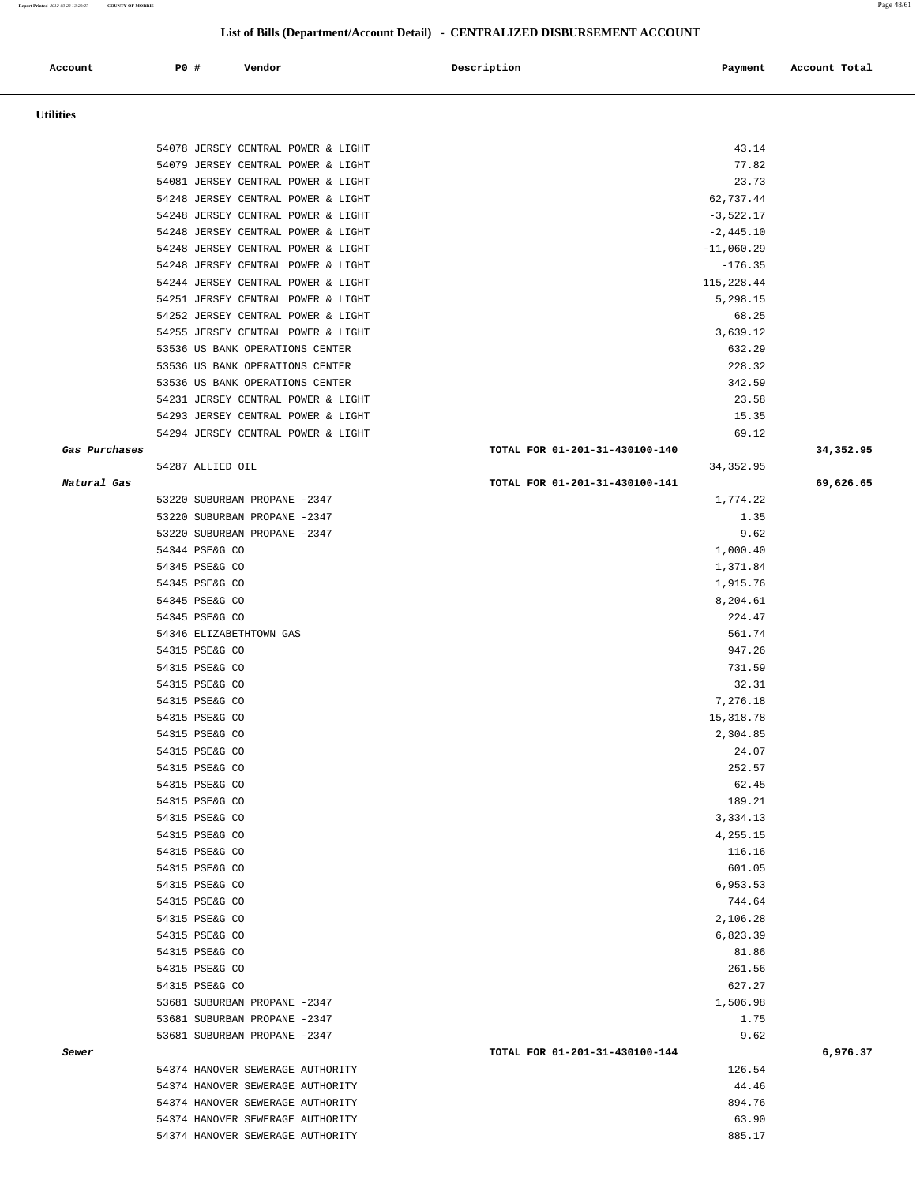## List of Bills (Department/Account Detail) - CENTRALIZED DISBURSEMENT ACCOUNT

| Account | PO # | Vendor | Description | Payment | Account Total |
|---|---|---|---|---|---|
| **Utilities** | | | | | |
| | 54078 | JERSEY CENTRAL POWER & LIGHT | | 43.14 | |
| | 54079 | JERSEY CENTRAL POWER & LIGHT | | 77.82 | |
| | 54081 | JERSEY CENTRAL POWER & LIGHT | | 23.73 | |
| | 54248 | JERSEY CENTRAL POWER & LIGHT | | 62,737.44 | |
| | 54248 | JERSEY CENTRAL POWER & LIGHT | | -3,522.17 | |
| | 54248 | JERSEY CENTRAL POWER & LIGHT | | -2,445.10 | |
| | 54248 | JERSEY CENTRAL POWER & LIGHT | | -11,060.29 | |
| | 54248 | JERSEY CENTRAL POWER & LIGHT | | -176.35 | |
| | 54244 | JERSEY CENTRAL POWER & LIGHT | | 115,228.44 | |
| | 54251 | JERSEY CENTRAL POWER & LIGHT | | 5,298.15 | |
| | 54252 | JERSEY CENTRAL POWER & LIGHT | | 68.25 | |
| | 54255 | JERSEY CENTRAL POWER & LIGHT | | 3,639.12 | |
| | 53536 | US BANK OPERATIONS CENTER | | 632.29 | |
| | 53536 | US BANK OPERATIONS CENTER | | 228.32 | |
| | 53536 | US BANK OPERATIONS CENTER | | 342.59 | |
| | 54231 | JERSEY CENTRAL POWER & LIGHT | | 23.58 | |
| | 54293 | JERSEY CENTRAL POWER & LIGHT | | 15.35 | |
| | 54294 | JERSEY CENTRAL POWER & LIGHT | | 69.12 | |
| ***Gas Purchases*** | | | TOTAL FOR 01-201-31-430100-140 | | 34,352.95 |
| | 54287 | ALLIED OIL | | 34,352.95 | |
| ***Natural Gas*** | | | TOTAL FOR 01-201-31-430100-141 | | 69,626.65 |
| | 53220 | SUBURBAN PROPANE -2347 | | 1,774.22 | |
| | 53220 | SUBURBAN PROPANE -2347 | | 1.35 | |
| | 53220 | SUBURBAN PROPANE -2347 | | 9.62 | |
| | 54344 | PSE&G CO | | 1,000.40 | |
| | 54345 | PSE&G CO | | 1,371.84 | |
| | 54345 | PSE&G CO | | 1,915.76 | |
| | 54345 | PSE&G CO | | 8,204.61 | |
| | 54345 | PSE&G CO | | 224.47 | |
| | 54346 | ELIZABETHTOWN GAS | | 561.74 | |
| | 54315 | PSE&G CO | | 947.26 | |
| | 54315 | PSE&G CO | | 731.59 | |
| | 54315 | PSE&G CO | | 32.31 | |
| | 54315 | PSE&G CO | | 7,276.18 | |
| | 54315 | PSE&G CO | | 15,318.78 | |
| | 54315 | PSE&G CO | | 2,304.85 | |
| | 54315 | PSE&G CO | | 24.07 | |
| | 54315 | PSE&G CO | | 252.57 | |
| | 54315 | PSE&G CO | | 62.45 | |
| | 54315 | PSE&G CO | | 189.21 | |
| | 54315 | PSE&G CO | | 3,334.13 | |
| | 54315 | PSE&G CO | | 4,255.15 | |
| | 54315 | PSE&G CO | | 116.16 | |
| | 54315 | PSE&G CO | | 601.05 | |
| | 54315 | PSE&G CO | | 6,953.53 | |
| | 54315 | PSE&G CO | | 744.64 | |
| | 54315 | PSE&G CO | | 2,106.28 | |
| | 54315 | PSE&G CO | | 6,823.39 | |
| | 54315 | PSE&G CO | | 81.86 | |
| | 54315 | PSE&G CO | | 261.56 | |
| | 54315 | PSE&G CO | | 627.27 | |
| | 53681 | SUBURBAN PROPANE -2347 | | 1,506.98 | |
| | 53681 | SUBURBAN PROPANE -2347 | | 1.75 | |
| | 53681 | SUBURBAN PROPANE -2347 | | 9.62 | |
| ***Sewer*** | | | TOTAL FOR 01-201-31-430100-144 | | 6,976.37 |
| | 54374 | HANOVER SEWERAGE AUTHORITY | | 126.54 | |
| | 54374 | HANOVER SEWERAGE AUTHORITY | | 44.46 | |
| | 54374 | HANOVER SEWERAGE AUTHORITY | | 894.76 | |
| | 54374 | HANOVER SEWERAGE AUTHORITY | | 63.90 | |
| | 54374 | HANOVER SEWERAGE AUTHORITY | | 885.17 | |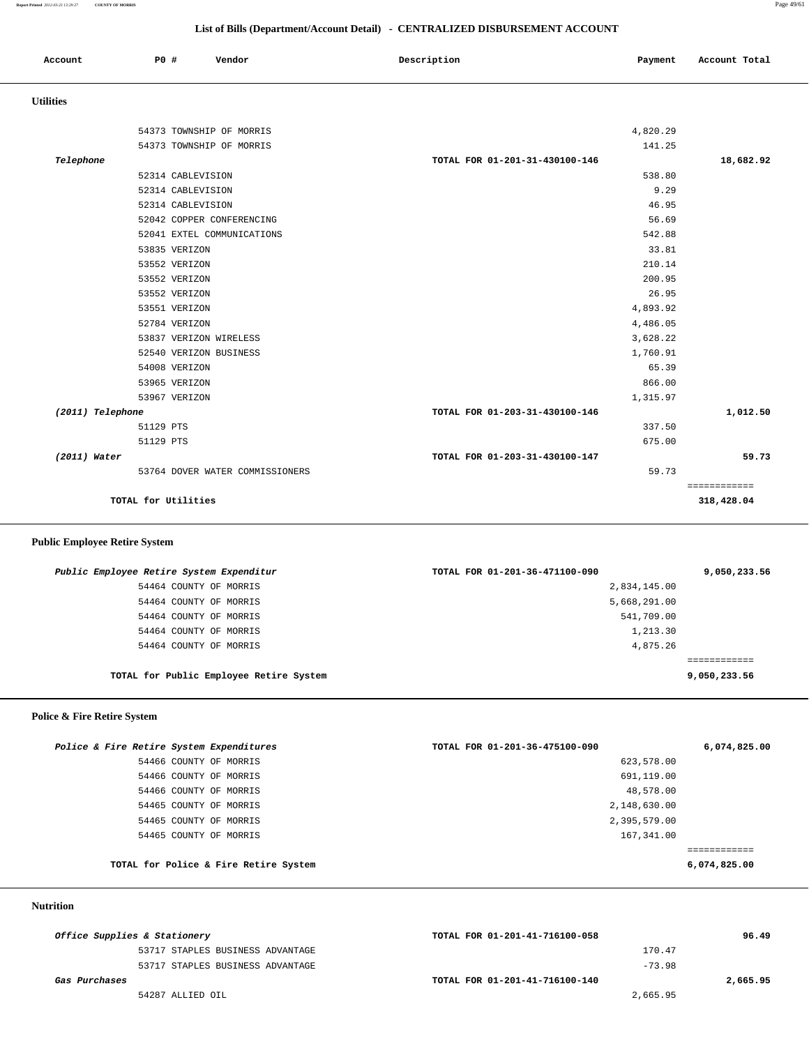# List of Bills (Department/Account Detail) - CENTRALIZED DISBURSEMENT ACCOUNT

| Account | PO # | Vendor | Description | Payment | Account Total |
|---|---|---|---|---|---|

## Utilities

| Account | PO # | Vendor | Description | Payment | Account Total |
|---|---|---|---|---|---|
| | 54373 | TOWNSHIP OF MORRIS | | 4,820.29 | |
| | 54373 | TOWNSHIP OF MORRIS | | 141.25 | |
| ***Telephone*** | | | TOTAL FOR 01-201-31-430100-146 | | 18,682.92 |
| | 52314 | CABLEVISION | | 538.80 | |
| | 52314 | CABLEVISION | | 9.29 | |
| | 52314 | CABLEVISION | | 46.95 | |
| | 52042 | COPPER CONFERENCING | | 56.69 | |
| | 52041 | EXTEL COMMUNICATIONS | | 542.88 | |
| | 53835 | VERIZON | | 33.81 | |
| | 53552 | VERIZON | | 210.14 | |
| | 53552 | VERIZON | | 200.95 | |
| | 53552 | VERIZON | | 26.95 | |
| | 53551 | VERIZON | | 4,893.92 | |
| | 52784 | VERIZON | | 4,486.05 | |
| | 53837 | VERIZON WIRELESS | | 3,628.22 | |
| | 52540 | VERIZON BUSINESS | | 1,760.91 | |
| | 54008 | VERIZON | | 65.39 | |
| | 53965 | VERIZON | | 866.00 | |
| | 53967 | VERIZON | | 1,315.97 | |
| ***(2011) Telephone*** | | | TOTAL FOR 01-203-31-430100-146 | | 1,012.50 |
| | 51129 | PTS | | 337.50 | |
| | 51129 | PTS | | 675.00 | |
| ***(2011) Water*** | | | TOTAL FOR 01-203-31-430100-147 | | 59.73 |
| | 53764 | DOVER WATER COMMISSIONERS | | 59.73 | |
| | | | | | ============ |
| **TOTAL for Utilities** | | | | | **318,428.04** |

## Public Employee Retire System

| Account | PO # | Vendor | Description | Payment | Account Total |
|---|---|---|---|---|---|
| ***Public Employee Retire System Expenditur*** | | | TOTAL FOR 01-201-36-471100-090 | | 9,050,233.56 |
| | 54464 | COUNTY OF MORRIS | | 2,834,145.00 | |
| | 54464 | COUNTY OF MORRIS | | 5,668,291.00 | |
| | 54464 | COUNTY OF MORRIS | | 541,709.00 | |
| | 54464 | COUNTY OF MORRIS | | 1,213.30 | |
| | 54464 | COUNTY OF MORRIS | | 4,875.26 | |
| | | | | | ============ |
| **TOTAL for Public Employee Retire System** | | | | | **9,050,233.56** |

## Police & Fire Retire System

| Account | PO # | Vendor | Description | Payment | Account Total |
|---|---|---|---|---|---|
| ***Police & Fire Retire System Expenditures*** | | | TOTAL FOR 01-201-36-475100-090 | | 6,074,825.00 |
| | 54466 | COUNTY OF MORRIS | | 623,578.00 | |
| | 54466 | COUNTY OF MORRIS | | 691,119.00 | |
| | 54466 | COUNTY OF MORRIS | | 48,578.00 | |
| | 54465 | COUNTY OF MORRIS | | 2,148,630.00 | |
| | 54465 | COUNTY OF MORRIS | | 2,395,579.00 | |
| | 54465 | COUNTY OF MORRIS | | 167,341.00 | |
| | | | | | ============ |
| **TOTAL for Police & Fire Retire System** | | | | | **6,074,825.00** |

## Nutrition

| Account | PO # | Vendor | Description | Payment | Account Total |
|---|---|---|---|---|---|
| ***Office Supplies & Stationery*** | | | TOTAL FOR 01-201-41-716100-058 | | 96.49 |
| | 53717 | STAPLES BUSINESS ADVANTAGE | | 170.47 | |
| | 53717 | STAPLES BUSINESS ADVANTAGE | | -73.98 | |
| ***Gas Purchases*** | | | TOTAL FOR 01-201-41-716100-140 | | 2,665.95 |
| | 54287 | ALLIED OIL | | 2,665.95 | |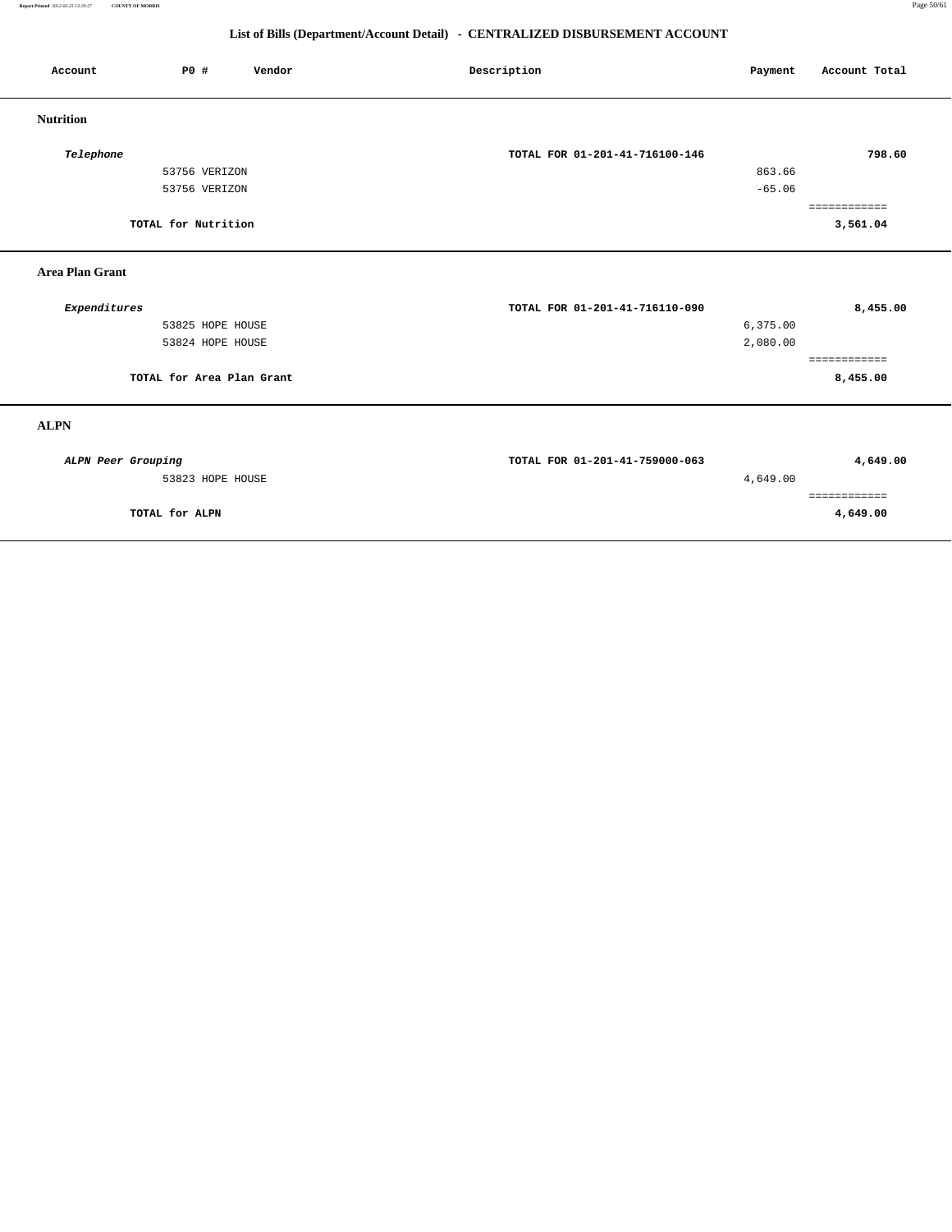## List of Bills (Department/Account Detail) - CENTRALIZED DISBURSEMENT ACCOUNT

| Account | PO # | Vendor | Description | Payment | Account Total |
|---|---|---|---|---|---|

### Nutrition

| Account | PO # | Vendor | Description | Payment | Account Total |
|---|---|---|---|---|---|
| ***Telephone*** | | | **TOTAL FOR 01-201-41-716100-146** | | **798.60** |
| | 53756 | VERIZON | | 863.66 | |
| | 53756 | VERIZON | | -65.06 | |
| | | | | | ============ |
| | **TOTAL for Nutrition** | | | | **3,561.04** |

### Area Plan Grant

| Account | PO # | Vendor | Description | Payment | Account Total |
|---|---|---|---|---|---|
| ***Expenditures*** | | | **TOTAL FOR 01-201-41-716110-090** | | **8,455.00** |
| | 53825 | HOPE HOUSE | | 6,375.00 | |
| | 53824 | HOPE HOUSE | | 2,080.00 | |
| | | | | | ============ |
| | **TOTAL for Area Plan Grant** | | | | **8,455.00** |

### ALPN

| Account | PO # | Vendor | Description | Payment | Account Total |
|---|---|---|---|---|---|
| ***ALPN Peer Grouping*** | | | **TOTAL FOR 01-201-41-759000-063** | | **4,649.00** |
| | 53823 | HOPE HOUSE | | 4,649.00 | |
| | | | | | ============ |
| | **TOTAL for ALPN** | | | | **4,649.00** |